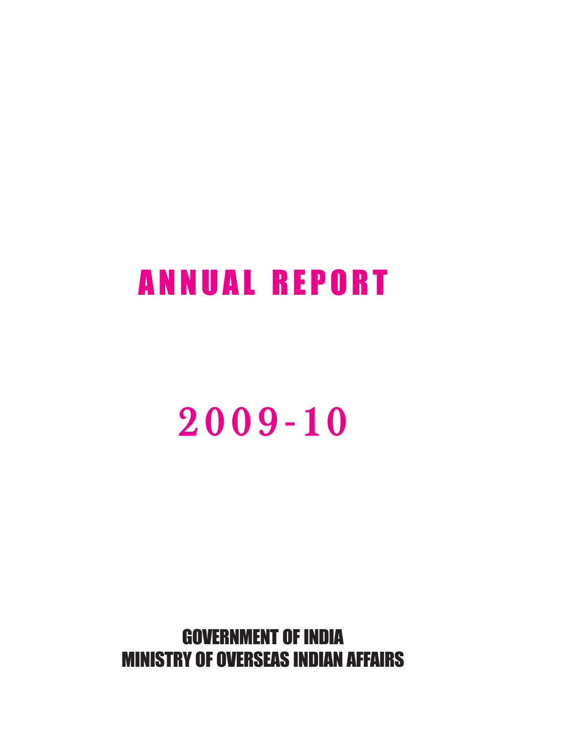# ANNUAL REPORT

# 2009-10

**GOVERNMENT OF INDIA**
**MINISTRY OF OVERSEAS INDIAN AFFAIRS**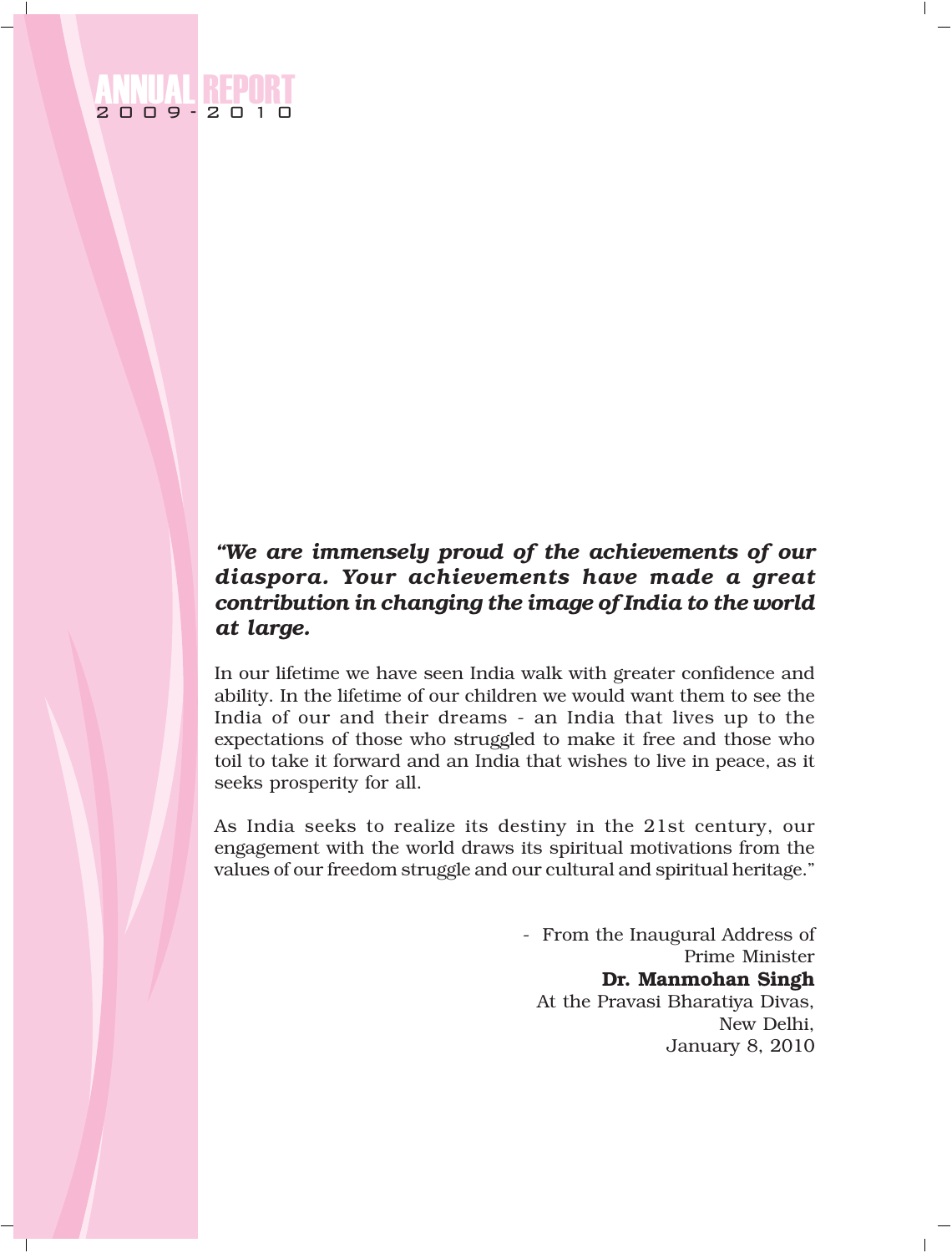*"We are immensely proud of the achievements of our diaspora. Your achievements have made a great contribution in changing the image of India to the world at large.*

In our lifetime we have seen India walk with greater confidence and ability. In the lifetime of our children we would want them to see the India of our and their dreams - an India that lives up to the expectations of those who struggled to make it free and those who toil to take it forward and an India that wishes to live in peace, as it seeks prosperity for all.

As India seeks to realize its destiny in the 21st century, our engagement with the world draws its spiritual motivations from the values of our freedom struggle and our cultural and spiritual heritage."

- From the Inaugural Address of
Prime Minister
**Dr. Manmohan Singh**
At the Pravasi Bharatiya Divas,
New Delhi,
January 8, 2010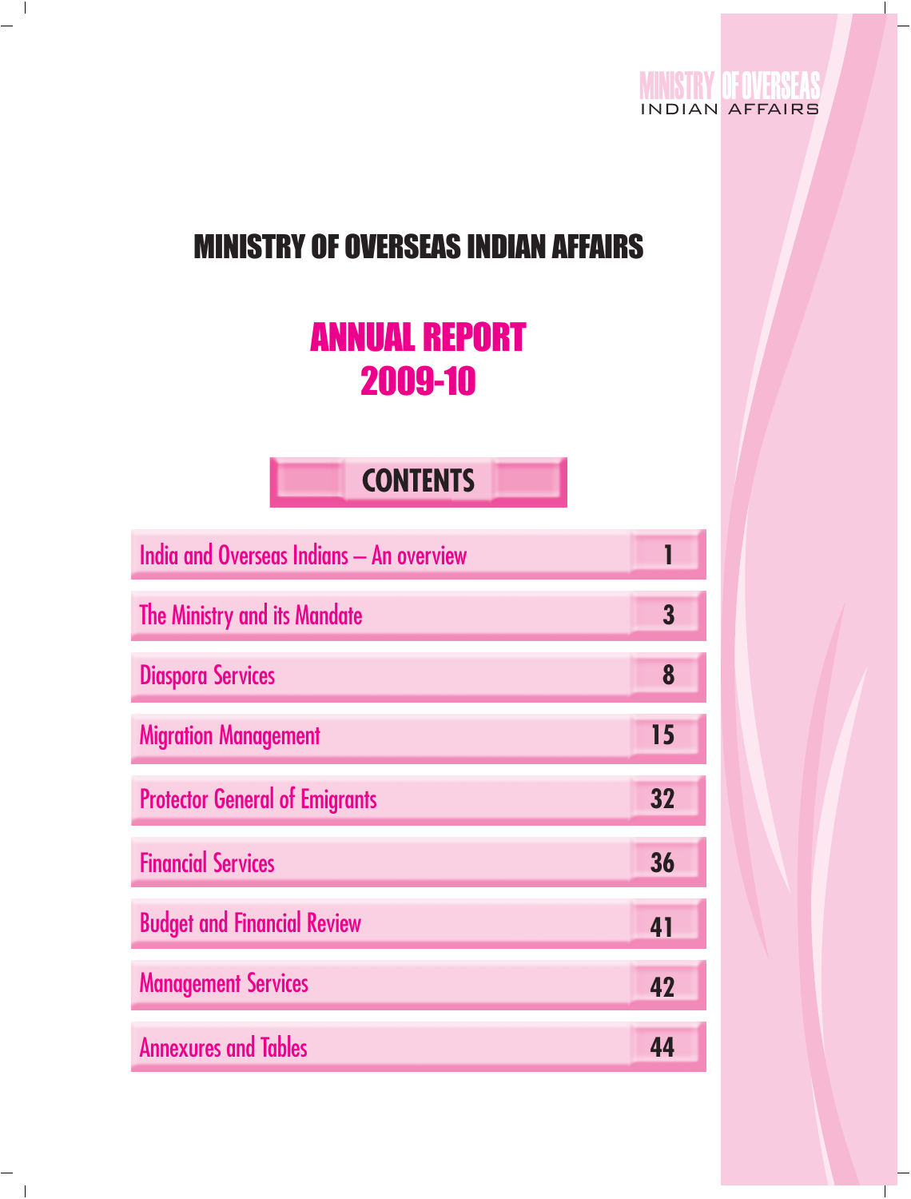# MINISTRY OF OVERSEAS INDIAN AFFAIRS

## ANNUAL REPORT 2009-10

### CONTENTS

| | |
|---|---|
| India and Overseas Indians – An overview | 1 |
| The Ministry and its Mandate | 3 |
| Diaspora Services | 8 |
| Migration Management | 15 |
| Protector General of Emigrants | 32 |
| Financial Services | 36 |
| Budget and Financial Review | 41 |
| Management Services | 42 |
| Annexures and Tables | 44 |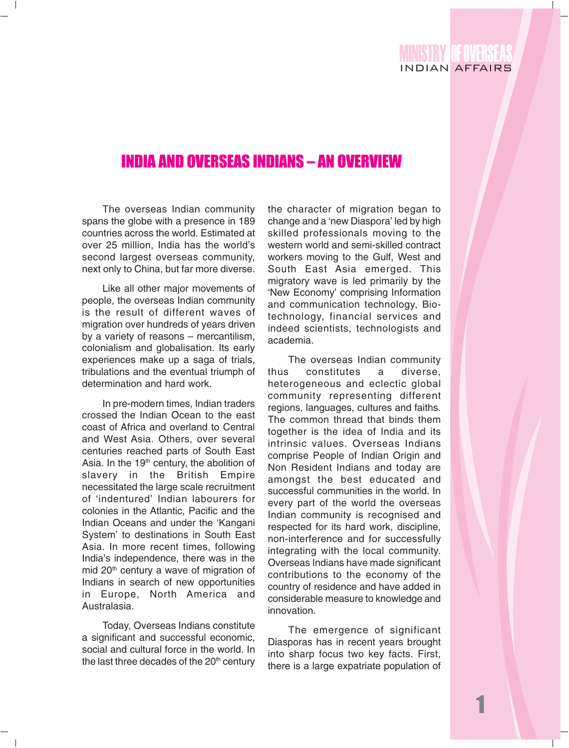# INDIA AND OVERSEAS INDIANS – AN OVERVIEW

The overseas Indian community spans the globe with a presence in 189 countries across the world. Estimated at over 25 million, India has the world's second largest overseas community, next only to China, but far more diverse.

Like all other major movements of people, the overseas Indian community is the result of different waves of migration over hundreds of years driven by a variety of reasons – mercantilism, colonialism and globalisation. Its early experiences make up a saga of trials, tribulations and the eventual triumph of determination and hard work.

In pre-modern times, Indian traders crossed the Indian Ocean to the east coast of Africa and overland to Central and West Asia. Others, over several centuries reached parts of South East Asia. In the 19th century, the abolition of slavery in the British Empire necessitated the large scale recruitment of 'indentured' Indian labourers for colonies in the Atlantic, Pacific and the Indian Oceans and under the 'Kangani System' to destinations in South East Asia. In more recent times, following India's independence, there was in the mid 20th century a wave of migration of Indians in search of new opportunities in Europe, North America and Australasia.

Today, Overseas Indians constitute a significant and successful economic, social and cultural force in the world. In the last three decades of the 20th century the character of migration began to change and a 'new Diaspora' led by high skilled professionals moving to the western world and semi-skilled contract workers moving to the Gulf, West and South East Asia emerged. This migratory wave is led primarily by the 'New Economy' comprising Information and communication technology, Bio-technology, financial services and indeed scientists, technologists and academia.

The overseas Indian community thus constitutes a diverse, heterogeneous and eclectic global community representing different regions, languages, cultures and faiths. The common thread that binds them together is the idea of India and its intrinsic values. Overseas Indians comprise People of Indian Origin and Non Resident Indians and today are amongst the best educated and successful communities in the world. In every part of the world the overseas Indian community is recognised and respected for its hard work, discipline, non-interference and for successfully integrating with the local community. Overseas Indians have made significant contributions to the economy of the country of residence and have added in considerable measure to knowledge and innovation.

The emergence of significant Diasporas has in recent years brought into sharp focus two key facts. First, there is a large expatriate population of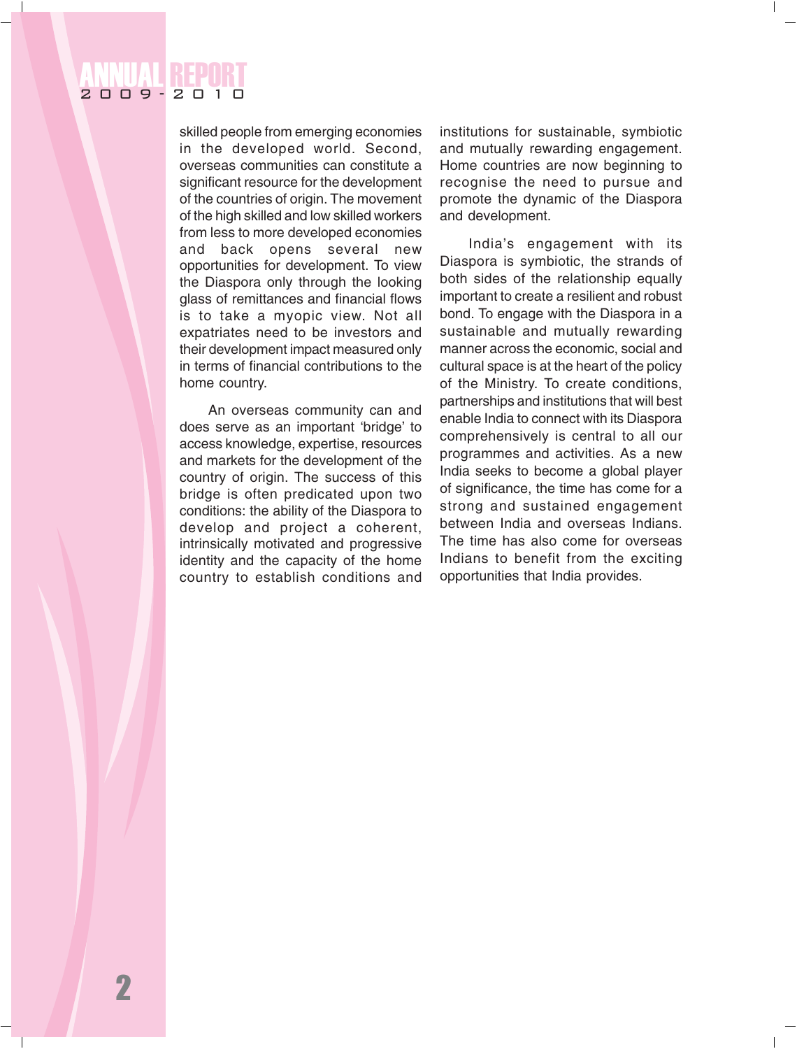skilled people from emerging economies in the developed world. Second, overseas communities can constitute a significant resource for the development of the countries of origin. The movement of the high skilled and low skilled workers from less to more developed economies and back opens several new opportunities for development. To view the Diaspora only through the looking glass of remittances and financial flows is to take a myopic view. Not all expatriates need to be investors and their development impact measured only in terms of financial contributions to the home country.

An overseas community can and does serve as an important 'bridge' to access knowledge, expertise, resources and markets for the development of the country of origin. The success of this bridge is often predicated upon two conditions: the ability of the Diaspora to develop and project a coherent, intrinsically motivated and progressive identity and the capacity of the home country to establish conditions and institutions for sustainable, symbiotic and mutually rewarding engagement. Home countries are now beginning to recognise the need to pursue and promote the dynamic of the Diaspora and development.

India's engagement with its Diaspora is symbiotic, the strands of both sides of the relationship equally important to create a resilient and robust bond. To engage with the Diaspora in a sustainable and mutually rewarding manner across the economic, social and cultural space is at the heart of the policy of the Ministry. To create conditions, partnerships and institutions that will best enable India to connect with its Diaspora comprehensively is central to all our programmes and activities. As a new India seeks to become a global player of significance, the time has come for a strong and sustained engagement between India and overseas Indians. The time has also come for overseas Indians to benefit from the exciting opportunities that India provides.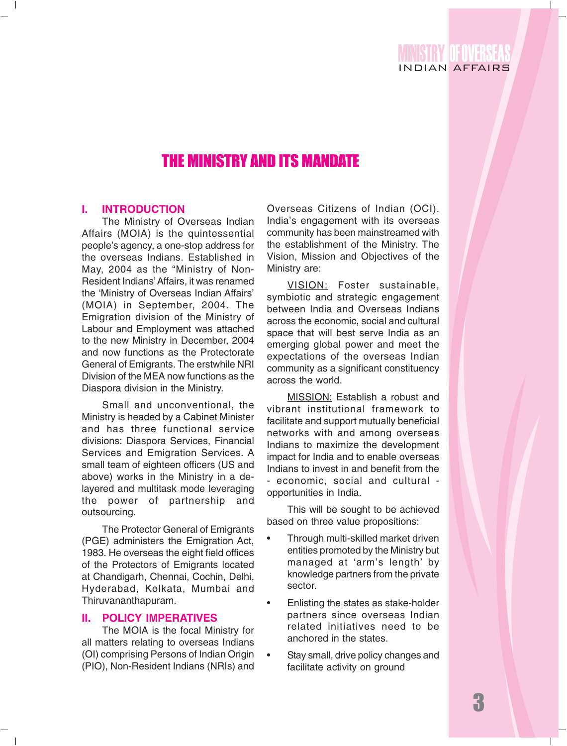# THE MINISTRY AND ITS MANDATE

## I. INTRODUCTION

The Ministry of Overseas Indian Affairs (MOIA) is the quintessential people's agency, a one-stop address for the overseas Indians. Established in May, 2004 as the "Ministry of Non-Resident Indians' Affairs, it was renamed the 'Ministry of Overseas Indian Affairs' (MOIA) in September, 2004. The Emigration division of the Ministry of Labour and Employment was attached to the new Ministry in December, 2004 and now functions as the Protectorate General of Emigrants. The erstwhile NRI Division of the MEA now functions as the Diaspora division in the Ministry.

Small and unconventional, the Ministry is headed by a Cabinet Minister and has three functional service divisions: Diaspora Services, Financial Services and Emigration Services. A small team of eighteen officers (US and above) works in the Ministry in a de-layered and multitask mode leveraging the power of partnership and outsourcing.

The Protector General of Emigrants (PGE) administers the Emigration Act, 1983. He overseas the eight field offices of the Protectors of Emigrants located at Chandigarh, Chennai, Cochin, Delhi, Hyderabad, Kolkata, Mumbai and Thiruvananthapuram.

## II. POLICY IMPERATIVES

The MOIA is the focal Ministry for all matters relating to overseas Indians (OI) comprising Persons of Indian Origin (PIO), Non-Resident Indians (NRIs) and Overseas Citizens of Indian (OCI). India's engagement with its overseas community has been mainstreamed with the establishment of the Ministry. The Vision, Mission and Objectives of the Ministry are:

VISION: Foster sustainable, symbiotic and strategic engagement between India and Overseas Indians across the economic, social and cultural space that will best serve India as an emerging global power and meet the expectations of the overseas Indian community as a significant constituency across the world.

MISSION: Establish a robust and vibrant institutional framework to facilitate and support mutually beneficial networks with and among overseas Indians to maximize the development impact for India and to enable overseas Indians to invest in and benefit from the - economic, social and cultural - opportunities in India.

This will be sought to be achieved based on three value propositions:

- Through multi-skilled market driven entities promoted by the Ministry but managed at 'arm's length' by knowledge partners from the private sector.
- Enlisting the states as stake-holder partners since overseas Indian related initiatives need to be anchored in the states.
- Stay small, drive policy changes and facilitate activity on ground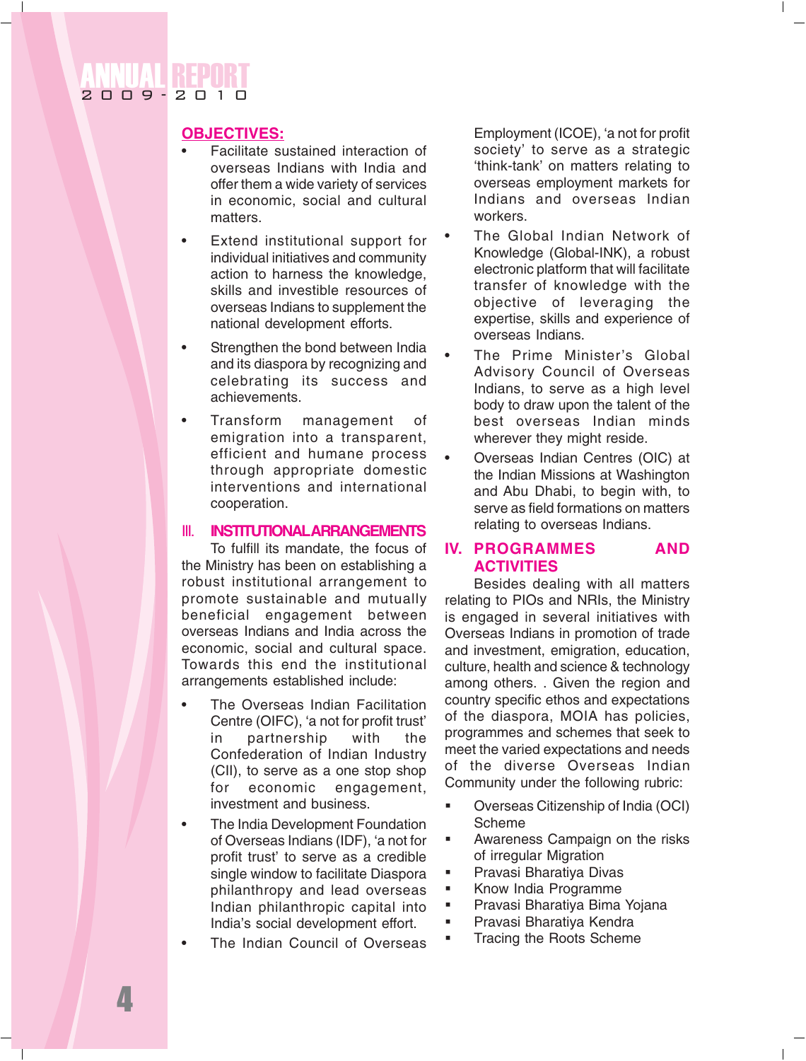## OBJECTIVES:

- Facilitate sustained interaction of overseas Indians with India and offer them a wide variety of services in economic, social and cultural matters.
- Extend institutional support for individual initiatives and community action to harness the knowledge, skills and investible resources of overseas Indians to supplement the national development efforts.
- Strengthen the bond between India and its diaspora by recognizing and celebrating its success and achievements.
- Transform management of emigration into a transparent, efficient and humane process through appropriate domestic interventions and international cooperation.

## III. INSTITUTIONAL ARRANGEMENTS

To fulfill its mandate, the focus of the Ministry has been on establishing a robust institutional arrangement to promote sustainable and mutually beneficial engagement between overseas Indians and India across the economic, social and cultural space. Towards this end the institutional arrangements established include:

- The Overseas Indian Facilitation Centre (OIFC), 'a not for profit trust' in partnership with the Confederation of Indian Industry (CII), to serve as a one stop shop for economic engagement, investment and business.
- The India Development Foundation of Overseas Indians (IDF), 'a not for profit trust' to serve as a credible single window to facilitate Diaspora philanthropy and lead overseas Indian philanthropic capital into India's social development effort.
- The Indian Council of Overseas Employment (ICOE), 'a not for profit society' to serve as a strategic 'think-tank' on matters relating to overseas employment markets for Indians and overseas Indian workers.
- The Global Indian Network of Knowledge (Global-INK), a robust electronic platform that will facilitate transfer of knowledge with the objective of leveraging the expertise, skills and experience of overseas Indians.
- The Prime Minister's Global Advisory Council of Overseas Indians, to serve as a high level body to draw upon the talent of the best overseas Indian minds wherever they might reside.
- Overseas Indian Centres (OIC) at the Indian Missions at Washington and Abu Dhabi, to begin with, to serve as field formations on matters relating to overseas Indians.

## IV. PROGRAMMES AND ACTIVITIES

Besides dealing with all matters relating to PIOs and NRIs, the Ministry is engaged in several initiatives with Overseas Indians in promotion of trade and investment, emigration, education, culture, health and science & technology among others. . Given the region and country specific ethos and expectations of the diaspora, MOIA has policies, programmes and schemes that seek to meet the varied expectations and needs of the diverse Overseas Indian Community under the following rubric:

- Overseas Citizenship of India (OCI) Scheme
- Awareness Campaign on the risks of irregular Migration
- Pravasi Bharatiya Divas
- Know India Programme
- Pravasi Bharatiya Bima Yojana
- Pravasi Bharatiya Kendra
- Tracing the Roots Scheme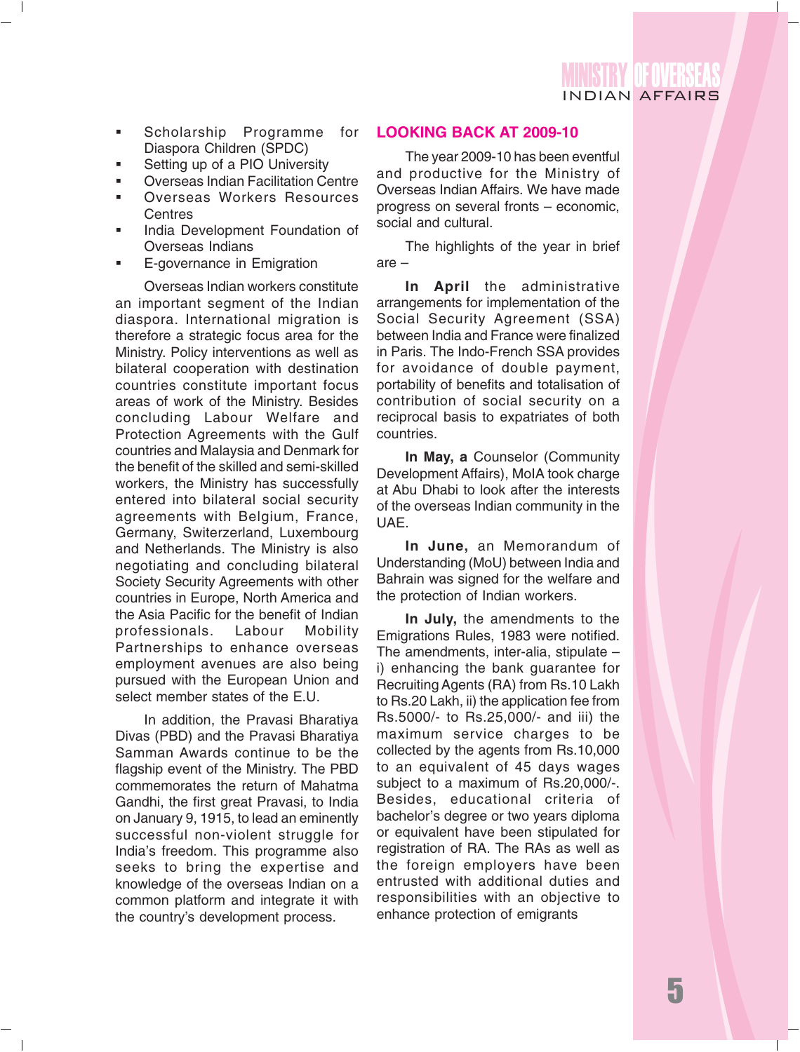- Scholarship Programme for Diaspora Children (SPDC)
- Setting up of a PIO University
- Overseas Indian Facilitation Centre
- Overseas Workers Resources Centres
- India Development Foundation of Overseas Indians
- E-governance in Emigration

Overseas Indian workers constitute an important segment of the Indian diaspora. International migration is therefore a strategic focus area for the Ministry. Policy interventions as well as bilateral cooperation with destination countries constitute important focus areas of work of the Ministry. Besides concluding Labour Welfare and Protection Agreements with the Gulf countries and Malaysia and Denmark for the benefit of the skilled and semi-skilled workers, the Ministry has successfully entered into bilateral social security agreements with Belgium, France, Germany, Switerzerland, Luxembourg and Netherlands. The Ministry is also negotiating and concluding bilateral Society Security Agreements with other countries in Europe, North America and the Asia Pacific for the benefit of Indian professionals. Labour Mobility Partnerships to enhance overseas employment avenues are also being pursued with the European Union and select member states of the E.U.

In addition, the Pravasi Bharatiya Divas (PBD) and the Pravasi Bharatiya Samman Awards continue to be the flagship event of the Ministry. The PBD commemorates the return of Mahatma Gandhi, the first great Pravasi, to India on January 9, 1915, to lead an eminently successful non-violent struggle for India's freedom. This programme also seeks to bring the expertise and knowledge of the overseas Indian on a common platform and integrate it with the country's development process.

## LOOKING BACK AT 2009-10

The year 2009-10 has been eventful and productive for the Ministry of Overseas Indian Affairs. We have made progress on several fronts – economic, social and cultural.

The highlights of the year in brief are –

**In April** the administrative arrangements for implementation of the Social Security Agreement (SSA) between India and France were finalized in Paris. The Indo-French SSA provides for avoidance of double payment, portability of benefits and totalisation of contribution of social security on a reciprocal basis to expatriates of both countries.

**In May, a** Counselor (Community Development Affairs), MoIA took charge at Abu Dhabi to look after the interests of the overseas Indian community in the UAE.

**In June,** an Memorandum of Understanding (MoU) between India and Bahrain was signed for the welfare and the protection of Indian workers.

**In July,** the amendments to the Emigrations Rules, 1983 were notified. The amendments, inter-alia, stipulate – i) enhancing the bank guarantee for Recruiting Agents (RA) from Rs.10 Lakh to Rs.20 Lakh, ii) the application fee from Rs.5000/- to Rs.25,000/- and iii) the maximum service charges to be collected by the agents from Rs.10,000 to an equivalent of 45 days wages subject to a maximum of Rs.20,000/-. Besides, educational criteria of bachelor's degree or two years diploma or equivalent have been stipulated for registration of RA. The RAs as well as the foreign employers have been entrusted with additional duties and responsibilities with an objective to enhance protection of emigrants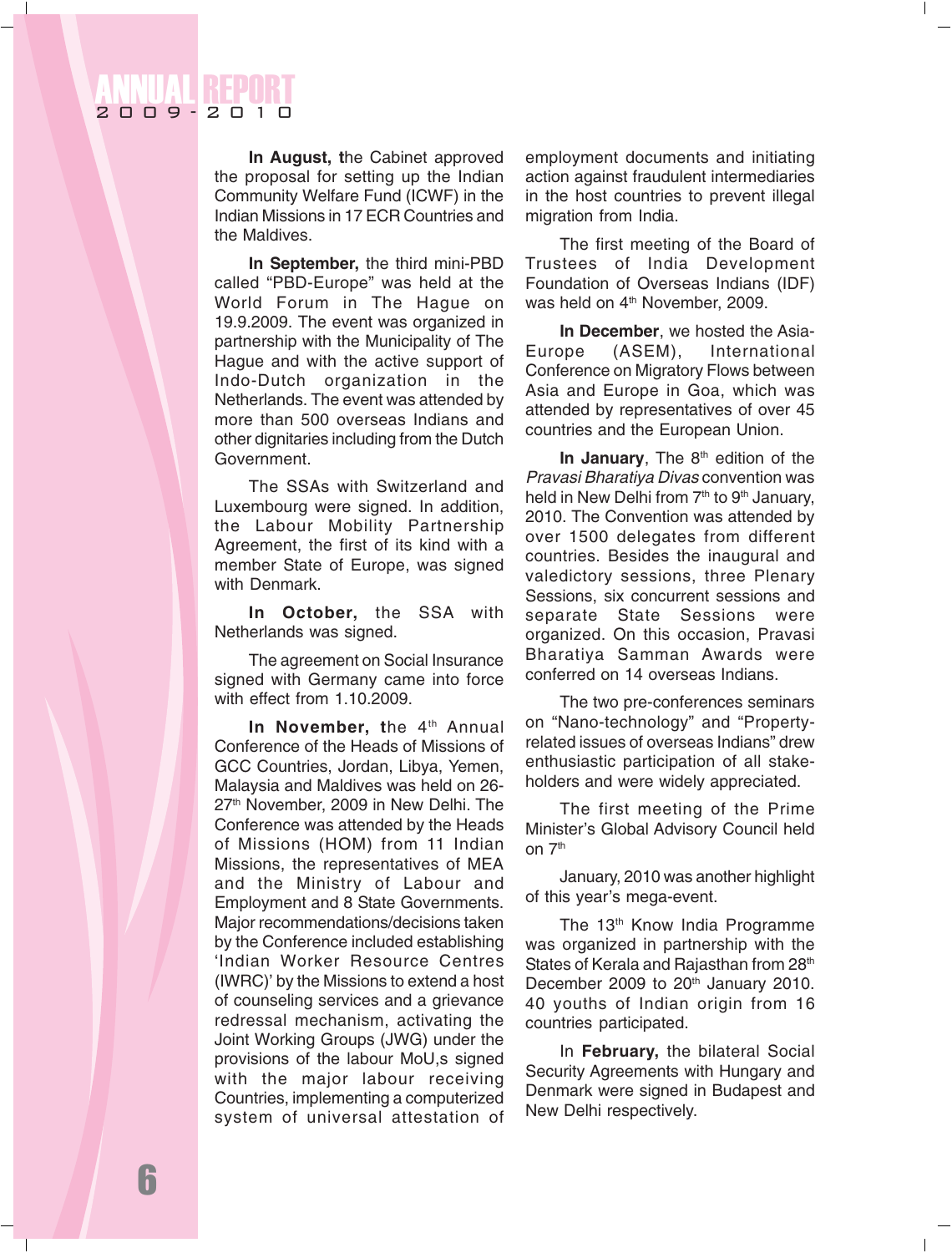**In August, t**he Cabinet approved the proposal for setting up the Indian Community Welfare Fund (ICWF) in the Indian Missions in 17 ECR Countries and the Maldives.

**In September,** the third mini-PBD called "PBD-Europe" was held at the World Forum in The Hague on 19.9.2009. The event was organized in partnership with the Municipality of The Hague and with the active support of Indo-Dutch organization in the Netherlands. The event was attended by more than 500 overseas Indians and other dignitaries including from the Dutch Government.

The SSAs with Switzerland and Luxembourg were signed. In addition, the Labour Mobility Partnership Agreement, the first of its kind with a member State of Europe, was signed with Denmark.

**In October,** the SSA with Netherlands was signed.

The agreement on Social Insurance signed with Germany came into force with effect from 1.10.2009.

**In November, t**he 4th Annual Conference of the Heads of Missions of GCC Countries, Jordan, Libya, Yemen, Malaysia and Maldives was held on 26-27th November, 2009 in New Delhi. The Conference was attended by the Heads of Missions (HOM) from 11 Indian Missions, the representatives of MEA and the Ministry of Labour and Employment and 8 State Governments. Major recommendations/decisions taken by the Conference included establishing 'Indian Worker Resource Centres (IWRC)' by the Missions to extend a host of counseling services and a grievance redressal mechanism, activating the Joint Working Groups (JWG) under the provisions of the labour MoU,s signed with the major labour receiving Countries, implementing a computerized system of universal attestation of employment documents and initiating action against fraudulent intermediaries in the host countries to prevent illegal migration from India.

The first meeting of the Board of Trustees of India Development Foundation of Overseas Indians (IDF) was held on 4th November, 2009.

**In December**, we hosted the Asia-Europe (ASEM), International Conference on Migratory Flows between Asia and Europe in Goa, which was attended by representatives of over 45 countries and the European Union.

**In January**, The 8th edition of the *Pravasi Bharatiya Divas* convention was held in New Delhi from 7th to 9th January, 2010. The Convention was attended by over 1500 delegates from different countries. Besides the inaugural and valedictory sessions, three Plenary Sessions, six concurrent sessions and separate State Sessions were organized. On this occasion, Pravasi Bharatiya Samman Awards were conferred on 14 overseas Indians.

The two pre-conferences seminars on "Nano-technology" and "Property-related issues of overseas Indians" drew enthusiastic participation of all stake-holders and were widely appreciated.

The first meeting of the Prime Minister's Global Advisory Council held on 7th

January, 2010 was another highlight of this year's mega-event.

The 13th Know India Programme was organized in partnership with the States of Kerala and Rajasthan from 28th December 2009 to 20th January 2010. 40 youths of Indian origin from 16 countries participated.

In **February,** the bilateral Social Security Agreements with Hungary and Denmark were signed in Budapest and New Delhi respectively.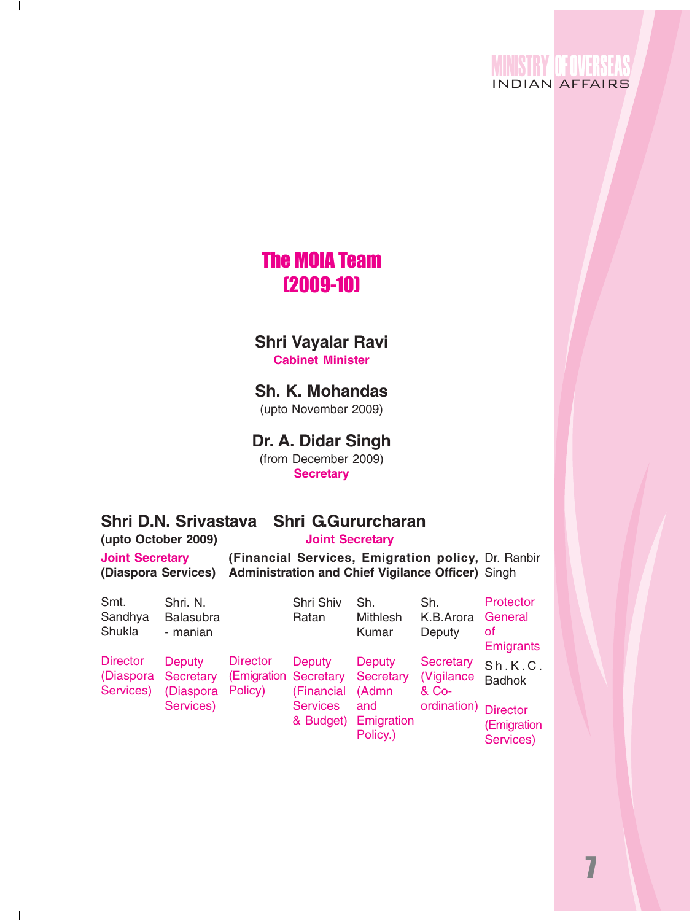# The MOIA Team (2009-10)

**Shri Vayalar Ravi**
**Cabinet Minister**

**Sh. K. Mohandas**
(upto November 2009)

**Dr. A. Didar Singh**
(from December 2009)
**Secretary**

**Shri D.N. Srivastava**
**(upto October 2009)**
**Joint Secretary**
**(Diaspora Services)**

**Shri G.Gururcharan**
**Joint Secretary**
**(Financial Services, Emigration policy, Administration and Chief Vigilance Officer)**

Dr. Ranbir Singh
Protector General of Emigrants

Smt. Sandhya Shukla
Director (Diaspora Services)

Shri. N. Balasubra - manian
Deputy Secretary (Diaspora Services)

Director (Emigration Policy)

Shri Shiv Ratan
Deputy Secretary (Financial Services & Budget)

Sh. Mithlesh Kumar
Deputy Secretary (Admn and Emigration Policy.)

Sh. K.B.Arora
Deputy Secretary (Vigilance & Co-ordination)

Sh.K.C. Badhok
Director (Emigration Services)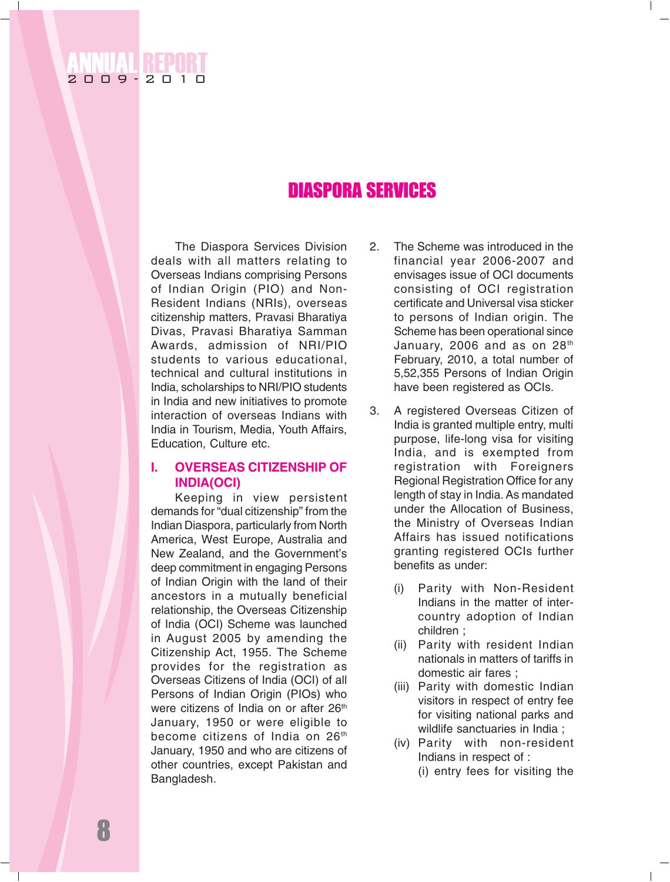# DIASPORA SERVICES

The Diaspora Services Division deals with all matters relating to Overseas Indians comprising Persons of Indian Origin (PIO) and Non-Resident Indians (NRIs), overseas citizenship matters, Pravasi Bharatiya Divas, Pravasi Bharatiya Samman Awards, admission of NRI/PIO students to various educational, technical and cultural institutions in India, scholarships to NRI/PIO students in India and new initiatives to promote interaction of overseas Indians with India in Tourism, Media, Youth Affairs, Education, Culture etc.

## I. OVERSEAS CITIZENSHIP OF INDIA(OCI)

Keeping in view persistent demands for "dual citizenship" from the Indian Diaspora, particularly from North America, West Europe, Australia and New Zealand, and the Government's deep commitment in engaging Persons of Indian Origin with the land of their ancestors in a mutually beneficial relationship, the Overseas Citizenship of India (OCI) Scheme was launched in August 2005 by amending the Citizenship Act, 1955. The Scheme provides for the registration as Overseas Citizens of India (OCI) of all Persons of Indian Origin (PIOs) who were citizens of India on or after 26th January, 1950 or were eligible to become citizens of India on 26th January, 1950 and who are citizens of other countries, except Pakistan and Bangladesh.

2. The Scheme was introduced in the financial year 2006-2007 and envisages issue of OCI documents consisting of OCI registration certificate and Universal visa sticker to persons of Indian origin. The Scheme has been operational since January, 2006 and as on 28th February, 2010, a total number of 5,52,355 Persons of Indian Origin have been registered as OCIs.

3. A registered Overseas Citizen of India is granted multiple entry, multi purpose, life-long visa for visiting India, and is exempted from registration with Foreigners Regional Registration Office for any length of stay in India. As mandated under the Allocation of Business, the Ministry of Overseas Indian Affairs has issued notifications granting registered OCIs further benefits as under:

   (i) Parity with Non-Resident Indians in the matter of inter-country adoption of Indian children ;

   (ii) Parity with resident Indian nationals in matters of tariffs in domestic air fares ;

   (iii) Parity with domestic Indian visitors in respect of entry fee for visiting national parks and wildlife sanctuaries in India ;

   (iv) Parity with non-resident Indians in respect of :

   (i) entry fees for visiting the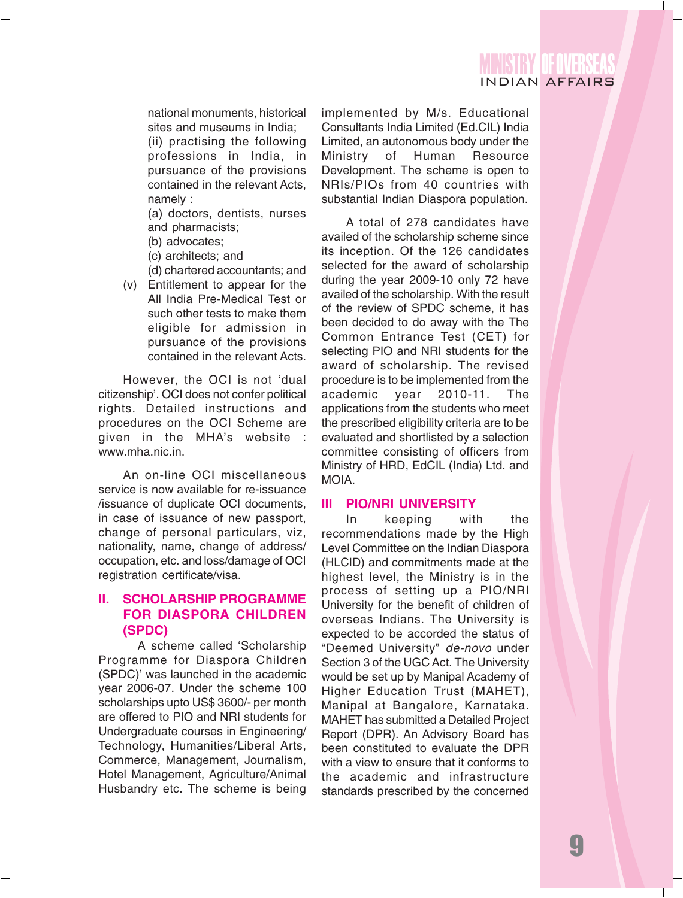national monuments, historical sites and museums in India;

(ii) practising the following professions in India, in pursuance of the provisions contained in the relevant Acts, namely :

(a) doctors, dentists, nurses and pharmacists;

(b) advocates;

(c) architects; and

(d) chartered accountants; and

(v) Entitlement to appear for the All India Pre-Medical Test or such other tests to make them eligible for admission in pursuance of the provisions contained in the relevant Acts.

However, the OCI is not 'dual citizenship'. OCI does not confer political rights. Detailed instructions and procedures on the OCI Scheme are given in the MHA's website : www.mha.nic.in.

An on-line OCI miscellaneous service is now available for re-issuance /issuance of duplicate OCI documents, in case of issuance of new passport, change of personal particulars, viz, nationality, name, change of address/ occupation, etc. and loss/damage of OCI registration certificate/visa.

## II. SCHOLARSHIP PROGRAMME FOR DIASPORA CHILDREN (SPDC)

A scheme called 'Scholarship Programme for Diaspora Children (SPDC)' was launched in the academic year 2006-07. Under the scheme 100 scholarships upto US$ 3600/- per month are offered to PIO and NRI students for Undergraduate courses in Engineering/ Technology, Humanities/Liberal Arts, Commerce, Management, Journalism, Hotel Management, Agriculture/Animal Husbandry etc. The scheme is being implemented by M/s. Educational Consultants India Limited (Ed.CIL) India Limited, an autonomous body under the Ministry of Human Resource Development. The scheme is open to NRIs/PIOs from 40 countries with substantial Indian Diaspora population.

A total of 278 candidates have availed of the scholarship scheme since its inception. Of the 126 candidates selected for the award of scholarship during the year 2009-10 only 72 have availed of the scholarship. With the result of the review of SPDC scheme, it has been decided to do away with the The Common Entrance Test (CET) for selecting PIO and NRI students for the award of scholarship. The revised procedure is to be implemented from the academic year 2010-11. The applications from the students who meet the prescribed eligibility criteria are to be evaluated and shortlisted by a selection committee consisting of officers from Ministry of HRD, EdCIL (India) Ltd. and MOIA.

## III PIO/NRI UNIVERSITY

In keeping with the recommendations made by the High Level Committee on the Indian Diaspora (HLCID) and commitments made at the highest level, the Ministry is in the process of setting up a PIO/NRI University for the benefit of children of overseas Indians. The University is expected to be accorded the status of "Deemed University" *de-novo* under Section 3 of the UGC Act. The University would be set up by Manipal Academy of Higher Education Trust (MAHET), Manipal at Bangalore, Karnataka. MAHET has submitted a Detailed Project Report (DPR). An Advisory Board has been constituted to evaluate the DPR with a view to ensure that it conforms to the academic and infrastructure standards prescribed by the concerned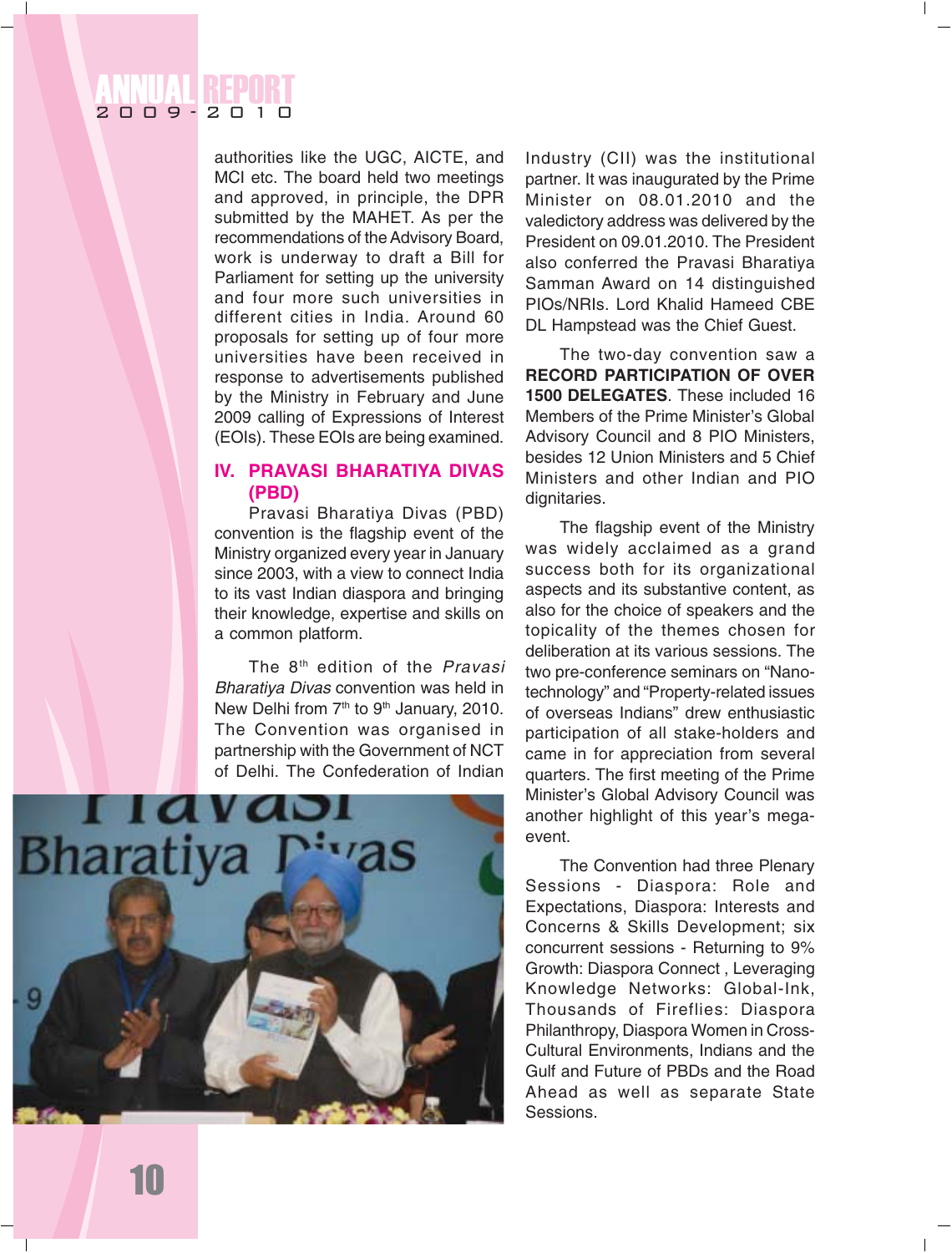authorities like the UGC, AICTE, and MCI etc. The board held two meetings and approved, in principle, the DPR submitted by the MAHET. As per the recommendations of the Advisory Board, work is underway to draft a Bill for Parliament for setting up the university and four more such universities in different cities in India. Around 60 proposals for setting up of four more universities have been received in response to advertisements published by the Ministry in February and June 2009 calling of Expressions of Interest (EOIs). These EOIs are being examined.

## IV. PRAVASI BHARATIYA DIVAS (PBD)

Pravasi Bharatiya Divas (PBD) convention is the flagship event of the Ministry organized every year in January since 2003, with a view to connect India to its vast Indian diaspora and bringing their knowledge, expertise and skills on a common platform.

The 8th edition of the *Pravasi Bharatiya Divas* convention was held in New Delhi from 7th to 9th January, 2010. The Convention was organised in partnership with the Government of NCT of Delhi. The Confederation of Indian Industry (CII) was the institutional partner. It was inaugurated by the Prime Minister on 08.01.2010 and the valedictory address was delivered by the President on 09.01.2010. The President also conferred the Pravasi Bharatiya Samman Award on 14 distinguished PIOs/NRIs. Lord Khalid Hameed CBE DL Hampstead was the Chief Guest.

The two-day convention saw a **RECORD PARTICIPATION OF OVER 1500 DELEGATES**. These included 16 Members of the Prime Minister's Global Advisory Council and 8 PIO Ministers, besides 12 Union Ministers and 5 Chief Ministers and other Indian and PIO dignitaries.

The flagship event of the Ministry was widely acclaimed as a grand success both for its organizational aspects and its substantive content, as also for the choice of speakers and the topicality of the themes chosen for deliberation at its various sessions. The two pre-conference seminars on "Nano-technology" and "Property-related issues of overseas Indians" drew enthusiastic participation of all stake-holders and came in for appreciation from several quarters. The first meeting of the Prime Minister's Global Advisory Council was another highlight of this year's mega-event.

The Convention had three Plenary Sessions - Diaspora: Role and Expectations, Diaspora: Interests and Concerns & Skills Development; six concurrent sessions - Returning to 9% Growth: Diaspora Connect , Leveraging Knowledge Networks: Global-Ink, Thousands of Fireflies: Diaspora Philanthropy, Diaspora Women in Cross-Cultural Environments, Indians and the Gulf and Future of PBDs and the Road Ahead as well as separate State Sessions.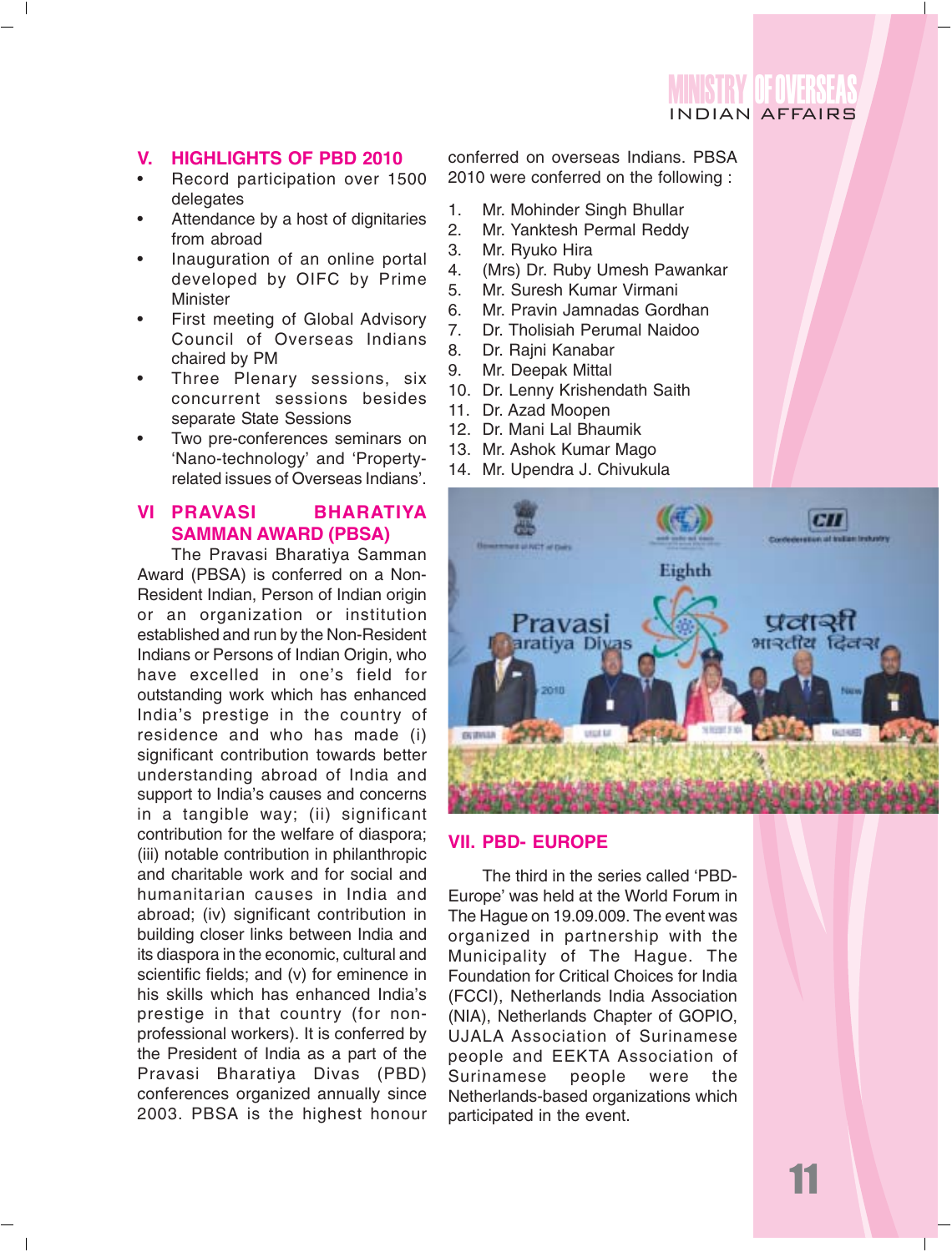## V. HIGHLIGHTS OF PBD 2010

- Record participation over 1500 delegates
- Attendance by a host of dignitaries from abroad
- Inauguration of an online portal developed by OIFC by Prime Minister
- First meeting of Global Advisory Council of Overseas Indians chaired by PM
- Three Plenary sessions, six concurrent sessions besides separate State Sessions
- Two pre-conferences seminars on 'Nano-technology' and 'Property-related issues of Overseas Indians'.

## VI PRAVASI BHARATIYA SAMMAN AWARD (PBSA)

The Pravasi Bharatiya Samman Award (PBSA) is conferred on a Non-Resident Indian, Person of Indian origin or an organization or institution established and run by the Non-Resident Indians or Persons of Indian Origin, who have excelled in one's field for outstanding work which has enhanced India's prestige in the country of residence and who has made (i) significant contribution towards better understanding abroad of India and support to India's causes and concerns in a tangible way; (ii) significant contribution for the welfare of diaspora; (iii) notable contribution in philanthropic and charitable work and for social and humanitarian causes in India and abroad; (iv) significant contribution in building closer links between India and its diaspora in the economic, cultural and scientific fields; and (v) for eminence in his skills which has enhanced India's prestige in that country (for non-professional workers). It is conferred by the President of India as a part of the Pravasi Bharatiya Divas (PBD) conferences organized annually since 2003. PBSA is the highest honour conferred on overseas Indians. PBSA 2010 were conferred on the following :

1. Mr. Mohinder Singh Bhullar
2. Mr. Yanktesh Permal Reddy
3. Mr. Ryuko Hira
4. (Mrs) Dr. Ruby Umesh Pawankar
5. Mr. Suresh Kumar Virmani
6. Mr. Pravin Jamnadas Gordhan
7. Dr. Tholisiah Perumal Naidoo
8. Dr. Rajni Kanabar
9. Mr. Deepak Mittal
10. Dr. Lenny Krishendath Saith
11. Dr. Azad Moopen
12. Dr. Mani Lal Bhaumik
13. Mr. Ashok Kumar Mago
14. Mr. Upendra J. Chivukula

## VII. PBD- EUROPE

The third in the series called 'PBD-Europe' was held at the World Forum in The Hague on 19.09.009. The event was organized in partnership with the Municipality of The Hague. The Foundation for Critical Choices for India (FCCI), Netherlands India Association (NIA), Netherlands Chapter of GOPIO, UJALA Association of Surinamese people and EEKTA Association of Surinamese people were the Netherlands-based organizations which participated in the event.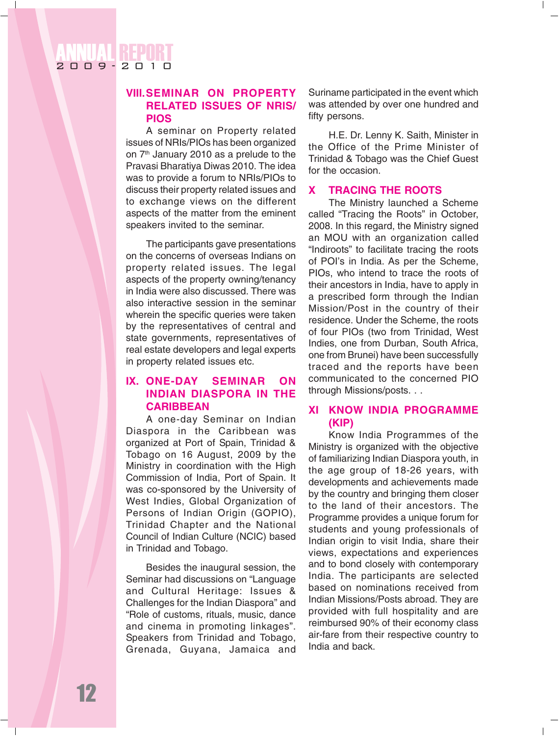## VIII. SEMINAR ON PROPERTY RELATED ISSUES OF NRIS/ PIOS

A seminar on Property related issues of NRIs/PIOs has been organized on 7th January 2010 as a prelude to the Pravasi Bharatiya Diwas 2010. The idea was to provide a forum to NRIs/PIOs to discuss their property related issues and to exchange views on the different aspects of the matter from the eminent speakers invited to the seminar.

The participants gave presentations on the concerns of overseas Indians on property related issues. The legal aspects of the property owning/tenancy in India were also discussed. There was also interactive session in the seminar wherein the specific queries were taken by the representatives of central and state governments, representatives of real estate developers and legal experts in property related issues etc.

## IX. ONE-DAY SEMINAR ON INDIAN DIASPORA IN THE CARIBBEAN

A one-day Seminar on Indian Diaspora in the Caribbean was organized at Port of Spain, Trinidad & Tobago on 16 August, 2009 by the Ministry in coordination with the High Commission of India, Port of Spain. It was co-sponsored by the University of West Indies, Global Organization of Persons of Indian Origin (GOPIO), Trinidad Chapter and the National Council of Indian Culture (NCIC) based in Trinidad and Tobago.

Besides the inaugural session, the Seminar had discussions on "Language and Cultural Heritage: Issues & Challenges for the Indian Diaspora" and "Role of customs, rituals, music, dance and cinema in promoting linkages". Speakers from Trinidad and Tobago, Grenada, Guyana, Jamaica and Suriname participated in the event which was attended by over one hundred and fifty persons.

H.E. Dr. Lenny K. Saith, Minister in the Office of the Prime Minister of Trinidad & Tobago was the Chief Guest for the occasion.

## X TRACING THE ROOTS

The Ministry launched a Scheme called "Tracing the Roots" in October, 2008. In this regard, the Ministry signed an MOU with an organization called "Indiroots" to facilitate tracing the roots of POI's in India. As per the Scheme, PIOs, who intend to trace the roots of their ancestors in India, have to apply in a prescribed form through the Indian Mission/Post in the country of their residence. Under the Scheme, the roots of four PIOs (two from Trinidad, West Indies, one from Durban, South Africa, one from Brunei) have been successfully traced and the reports have been communicated to the concerned PIO through Missions/posts. . .

## XI KNOW INDIA PROGRAMME (KIP)

Know India Programmes of the Ministry is organized with the objective of familiarizing Indian Diaspora youth, in the age group of 18-26 years, with developments and achievements made by the country and bringing them closer to the land of their ancestors. The Programme provides a unique forum for students and young professionals of Indian origin to visit India, share their views, expectations and experiences and to bond closely with contemporary India. The participants are selected based on nominations received from Indian Missions/Posts abroad. They are provided with full hospitality and are reimbursed 90% of their economy class air-fare from their respective country to India and back.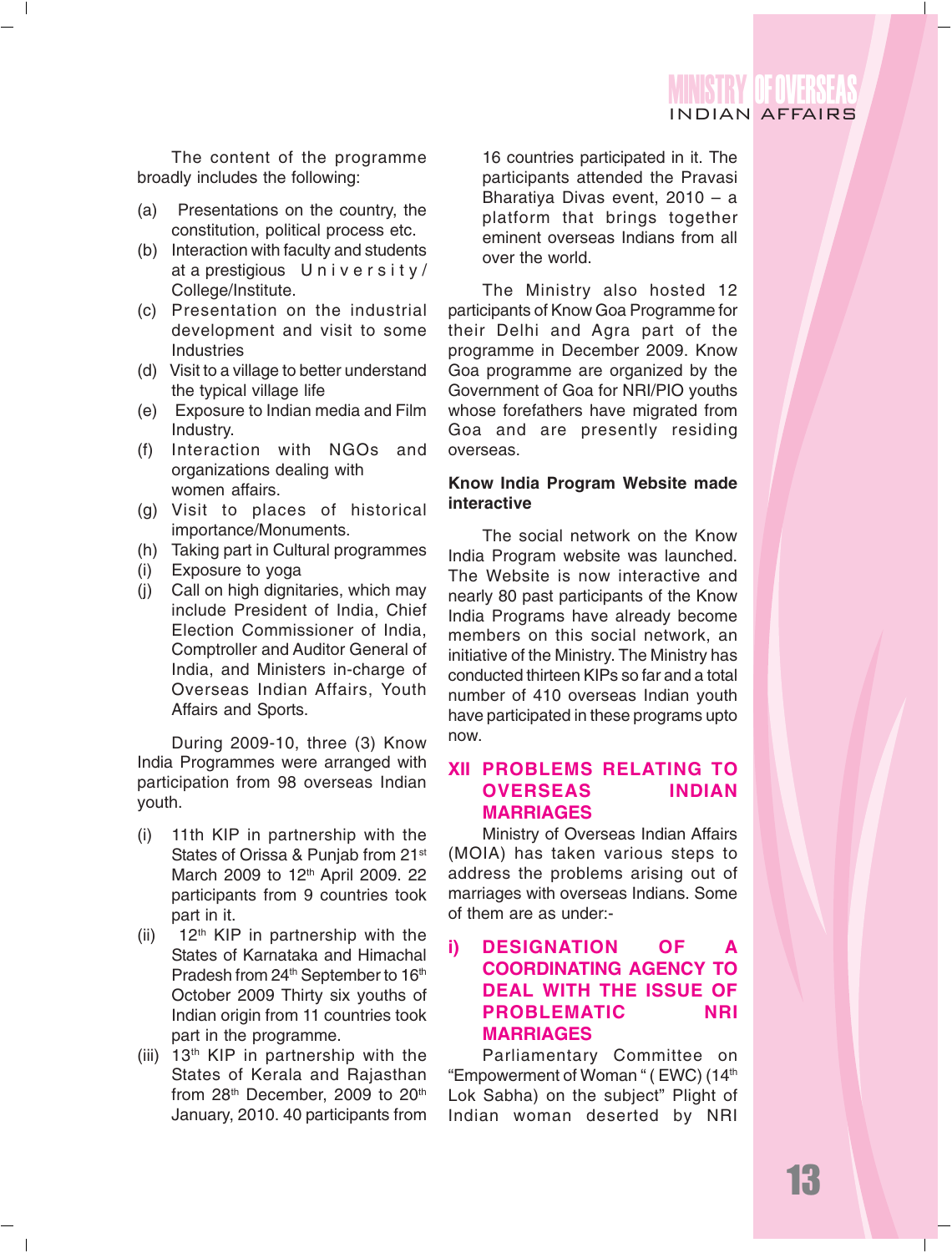The content of the programme broadly includes the following:

(a) Presentations on the country, the constitution, political process etc.
(b) Interaction with faculty and students at a prestigious University/College/Institute.
(c) Presentation on the industrial development and visit to some Industries
(d) Visit to a village to better understand the typical village life
(e) Exposure to Indian media and Film Industry.
(f) Interaction with NGOs and organizations dealing with women affairs.
(g) Visit to places of historical importance/Monuments.
(h) Taking part in Cultural programmes
(i) Exposure to yoga
(j) Call on high dignitaries, which may include President of India, Chief Election Commissioner of India, Comptroller and Auditor General of India, and Ministers in-charge of Overseas Indian Affairs, Youth Affairs and Sports.

During 2009-10, three (3) Know India Programmes were arranged with participation from 98 overseas Indian youth.

(i) 11th KIP in partnership with the States of Orissa & Punjab from 21st March 2009 to 12th April 2009. 22 participants from 9 countries took part in it.
(ii) 12th KIP in partnership with the States of Karnataka and Himachal Pradesh from 24th September to 16th October 2009 Thirty six youths of Indian origin from 11 countries took part in the programme.
(iii) 13th KIP in partnership with the States of Kerala and Rajasthan from 28th December, 2009 to 20th January, 2010. 40 participants from 16 countries participated in it. The participants attended the Pravasi Bharatiya Divas event, 2010 – a platform that brings together eminent overseas Indians from all over the world.

The Ministry also hosted 12 participants of Know Goa Programme for their Delhi and Agra part of the programme in December 2009. Know Goa programme are organized by the Government of Goa for NRI/PIO youths whose forefathers have migrated from Goa and are presently residing overseas.

**Know India Program Website made interactive**

The social network on the Know India Program website was launched. The Website is now interactive and nearly 80 past participants of the Know India Programs have already become members on this social network, an initiative of the Ministry. The Ministry has conducted thirteen KIPs so far and a total number of 410 overseas Indian youth have participated in these programs upto now.

## XII PROBLEMS RELATING TO OVERSEAS INDIAN MARRIAGES

Ministry of Overseas Indian Affairs (MOIA) has taken various steps to address the problems arising out of marriages with overseas Indians. Some of them are as under:-

### i) DESIGNATION OF A COORDINATING AGENCY TO DEAL WITH THE ISSUE OF PROBLEMATIC NRI MARRIAGES

Parliamentary Committee on "Empowerment of Woman " ( EWC) (14th Lok Sabha) on the subject" Plight of Indian woman deserted by NRI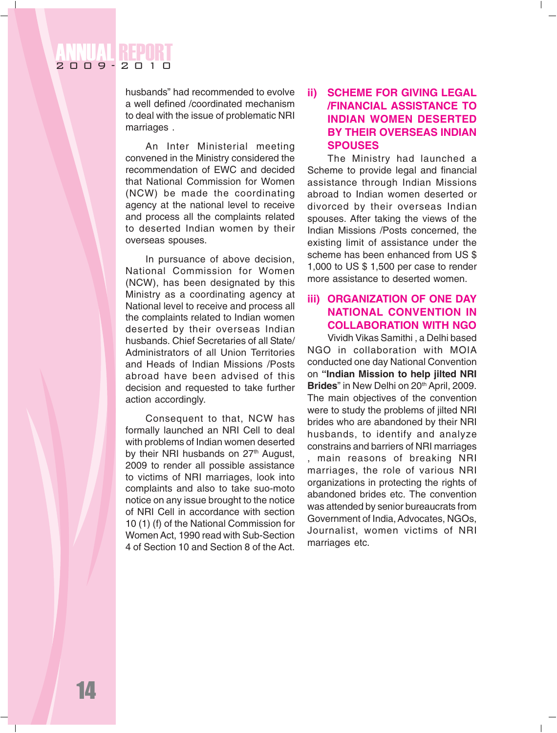husbands" had recommended to evolve a well defined /coordinated mechanism to deal with the issue of problematic NRI marriages .

An Inter Ministerial meeting convened in the Ministry considered the recommendation of EWC and decided that National Commission for Women (NCW) be made the coordinating agency at the national level to receive and process all the complaints related to deserted Indian women by their overseas spouses.

In pursuance of above decision, National Commission for Women (NCW), has been designated by this Ministry as a coordinating agency at National level to receive and process all the complaints related to Indian women deserted by their overseas Indian husbands. Chief Secretaries of all State/ Administrators of all Union Territories and Heads of Indian Missions /Posts abroad have been advised of this decision and requested to take further action accordingly.

Consequent to that, NCW has formally launched an NRI Cell to deal with problems of Indian women deserted by their NRI husbands on 27th August, 2009 to render all possible assistance to victims of NRI marriages, look into complaints and also to take suo-moto notice on any issue brought to the notice of NRI Cell in accordance with section 10 (1) (f) of the National Commission for Women Act, 1990 read with Sub-Section 4 of Section 10 and Section 8 of the Act.

## ii) SCHEME FOR GIVING LEGAL /FINANCIAL ASSISTANCE TO INDIAN WOMEN DESERTED BY THEIR OVERSEAS INDIAN SPOUSES

The Ministry had launched a Scheme to provide legal and financial assistance through Indian Missions abroad to Indian women deserted or divorced by their overseas Indian spouses. After taking the views of the Indian Missions /Posts concerned, the existing limit of assistance under the scheme has been enhanced from US $ 1,000 to US $ 1,500 per case to render more assistance to deserted women.

## iii) ORGANIZATION OF ONE DAY NATIONAL CONVENTION IN COLLABORATION WITH NGO

Vividh Vikas Samithi , a Delhi based NGO in collaboration with MOIA conducted one day National Convention on **"Indian Mission to help jilted NRI Brides**" in New Delhi on 20th April, 2009. The main objectives of the convention were to study the problems of jilted NRI brides who are abandoned by their NRI husbands, to identify and analyze constrains and barriers of NRI marriages , main reasons of breaking NRI marriages, the role of various NRI organizations in protecting the rights of abandoned brides etc. The convention was attended by senior bureaucrats from Government of India, Advocates, NGOs, Journalist, women victims of NRI marriages etc.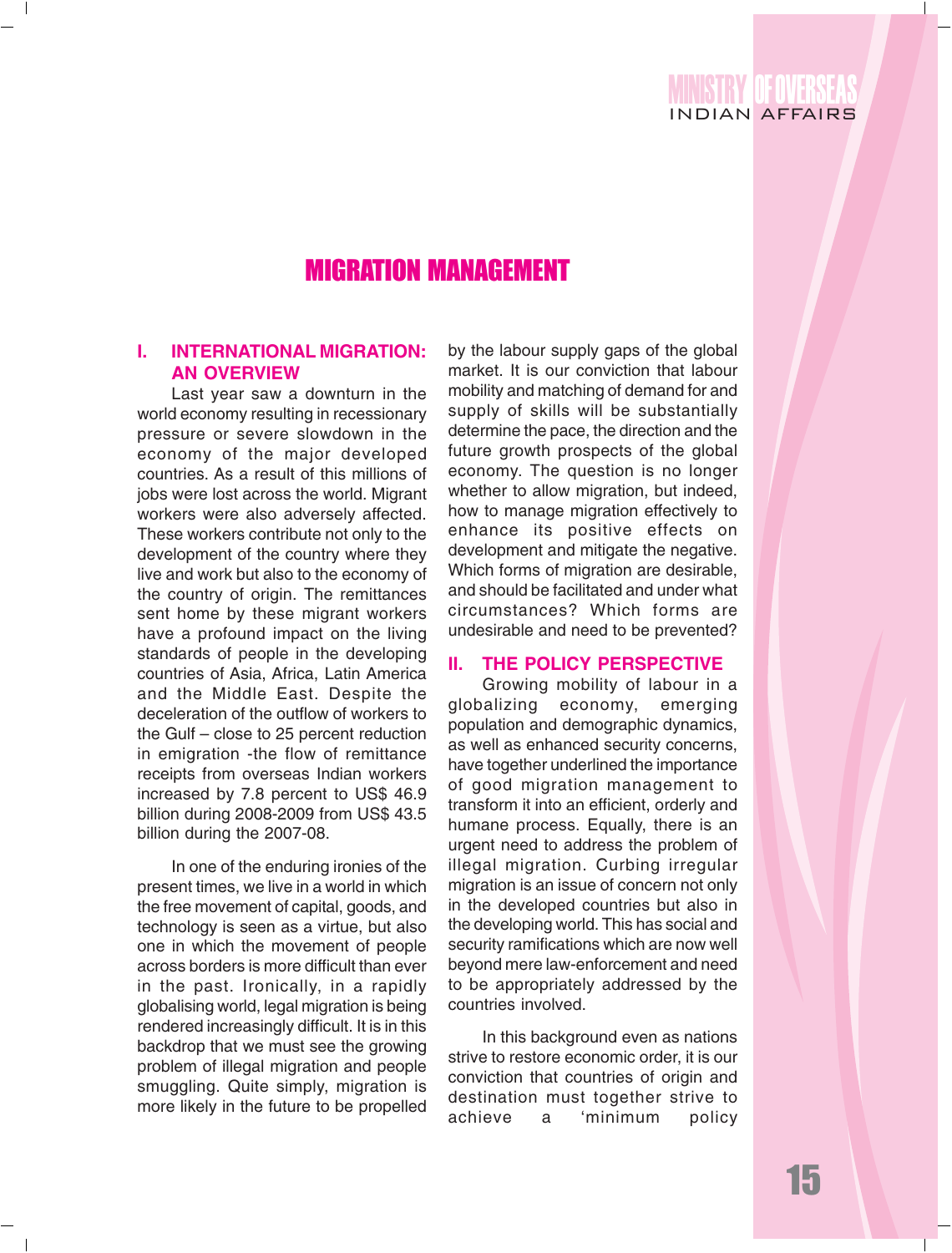# MIGRATION MANAGEMENT

## I. INTERNATIONAL MIGRATION: AN OVERVIEW

Last year saw a downturn in the world economy resulting in recessionary pressure or severe slowdown in the economy of the major developed countries. As a result of this millions of jobs were lost across the world. Migrant workers were also adversely affected. These workers contribute not only to the development of the country where they live and work but also to the economy of the country of origin. The remittances sent home by these migrant workers have a profound impact on the living standards of people in the developing countries of Asia, Africa, Latin America and the Middle East. Despite the deceleration of the outflow of workers to the Gulf – close to 25 percent reduction in emigration -the flow of remittance receipts from overseas Indian workers increased by 7.8 percent to US$ 46.9 billion during 2008-2009 from US$ 43.5 billion during the 2007-08.

In one of the enduring ironies of the present times, we live in a world in which the free movement of capital, goods, and technology is seen as a virtue, but also one in which the movement of people across borders is more difficult than ever in the past. Ironically, in a rapidly globalising world, legal migration is being rendered increasingly difficult. It is in this backdrop that we must see the growing problem of illegal migration and people smuggling. Quite simply, migration is more likely in the future to be propelled by the labour supply gaps of the global market. It is our conviction that labour mobility and matching of demand for and supply of skills will be substantially determine the pace, the direction and the future growth prospects of the global economy. The question is no longer whether to allow migration, but indeed, how to manage migration effectively to enhance its positive effects on development and mitigate the negative. Which forms of migration are desirable, and should be facilitated and under what circumstances? Which forms are undesirable and need to be prevented?

## II. THE POLICY PERSPECTIVE

Growing mobility of labour in a globalizing economy, emerging population and demographic dynamics, as well as enhanced security concerns, have together underlined the importance of good migration management to transform it into an efficient, orderly and humane process. Equally, there is an urgent need to address the problem of illegal migration. Curbing irregular migration is an issue of concern not only in the developed countries but also in the developing world. This has social and security ramifications which are now well beyond mere law-enforcement and need to be appropriately addressed by the countries involved.

In this background even as nations strive to restore economic order, it is our conviction that countries of origin and destination must together strive to achieve a 'minimum policy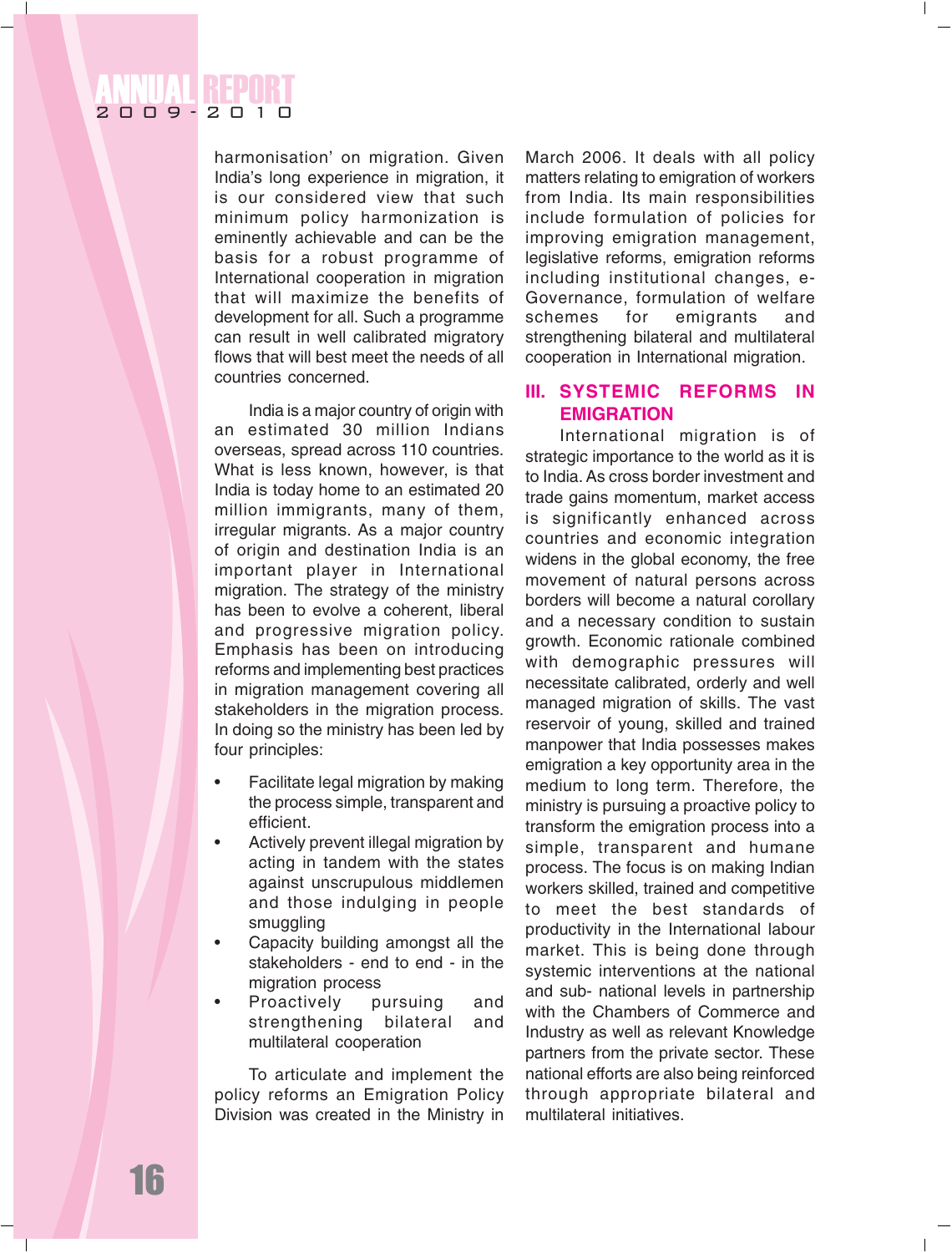harmonisation' on migration. Given India's long experience in migration, it is our considered view that such minimum policy harmonization is eminently achievable and can be the basis for a robust programme of International cooperation in migration that will maximize the benefits of development for all. Such a programme can result in well calibrated migratory flows that will best meet the needs of all countries concerned.

India is a major country of origin with an estimated 30 million Indians overseas, spread across 110 countries. What is less known, however, is that India is today home to an estimated 20 million immigrants, many of them, irregular migrants. As a major country of origin and destination India is an important player in International migration. The strategy of the ministry has been to evolve a coherent, liberal and progressive migration policy. Emphasis has been on introducing reforms and implementing best practices in migration management covering all stakeholders in the migration process. In doing so the ministry has been led by four principles:

- Facilitate legal migration by making the process simple, transparent and efficient.
- Actively prevent illegal migration by acting in tandem with the states against unscrupulous middlemen and those indulging in people smuggling
- Capacity building amongst all the stakeholders - end to end - in the migration process
- Proactively pursuing and strengthening bilateral and multilateral cooperation

To articulate and implement the policy reforms an Emigration Policy Division was created in the Ministry in March 2006. It deals with all policy matters relating to emigration of workers from India. Its main responsibilities include formulation of policies for improving emigration management, legislative reforms, emigration reforms including institutional changes, e-Governance, formulation of welfare schemes for emigrants and strengthening bilateral and multilateral cooperation in International migration.

## III. SYSTEMIC REFORMS IN EMIGRATION

International migration is of strategic importance to the world as it is to India. As cross border investment and trade gains momentum, market access is significantly enhanced across countries and economic integration widens in the global economy, the free movement of natural persons across borders will become a natural corollary and a necessary condition to sustain growth. Economic rationale combined with demographic pressures will necessitate calibrated, orderly and well managed migration of skills. The vast reservoir of young, skilled and trained manpower that India possesses makes emigration a key opportunity area in the medium to long term. Therefore, the ministry is pursuing a proactive policy to transform the emigration process into a simple, transparent and humane process. The focus is on making Indian workers skilled, trained and competitive to meet the best standards of productivity in the International labour market. This is being done through systemic interventions at the national and sub- national levels in partnership with the Chambers of Commerce and Industry as well as relevant Knowledge partners from the private sector. These national efforts are also being reinforced through appropriate bilateral and multilateral initiatives.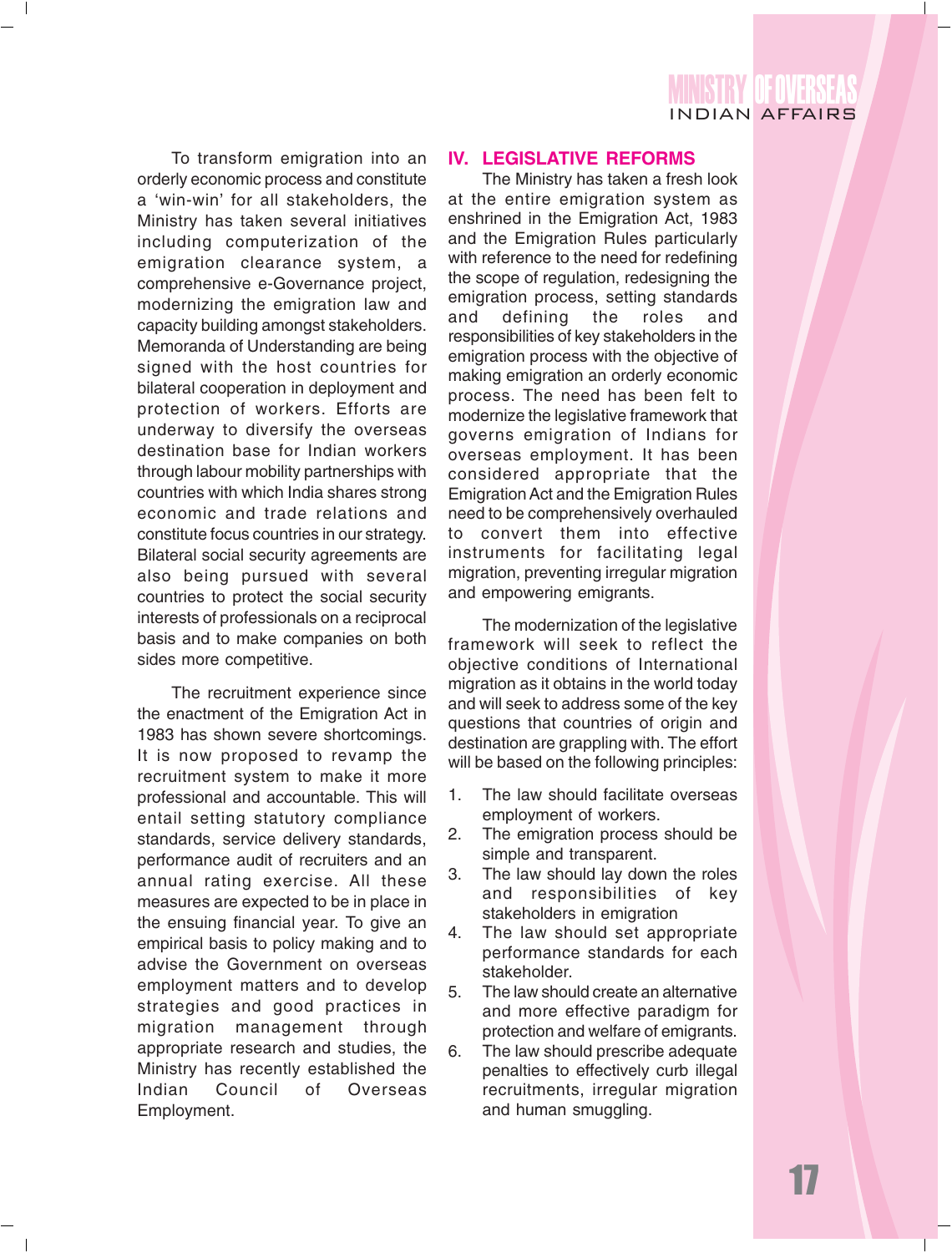To transform emigration into an orderly economic process and constitute a 'win-win' for all stakeholders, the Ministry has taken several initiatives including computerization of the emigration clearance system, a comprehensive e-Governance project, modernizing the emigration law and capacity building amongst stakeholders. Memoranda of Understanding are being signed with the host countries for bilateral cooperation in deployment and protection of workers. Efforts are underway to diversify the overseas destination base for Indian workers through labour mobility partnerships with countries with which India shares strong economic and trade relations and constitute focus countries in our strategy. Bilateral social security agreements are also being pursued with several countries to protect the social security interests of professionals on a reciprocal basis and to make companies on both sides more competitive.

The recruitment experience since the enactment of the Emigration Act in 1983 has shown severe shortcomings. It is now proposed to revamp the recruitment system to make it more professional and accountable. This will entail setting statutory compliance standards, service delivery standards, performance audit of recruiters and an annual rating exercise. All these measures are expected to be in place in the ensuing financial year. To give an empirical basis to policy making and to advise the Government on overseas employment matters and to develop strategies and good practices in migration management through appropriate research and studies, the Ministry has recently established the Indian Council of Overseas Employment.

## IV. LEGISLATIVE REFORMS

The Ministry has taken a fresh look at the entire emigration system as enshrined in the Emigration Act, 1983 and the Emigration Rules particularly with reference to the need for redefining the scope of regulation, redesigning the emigration process, setting standards and defining the roles and responsibilities of key stakeholders in the emigration process with the objective of making emigration an orderly economic process. The need has been felt to modernize the legislative framework that governs emigration of Indians for overseas employment. It has been considered appropriate that the Emigration Act and the Emigration Rules need to be comprehensively overhauled to convert them into effective instruments for facilitating legal migration, preventing irregular migration and empowering emigrants.

The modernization of the legislative framework will seek to reflect the objective conditions of International migration as it obtains in the world today and will seek to address some of the key questions that countries of origin and destination are grappling with. The effort will be based on the following principles:

1. The law should facilitate overseas employment of workers.
2. The emigration process should be simple and transparent.
3. The law should lay down the roles and responsibilities of key stakeholders in emigration
4. The law should set appropriate performance standards for each stakeholder.
5. The law should create an alternative and more effective paradigm for protection and welfare of emigrants.
6. The law should prescribe adequate penalties to effectively curb illegal recruitments, irregular migration and human smuggling.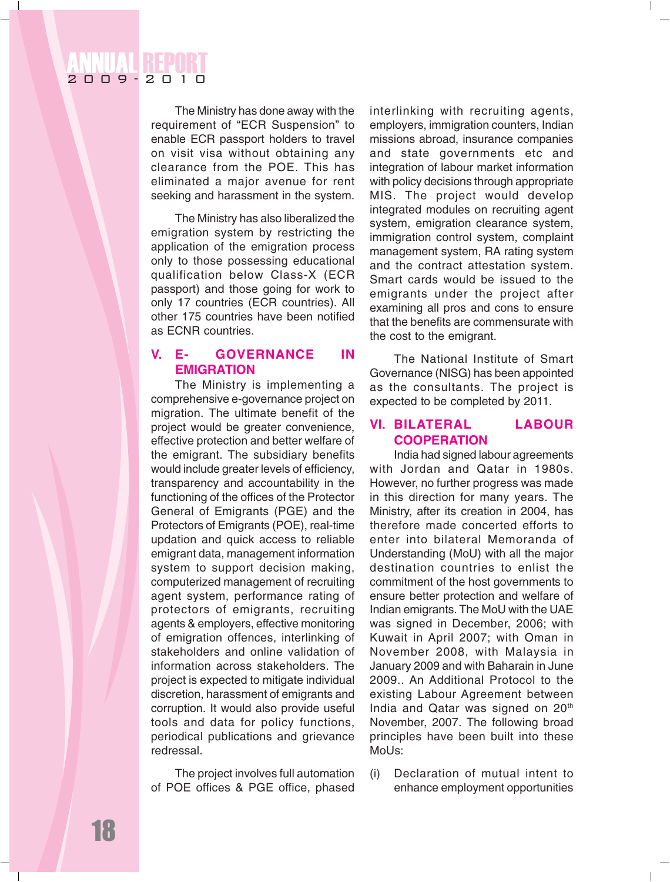The Ministry has done away with the requirement of "ECR Suspension" to enable ECR passport holders to travel on visit visa without obtaining any clearance from the POE. This has eliminated a major avenue for rent seeking and harassment in the system.

The Ministry has also liberalized the emigration system by restricting the application of the emigration process only to those possessing educational qualification below Class-X (ECR passport) and those going for work to only 17 countries (ECR countries). All other 175 countries have been notified as ECNR countries.

## V. E- GOVERNANCE IN EMIGRATION

The Ministry is implementing a comprehensive e-governance project on migration. The ultimate benefit of the project would be greater convenience, effective protection and better welfare of the emigrant. The subsidiary benefits would include greater levels of efficiency, transparency and accountability in the functioning of the offices of the Protector General of Emigrants (PGE) and the Protectors of Emigrants (POE), real-time updation and quick access to reliable emigrant data, management information system to support decision making, computerized management of recruiting agent system, performance rating of protectors of emigrants, recruiting agents & employers, effective monitoring of emigration offences, interlinking of stakeholders and online validation of information across stakeholders. The project is expected to mitigate individual discretion, harassment of emigrants and corruption. It would also provide useful tools and data for policy functions, periodical publications and grievance redressal.

The project involves full automation of POE offices & PGE office, phased interlinking with recruiting agents, employers, immigration counters, Indian missions abroad, insurance companies and state governments etc and integration of labour market information with policy decisions through appropriate MIS. The project would develop integrated modules on recruiting agent system, emigration clearance system, immigration control system, complaint management system, RA rating system and the contract attestation system. Smart cards would be issued to the emigrants under the project after examining all pros and cons to ensure that the benefits are commensurate with the cost to the emigrant.

The National Institute of Smart Governance (NISG) has been appointed as the consultants. The project is expected to be completed by 2011.

## VI. BILATERAL LABOUR COOPERATION

India had signed labour agreements with Jordan and Qatar in 1980s. However, no further progress was made in this direction for many years. The Ministry, after its creation in 2004, has therefore made concerted efforts to enter into bilateral Memoranda of Understanding (MoU) with all the major destination countries to enlist the commitment of the host governments to ensure better protection and welfare of Indian emigrants. The MoU with the UAE was signed in December, 2006; with Kuwait in April 2007; with Oman in November 2008, with Malaysia in January 2009 and with Baharain in June 2009.. An Additional Protocol to the existing Labour Agreement between India and Qatar was signed on 20th November, 2007. The following broad principles have been built into these MoUs:

(i) Declaration of mutual intent to enhance employment opportunities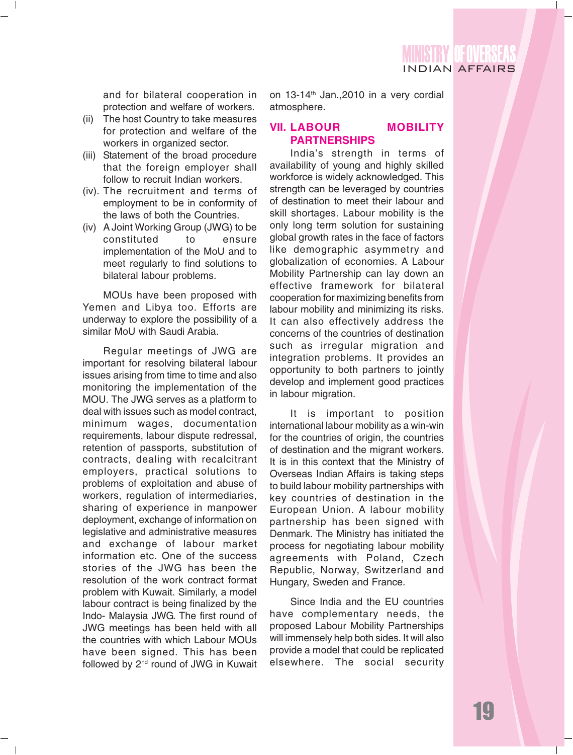and for bilateral cooperation in protection and welfare of workers.

(ii) The host Country to take measures for protection and welfare of the workers in organized sector.

(iii) Statement of the broad procedure that the foreign employer shall follow to recruit Indian workers.

(iv). The recruitment and terms of employment to be in conformity of the laws of both the Countries.

(iv) A Joint Working Group (JWG) to be constituted to ensure implementation of the MoU and to meet regularly to find solutions to bilateral labour problems.

MOUs have been proposed with Yemen and Libya too. Efforts are underway to explore the possibility of a similar MoU with Saudi Arabia.

Regular meetings of JWG are important for resolving bilateral labour issues arising from time to time and also monitoring the implementation of the MOU. The JWG serves as a platform to deal with issues such as model contract, minimum wages, documentation requirements, labour dispute redressal, retention of passports, substitution of contracts, dealing with recalcitrant employers, practical solutions to problems of exploitation and abuse of workers, regulation of intermediaries, sharing of experience in manpower deployment, exchange of information on legislative and administrative measures and exchange of labour market information etc. One of the success stories of the JWG has been the resolution of the work contract format problem with Kuwait. Similarly, a model labour contract is being finalized by the Indo- Malaysia JWG. The first round of JWG meetings has been held with all the countries with which Labour MOUs have been signed. This has been followed by 2nd round of JWG in Kuwait on 13-14th Jan.,2010 in a very cordial atmosphere.

## VII. LABOUR MOBILITY PARTNERSHIPS

India's strength in terms of availability of young and highly skilled workforce is widely acknowledged. This strength can be leveraged by countries of destination to meet their labour and skill shortages. Labour mobility is the only long term solution for sustaining global growth rates in the face of factors like demographic asymmetry and globalization of economies. A Labour Mobility Partnership can lay down an effective framework for bilateral cooperation for maximizing benefits from labour mobility and minimizing its risks. It can also effectively address the concerns of the countries of destination such as irregular migration and integration problems. It provides an opportunity to both partners to jointly develop and implement good practices in labour migration.

It is important to position international labour mobility as a win-win for the countries of origin, the countries of destination and the migrant workers. It is in this context that the Ministry of Overseas Indian Affairs is taking steps to build labour mobility partnerships with key countries of destination in the European Union. A labour mobility partnership has been signed with Denmark. The Ministry has initiated the process for negotiating labour mobility agreements with Poland, Czech Republic, Norway, Switzerland and Hungary, Sweden and France.

Since India and the EU countries have complementary needs, the proposed Labour Mobility Partnerships will immensely help both sides. It will also provide a model that could be replicated elsewhere. The social security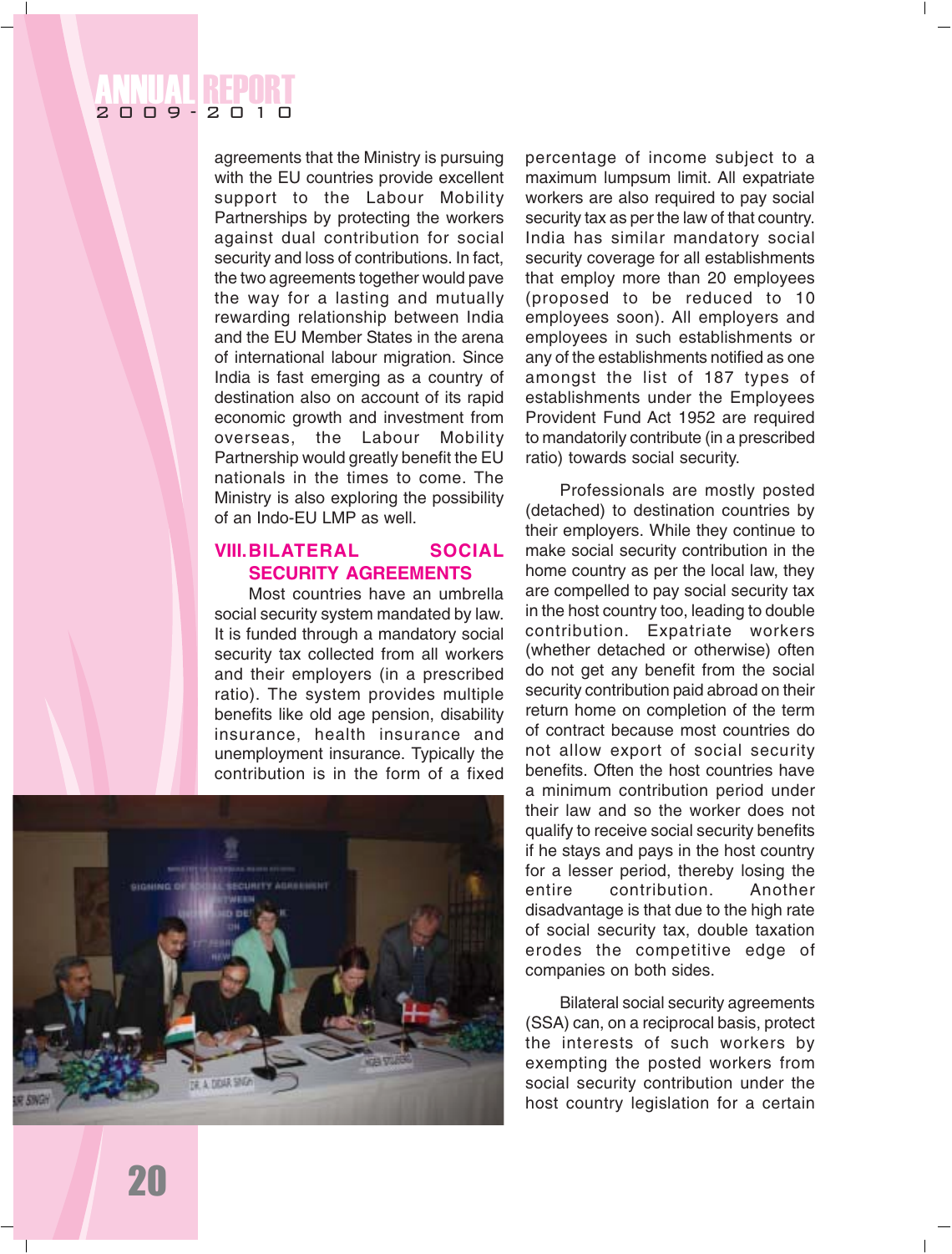agreements that the Ministry is pursuing with the EU countries provide excellent support to the Labour Mobility Partnerships by protecting the workers against dual contribution for social security and loss of contributions. In fact, the two agreements together would pave the way for a lasting and mutually rewarding relationship between India and the EU Member States in the arena of international labour migration. Since India is fast emerging as a country of destination also on account of its rapid economic growth and investment from overseas, the Labour Mobility Partnership would greatly benefit the EU nationals in the times to come. The Ministry is also exploring the possibility of an Indo-EU LMP as well.

## VIII. BILATERAL SOCIAL SECURITY AGREEMENTS

Most countries have an umbrella social security system mandated by law. It is funded through a mandatory social security tax collected from all workers and their employers (in a prescribed ratio). The system provides multiple benefits like old age pension, disability insurance, health insurance and unemployment insurance. Typically the contribution is in the form of a fixed percentage of income subject to a maximum lumpsum limit. All expatriate workers are also required to pay social security tax as per the law of that country. India has similar mandatory social security coverage for all establishments that employ more than 20 employees (proposed to be reduced to 10 employees soon). All employers and employees in such establishments or any of the establishments notified as one amongst the list of 187 types of establishments under the Employees Provident Fund Act 1952 are required to mandatorily contribute (in a prescribed ratio) towards social security.

Professionals are mostly posted (detached) to destination countries by their employers. While they continue to make social security contribution in the home country as per the local law, they are compelled to pay social security tax in the host country too, leading to double contribution. Expatriate workers (whether detached or otherwise) often do not get any benefit from the social security contribution paid abroad on their return home on completion of the term of contract because most countries do not allow export of social security benefits. Often the host countries have a minimum contribution period under their law and so the worker does not qualify to receive social security benefits if he stays and pays in the host country for a lesser period, thereby losing the entire contribution. Another disadvantage is that due to the high rate of social security tax, double taxation erodes the competitive edge of companies on both sides.

Bilateral social security agreements (SSA) can, on a reciprocal basis, protect the interests of such workers by exempting the posted workers from social security contribution under the host country legislation for a certain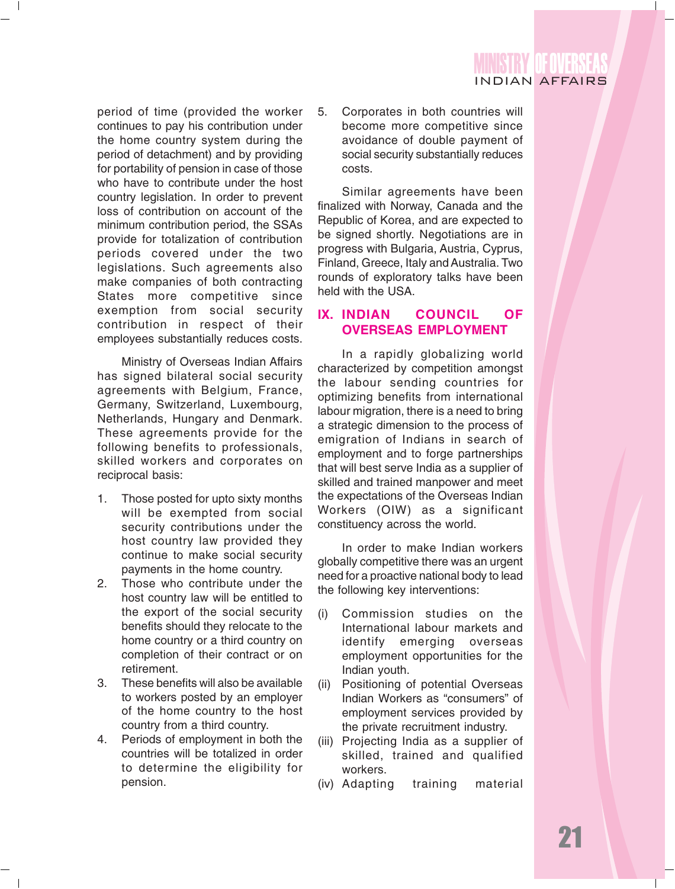period of time (provided the worker continues to pay his contribution under the home country system during the period of detachment) and by providing for portability of pension in case of those who have to contribute under the host country legislation. In order to prevent loss of contribution on account of the minimum contribution period, the SSAs provide for totalization of contribution periods covered under the two legislations. Such agreements also make companies of both contracting States more competitive since exemption from social security contribution in respect of their employees substantially reduces costs.

Ministry of Overseas Indian Affairs has signed bilateral social security agreements with Belgium, France, Germany, Switzerland, Luxembourg, Netherlands, Hungary and Denmark. These agreements provide for the following benefits to professionals, skilled workers and corporates on reciprocal basis:

1. Those posted for upto sixty months will be exempted from social security contributions under the host country law provided they continue to make social security payments in the home country.
2. Those who contribute under the host country law will be entitled to the export of the social security benefits should they relocate to the home country or a third country on completion of their contract or on retirement.
3. These benefits will also be available to workers posted by an employer of the home country to the host country from a third country.
4. Periods of employment in both the countries will be totalized in order to determine the eligibility for pension.
5. Corporates in both countries will become more competitive since avoidance of double payment of social security substantially reduces costs.

Similar agreements have been finalized with Norway, Canada and the Republic of Korea, and are expected to be signed shortly. Negotiations are in progress with Bulgaria, Austria, Cyprus, Finland, Greece, Italy and Australia. Two rounds of exploratory talks have been held with the USA.

## IX. INDIAN COUNCIL OF OVERSEAS EMPLOYMENT

In a rapidly globalizing world characterized by competition amongst the labour sending countries for optimizing benefits from international labour migration, there is a need to bring a strategic dimension to the process of emigration of Indians in search of employment and to forge partnerships that will best serve India as a supplier of skilled and trained manpower and meet the expectations of the Overseas Indian Workers (OIW) as a significant constituency across the world.

In order to make Indian workers globally competitive there was an urgent need for a proactive national body to lead the following key interventions:

(i) Commission studies on the International labour markets and identify emerging overseas employment opportunities for the Indian youth.
(ii) Positioning of potential Overseas Indian Workers as "consumers" of employment services provided by the private recruitment industry.
(iii) Projecting India as a supplier of skilled, trained and qualified workers.
(iv) Adapting training material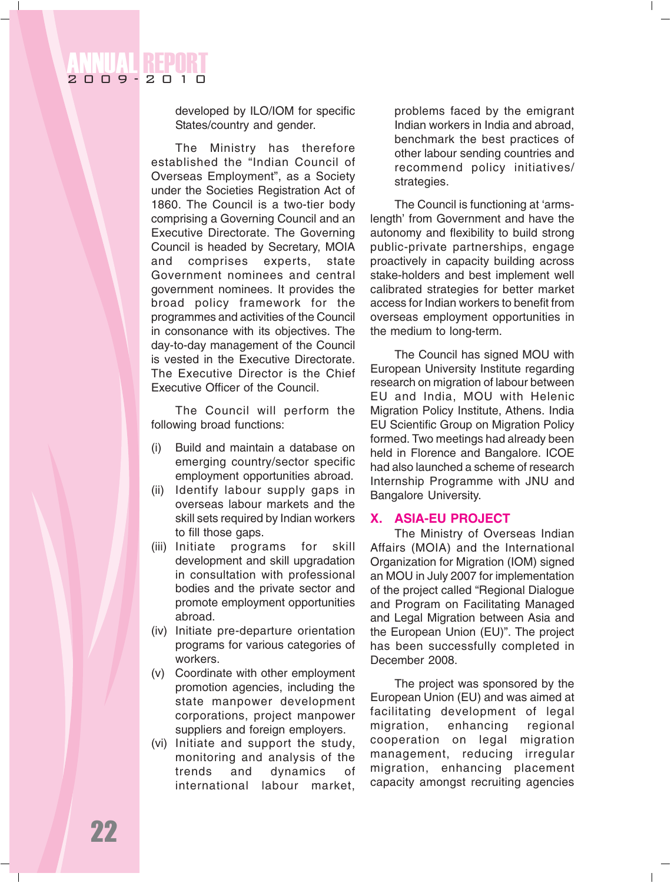developed by ILO/IOM for specific States/country and gender.

The Ministry has therefore established the "Indian Council of Overseas Employment", as a Society under the Societies Registration Act of 1860. The Council is a two-tier body comprising a Governing Council and an Executive Directorate. The Governing Council is headed by Secretary, MOIA and comprises experts, state Government nominees and central government nominees. It provides the broad policy framework for the programmes and activities of the Council in consonance with its objectives. The day-to-day management of the Council is vested in the Executive Directorate. The Executive Director is the Chief Executive Officer of the Council.

The Council will perform the following broad functions:

(i) Build and maintain a database on emerging country/sector specific employment opportunities abroad.

(ii) Identify labour supply gaps in overseas labour markets and the skill sets required by Indian workers to fill those gaps.

(iii) Initiate programs for skill development and skill upgradation in consultation with professional bodies and the private sector and promote employment opportunities abroad.

(iv) Initiate pre-departure orientation programs for various categories of workers.

(v) Coordinate with other employment promotion agencies, including the state manpower development corporations, project manpower suppliers and foreign employers.

(vi) Initiate and support the study, monitoring and analysis of the trends and dynamics of international labour market, problems faced by the emigrant Indian workers in India and abroad, benchmark the best practices of other labour sending countries and recommend policy initiatives/ strategies.

The Council is functioning at 'arms-length' from Government and have the autonomy and flexibility to build strong public-private partnerships, engage proactively in capacity building across stake-holders and best implement well calibrated strategies for better market access for Indian workers to benefit from overseas employment opportunities in the medium to long-term.

The Council has signed MOU with European University Institute regarding research on migration of labour between EU and India, MOU with Helenic Migration Policy Institute, Athens. India EU Scientific Group on Migration Policy formed. Two meetings had already been held in Florence and Bangalore. ICOE had also launched a scheme of research Internship Programme with JNU and Bangalore University.

## X. ASIA-EU PROJECT

The Ministry of Overseas Indian Affairs (MOIA) and the International Organization for Migration (IOM) signed an MOU in July 2007 for implementation of the project called "Regional Dialogue and Program on Facilitating Managed and Legal Migration between Asia and the European Union (EU)". The project has been successfully completed in December 2008.

The project was sponsored by the European Union (EU) and was aimed at facilitating development of legal migration, enhancing regional cooperation on legal migration management, reducing irregular migration, enhancing placement capacity amongst recruiting agencies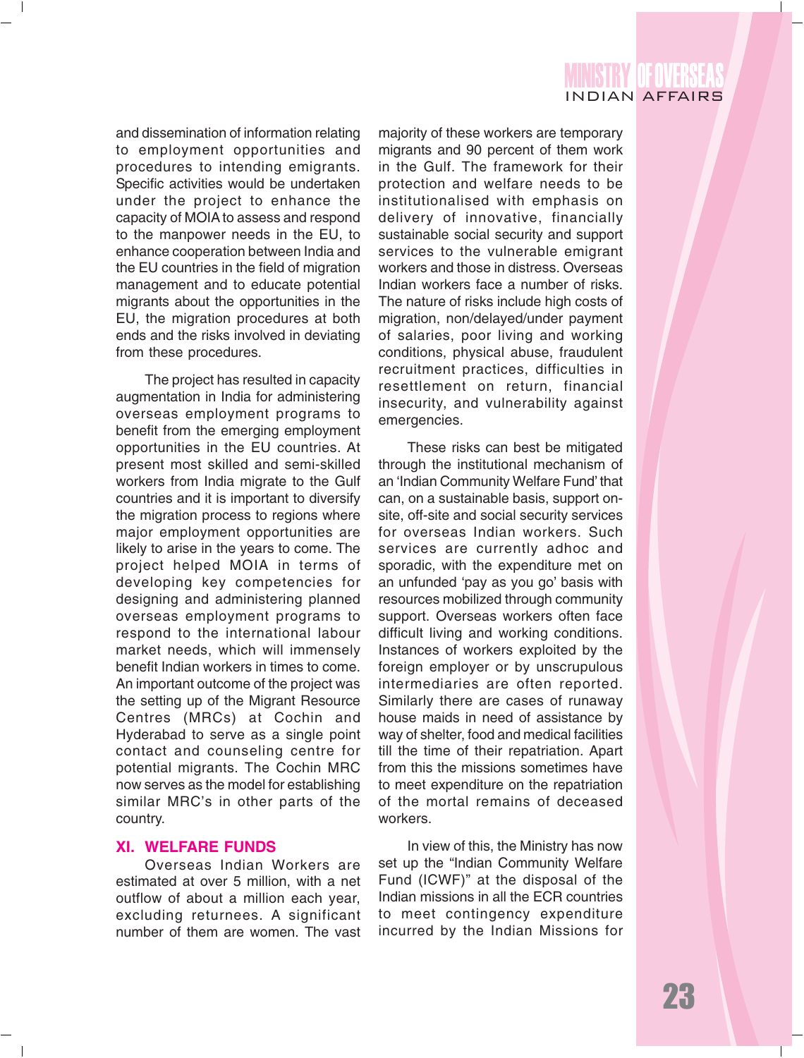and dissemination of information relating to employment opportunities and procedures to intending emigrants. Specific activities would be undertaken under the project to enhance the capacity of MOIA to assess and respond to the manpower needs in the EU, to enhance cooperation between India and the EU countries in the field of migration management and to educate potential migrants about the opportunities in the EU, the migration procedures at both ends and the risks involved in deviating from these procedures.

The project has resulted in capacity augmentation in India for administering overseas employment programs to benefit from the emerging employment opportunities in the EU countries. At present most skilled and semi-skilled workers from India migrate to the Gulf countries and it is important to diversify the migration process to regions where major employment opportunities are likely to arise in the years to come. The project helped MOIA in terms of developing key competencies for designing and administering planned overseas employment programs to respond to the international labour market needs, which will immensely benefit Indian workers in times to come. An important outcome of the project was the setting up of the Migrant Resource Centres (MRCs) at Cochin and Hyderabad to serve as a single point contact and counseling centre for potential migrants. The Cochin MRC now serves as the model for establishing similar MRC's in other parts of the country.

## XI. WELFARE FUNDS

Overseas Indian Workers are estimated at over 5 million, with a net outflow of about a million each year, excluding returnees. A significant number of them are women. The vast majority of these workers are temporary migrants and 90 percent of them work in the Gulf. The framework for their protection and welfare needs to be institutionalised with emphasis on delivery of innovative, financially sustainable social security and support services to the vulnerable emigrant workers and those in distress. Overseas Indian workers face a number of risks. The nature of risks include high costs of migration, non/delayed/under payment of salaries, poor living and working conditions, physical abuse, fraudulent recruitment practices, difficulties in resettlement on return, financial insecurity, and vulnerability against emergencies.

These risks can best be mitigated through the institutional mechanism of an 'Indian Community Welfare Fund' that can, on a sustainable basis, support on-site, off-site and social security services for overseas Indian workers. Such services are currently adhoc and sporadic, with the expenditure met on an unfunded 'pay as you go' basis with resources mobilized through community support. Overseas workers often face difficult living and working conditions. Instances of workers exploited by the foreign employer or by unscrupulous intermediaries are often reported. Similarly there are cases of runaway house maids in need of assistance by way of shelter, food and medical facilities till the time of their repatriation. Apart from this the missions sometimes have to meet expenditure on the repatriation of the mortal remains of deceased workers.

In view of this, the Ministry has now set up the "Indian Community Welfare Fund (ICWF)" at the disposal of the Indian missions in all the ECR countries to meet contingency expenditure incurred by the Indian Missions for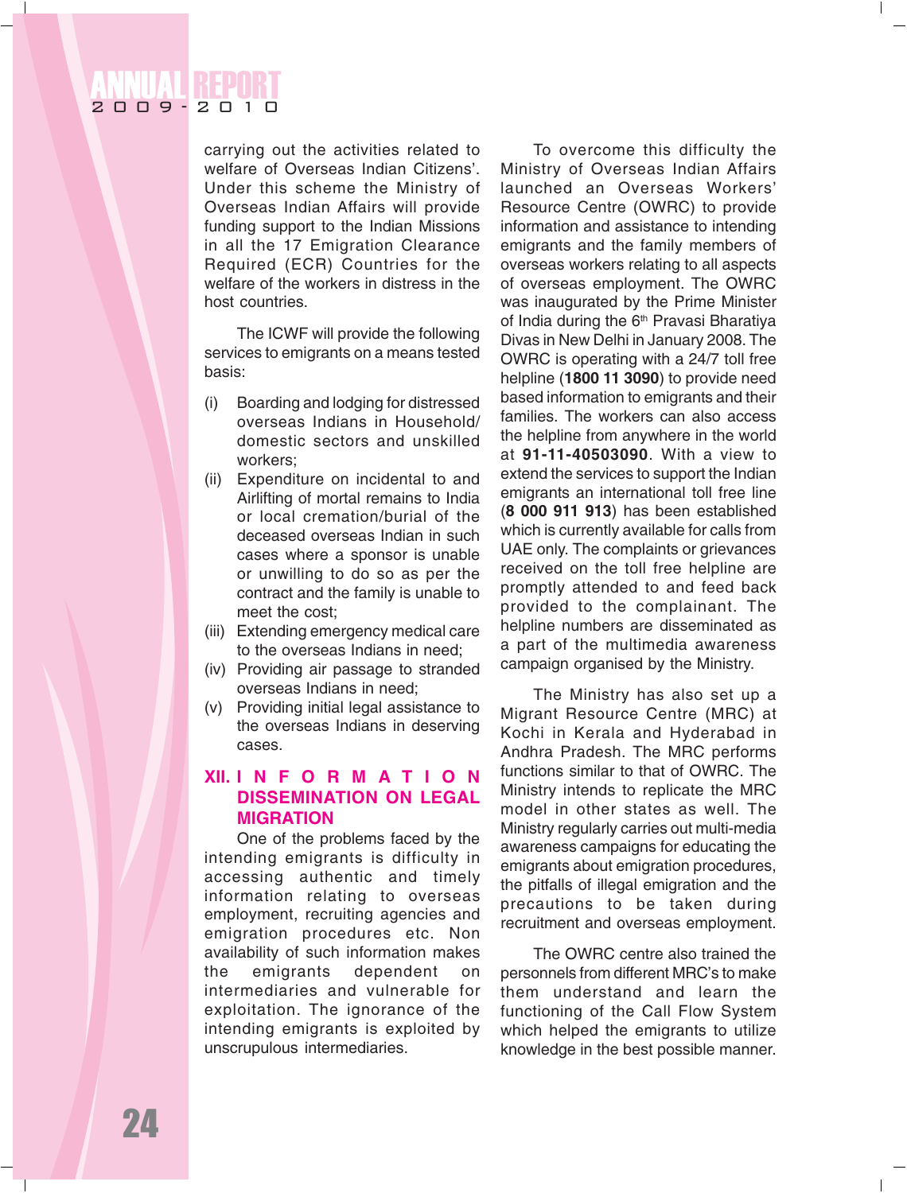carrying out the activities related to welfare of Overseas Indian Citizens'. Under this scheme the Ministry of Overseas Indian Affairs will provide funding support to the Indian Missions in all the 17 Emigration Clearance Required (ECR) Countries for the welfare of the workers in distress in the host countries.

The ICWF will provide the following services to emigrants on a means tested basis:

(i) Boarding and lodging for distressed overseas Indians in Household/ domestic sectors and unskilled workers;

(ii) Expenditure on incidental to and Airlifting of mortal remains to India or local cremation/burial of the deceased overseas Indian in such cases where a sponsor is unable or unwilling to do so as per the contract and the family is unable to meet the cost;

(iii) Extending emergency medical care to the overseas Indians in need;

(iv) Providing air passage to stranded overseas Indians in need;

(v) Providing initial legal assistance to the overseas Indians in deserving cases.

## XII. INFORMATION DISSEMINATION ON LEGAL MIGRATION

One of the problems faced by the intending emigrants is difficulty in accessing authentic and timely information relating to overseas employment, recruiting agencies and emigration procedures etc. Non availability of such information makes the emigrants dependent on intermediaries and vulnerable for exploitation. The ignorance of the intending emigrants is exploited by unscrupulous intermediaries.

To overcome this difficulty the Ministry of Overseas Indian Affairs launched an Overseas Workers' Resource Centre (OWRC) to provide information and assistance to intending emigrants and the family members of overseas workers relating to all aspects of overseas employment. The OWRC was inaugurated by the Prime Minister of India during the 6th Pravasi Bharatiya Divas in New Delhi in January 2008. The OWRC is operating with a 24/7 toll free helpline (**1800 11 3090**) to provide need based information to emigrants and their families. The workers can also access the helpline from anywhere in the world at **91-11-40503090**. With a view to extend the services to support the Indian emigrants an international toll free line (**8 000 911 913**) has been established which is currently available for calls from UAE only. The complaints or grievances received on the toll free helpline are promptly attended to and feed back provided to the complainant. The helpline numbers are disseminated as a part of the multimedia awareness campaign organised by the Ministry.

The Ministry has also set up a Migrant Resource Centre (MRC) at Kochi in Kerala and Hyderabad in Andhra Pradesh. The MRC performs functions similar to that of OWRC. The Ministry intends to replicate the MRC model in other states as well. The Ministry regularly carries out multi-media awareness campaigns for educating the emigrants about emigration procedures, the pitfalls of illegal emigration and the precautions to be taken during recruitment and overseas employment.

The OWRC centre also trained the personnels from different MRC's to make them understand and learn the functioning of the Call Flow System which helped the emigrants to utilize knowledge in the best possible manner.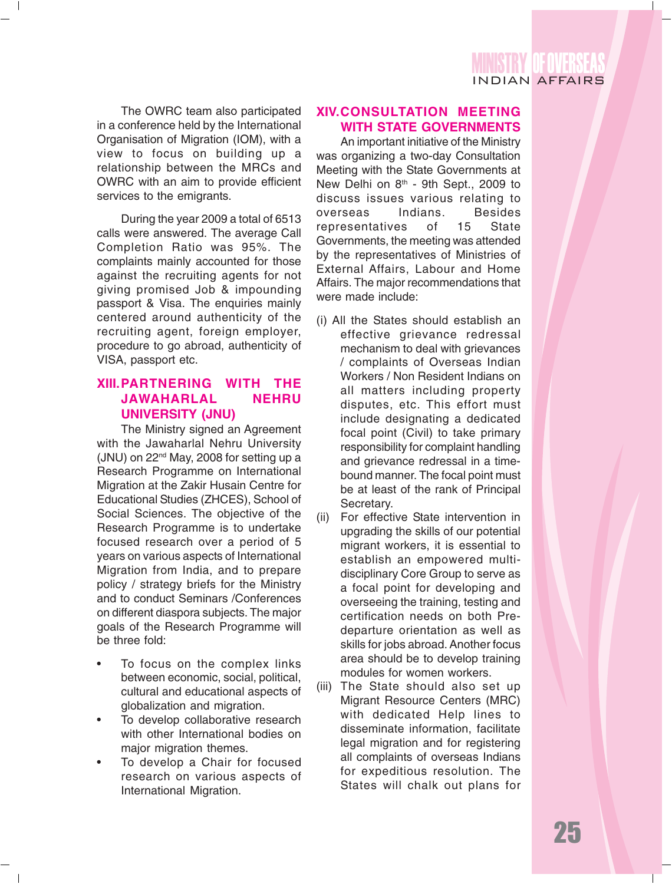The OWRC team also participated in a conference held by the International Organisation of Migration (IOM), with a view to focus on building up a relationship between the MRCs and OWRC with an aim to provide efficient services to the emigrants.

During the year 2009 a total of 6513 calls were answered. The average Call Completion Ratio was 95%. The complaints mainly accounted for those against the recruiting agents for not giving promised Job & impounding passport & Visa. The enquiries mainly centered around authenticity of the recruiting agent, foreign employer, procedure to go abroad, authenticity of VISA, passport etc.

## XIII. PARTNERING WITH THE JAWAHARLAL NEHRU UNIVERSITY (JNU)

The Ministry signed an Agreement with the Jawaharlal Nehru University (JNU) on 22nd May, 2008 for setting up a Research Programme on International Migration at the Zakir Husain Centre for Educational Studies (ZHCES), School of Social Sciences. The objective of the Research Programme is to undertake focused research over a period of 5 years on various aspects of International Migration from India, and to prepare policy / strategy briefs for the Ministry and to conduct Seminars /Conferences on different diaspora subjects. The major goals of the Research Programme will be three fold:

- To focus on the complex links between economic, social, political, cultural and educational aspects of globalization and migration.
- To develop collaborative research with other International bodies on major migration themes.
- To develop a Chair for focused research on various aspects of International Migration.

## XIV. CONSULTATION MEETING WITH STATE GOVERNMENTS

An important initiative of the Ministry was organizing a two-day Consultation Meeting with the State Governments at New Delhi on 8th - 9th Sept., 2009 to discuss issues various relating to overseas Indians. Besides representatives of 15 State Governments, the meeting was attended by the representatives of Ministries of External Affairs, Labour and Home Affairs. The major recommendations that were made include:

(i) All the States should establish an effective grievance redressal mechanism to deal with grievances / complaints of Overseas Indian Workers / Non Resident Indians on all matters including property disputes, etc. This effort must include designating a dedicated focal point (Civil) to take primary responsibility for complaint handling and grievance redressal in a time-bound manner. The focal point must be at least of the rank of Principal Secretary.

(ii) For effective State intervention in upgrading the skills of our potential migrant workers, it is essential to establish an empowered multi-disciplinary Core Group to serve as a focal point for developing and overseeing the training, testing and certification needs on both Pre-departure orientation as well as skills for jobs abroad. Another focus area should be to develop training modules for women workers.

(iii) The State should also set up Migrant Resource Centers (MRC) with dedicated Help lines to disseminate information, facilitate legal migration and for registering all complaints of overseas Indians for expeditious resolution. The States will chalk out plans for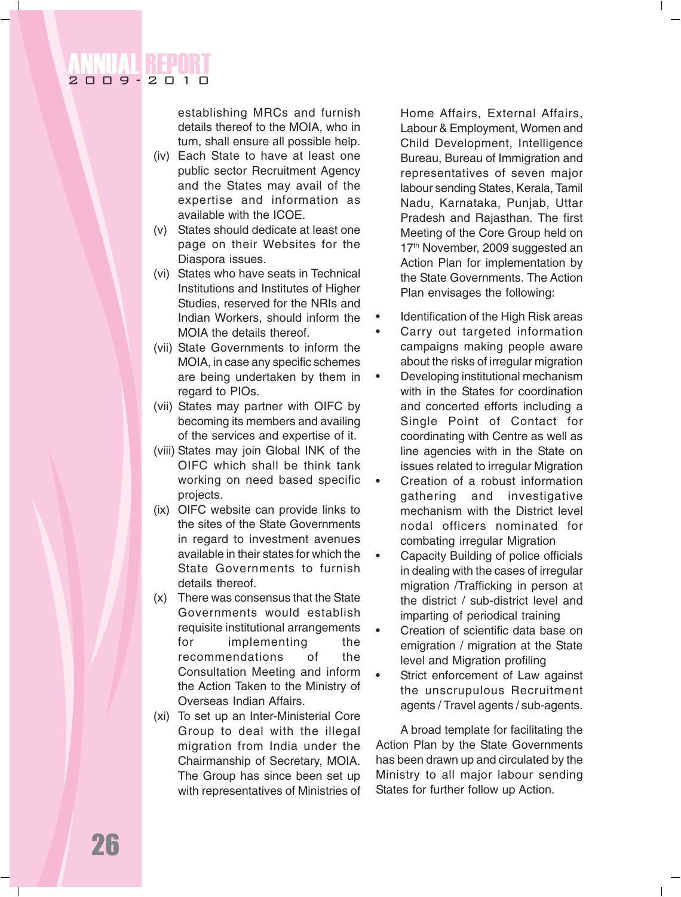establishing MRCs and furnish details thereof to the MOIA, who in turn, shall ensure all possible help.

(iv) Each State to have at least one public sector Recruitment Agency and the States may avail of the expertise and information as available with the ICOE.

(v) States should dedicate at least one page on their Websites for the Diaspora issues.

(vi) States who have seats in Technical Institutions and Institutes of Higher Studies, reserved for the NRIs and Indian Workers, should inform the MOIA the details thereof.

(vii) State Governments to inform the MOIA, in case any specific schemes are being undertaken by them in regard to PIOs.

(vii) States may partner with OIFC by becoming its members and availing of the services and expertise of it.

(viii) States may join Global INK of the OIFC which shall be think tank working on need based specific projects.

(ix) OIFC website can provide links to the sites of the State Governments in regard to investment avenues available in their states for which the State Governments to furnish details thereof.

(x) There was consensus that the State Governments would establish requisite institutional arrangements for implementing the recommendations of the Consultation Meeting and inform the Action Taken to the Ministry of Overseas Indian Affairs.

(xi) To set up an Inter-Ministerial Core Group to deal with the illegal migration from India under the Chairmanship of Secretary, MOIA. The Group has since been set up with representatives of Ministries of Home Affairs, External Affairs, Labour & Employment, Women and Child Development, Intelligence Bureau, Bureau of Immigration and representatives of seven major labour sending States, Kerala, Tamil Nadu, Karnataka, Punjab, Uttar Pradesh and Rajasthan. The first Meeting of the Core Group held on 17th November, 2009 suggested an Action Plan for implementation by the State Governments. The Action Plan envisages the following:

- Identification of the High Risk areas
- Carry out targeted information campaigns making people aware about the risks of irregular migration
- Developing institutional mechanism with in the States for coordination and concerted efforts including a Single Point of Contact for coordinating with Centre as well as line agencies with in the State on issues related to irregular Migration
- Creation of a robust information gathering and investigative mechanism with the District level nodal officers nominated for combating irregular Migration
- Capacity Building of police officials in dealing with the cases of irregular migration /Trafficking in person at the district / sub-district level and imparting of periodical training
- Creation of scientific data base on emigration / migration at the State level and Migration profiling
- Strict enforcement of Law against the unscrupulous Recruitment agents / Travel agents / sub-agents.

A broad template for facilitating the Action Plan by the State Governments has been drawn up and circulated by the Ministry to all major labour sending States for further follow up Action.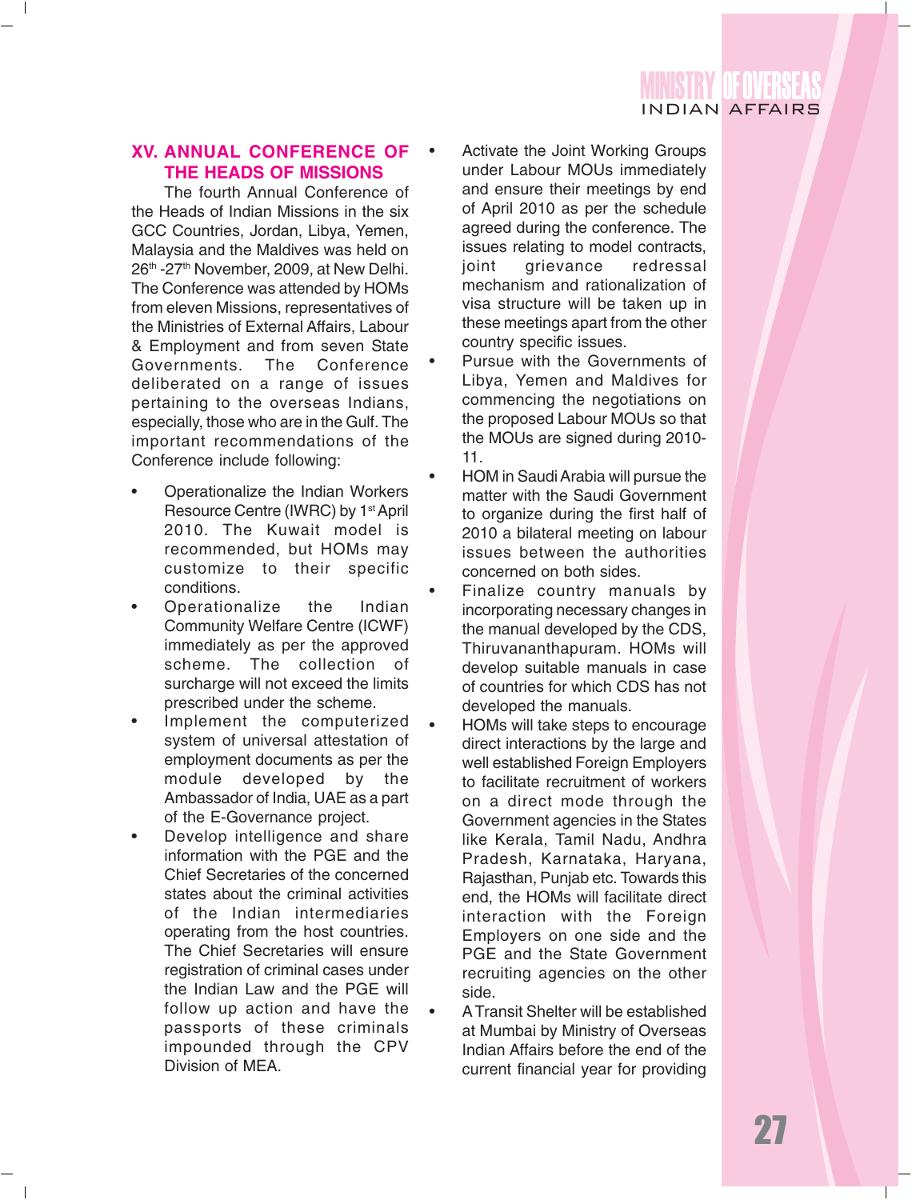## XV. ANNUAL CONFERENCE OF THE HEADS OF MISSIONS

The fourth Annual Conference of the Heads of Indian Missions in the six GCC Countries, Jordan, Libya, Yemen, Malaysia and the Maldives was held on 26th -27th November, 2009, at New Delhi. The Conference was attended by HOMs from eleven Missions, representatives of the Ministries of External Affairs, Labour & Employment and from seven State Governments. The Conference deliberated on a range of issues pertaining to the overseas Indians, especially, those who are in the Gulf. The important recommendations of the Conference include following:

- Operationalize the Indian Workers Resource Centre (IWRC) by 1st April 2010. The Kuwait model is recommended, but HOMs may customize to their specific conditions.
- Operationalize the Indian Community Welfare Centre (ICWF) immediately as per the approved scheme. The collection of surcharge will not exceed the limits prescribed under the scheme.
- Implement the computerized system of universal attestation of employment documents as per the module developed by the Ambassador of India, UAE as a part of the E-Governance project.
- Develop intelligence and share information with the PGE and the Chief Secretaries of the concerned states about the criminal activities of the Indian intermediaries operating from the host countries. The Chief Secretaries will ensure registration of criminal cases under the Indian Law and the PGE will follow up action and have the passports of these criminals impounded through the CPV Division of MEA.
- Activate the Joint Working Groups under Labour MOUs immediately and ensure their meetings by end of April 2010 as per the schedule agreed during the conference. The issues relating to model contracts, joint grievance redressal mechanism and rationalization of visa structure will be taken up in these meetings apart from the other country specific issues.
- Pursue with the Governments of Libya, Yemen and Maldives for commencing the negotiations on the proposed Labour MOUs so that the MOUs are signed during 2010-11.
- HOM in Saudi Arabia will pursue the matter with the Saudi Government to organize during the first half of 2010 a bilateral meeting on labour issues between the authorities concerned on both sides.
- Finalize country manuals by incorporating necessary changes in the manual developed by the CDS, Thiruvananthapuram. HOMs will develop suitable manuals in case of countries for which CDS has not developed the manuals.
- HOMs will take steps to encourage direct interactions by the large and well established Foreign Employers to facilitate recruitment of workers on a direct mode through the Government agencies in the States like Kerala, Tamil Nadu, Andhra Pradesh, Karnataka, Haryana, Rajasthan, Punjab etc. Towards this end, the HOMs will facilitate direct interaction with the Foreign Employers on one side and the PGE and the State Government recruiting agencies on the other side.
- A Transit Shelter will be established at Mumbai by Ministry of Overseas Indian Affairs before the end of the current financial year for providing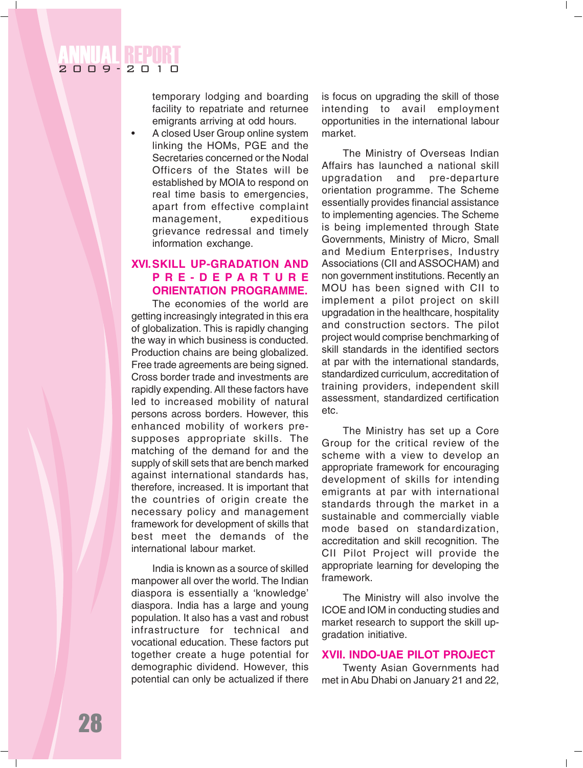temporary lodging and boarding facility to repatriate and returnee emigrants arriving at odd hours.

- A closed User Group online system linking the HOMs, PGE and the Secretaries concerned or the Nodal Officers of the States will be established by MOIA to respond on real time basis to emergencies, apart from effective complaint management, expeditious grievance redressal and timely information exchange.

## XVI. SKILL UP-GRADATION AND PRE-DEPARTURE ORIENTATION PROGRAMME.

The economies of the world are getting increasingly integrated in this era of globalization. This is rapidly changing the way in which business is conducted. Production chains are being globalized. Free trade agreements are being signed. Cross border trade and investments are rapidly expending. All these factors have led to increased mobility of natural persons across borders. However, this enhanced mobility of workers pre-supposes appropriate skills. The matching of the demand for and the supply of skill sets that are bench marked against international standards has, therefore, increased. It is important that the countries of origin create the necessary policy and management framework for development of skills that best meet the demands of the international labour market.

India is known as a source of skilled manpower all over the world. The Indian diaspora is essentially a 'knowledge' diaspora. India has a large and young population. It also has a vast and robust infrastructure for technical and vocational education. These factors put together create a huge potential for demographic dividend. However, this potential can only be actualized if there is focus on upgrading the skill of those intending to avail employment opportunities in the international labour market.

The Ministry of Overseas Indian Affairs has launched a national skill upgradation and pre-departure orientation programme. The Scheme essentially provides financial assistance to implementing agencies. The Scheme is being implemented through State Governments, Ministry of Micro, Small and Medium Enterprises, Industry Associations (CII and ASSOCHAM) and non government institutions. Recently an MOU has been signed with CII to implement a pilot project on skill upgradation in the healthcare, hospitality and construction sectors. The pilot project would comprise benchmarking of skill standards in the identified sectors at par with the international standards, standardized curriculum, accreditation of training providers, independent skill assessment, standardized certification etc.

The Ministry has set up a Core Group for the critical review of the scheme with a view to develop an appropriate framework for encouraging development of skills for intending emigrants at par with international standards through the market in a sustainable and commercially viable mode based on standardization, accreditation and skill recognition. The CII Pilot Project will provide the appropriate learning for developing the framework.

The Ministry will also involve the ICOE and IOM in conducting studies and market research to support the skill up-gradation initiative.

## XVII. INDO-UAE PILOT PROJECT

Twenty Asian Governments had met in Abu Dhabi on January 21 and 22,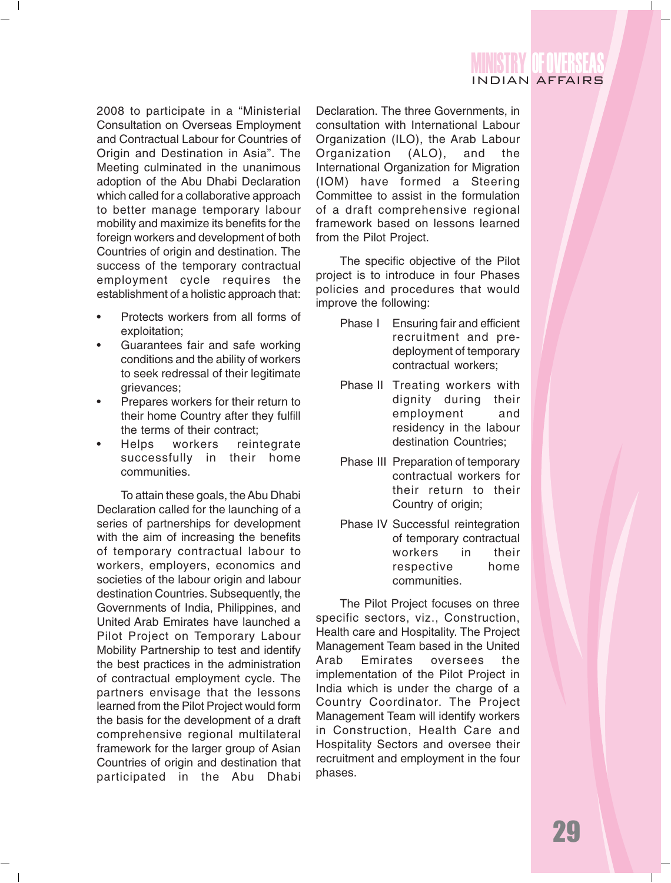2008 to participate in a "Ministerial Consultation on Overseas Employment and Contractual Labour for Countries of Origin and Destination in Asia". The Meeting culminated in the unanimous adoption of the Abu Dhabi Declaration which called for a collaborative approach to better manage temporary labour mobility and maximize its benefits for the foreign workers and development of both Countries of origin and destination. The success of the temporary contractual employment cycle requires the establishment of a holistic approach that:

- Protects workers from all forms of exploitation;
- Guarantees fair and safe working conditions and the ability of workers to seek redressal of their legitimate grievances;
- Prepares workers for their return to their home Country after they fulfill the terms of their contract;
- Helps workers reintegrate successfully in their home communities.

To attain these goals, the Abu Dhabi Declaration called for the launching of a series of partnerships for development with the aim of increasing the benefits of temporary contractual labour to workers, employers, economics and societies of the labour origin and labour destination Countries. Subsequently, the Governments of India, Philippines, and United Arab Emirates have launched a Pilot Project on Temporary Labour Mobility Partnership to test and identify the best practices in the administration of contractual employment cycle. The partners envisage that the lessons learned from the Pilot Project would form the basis for the development of a draft comprehensive regional multilateral framework for the larger group of Asian Countries of origin and destination that participated in the Abu Dhabi Declaration. The three Governments, in consultation with International Labour Organization (ILO), the Arab Labour Organization (ALO), and the International Organization for Migration (IOM) have formed a Steering Committee to assist in the formulation of a draft comprehensive regional framework based on lessons learned from the Pilot Project.

The specific objective of the Pilot project is to introduce in four Phases policies and procedures that would improve the following:

Phase I Ensuring fair and efficient recruitment and pre-deployment of temporary contractual workers;

Phase II Treating workers with dignity during their employment and residency in the labour destination Countries;

Phase III Preparation of temporary contractual workers for their return to their Country of origin;

Phase IV Successful reintegration of temporary contractual workers in their respective home communities.

The Pilot Project focuses on three specific sectors, viz., Construction, Health care and Hospitality. The Project Management Team based in the United Arab Emirates oversees the implementation of the Pilot Project in India which is under the charge of a Country Coordinator. The Project Management Team will identify workers in Construction, Health Care and Hospitality Sectors and oversee their recruitment and employment in the four phases.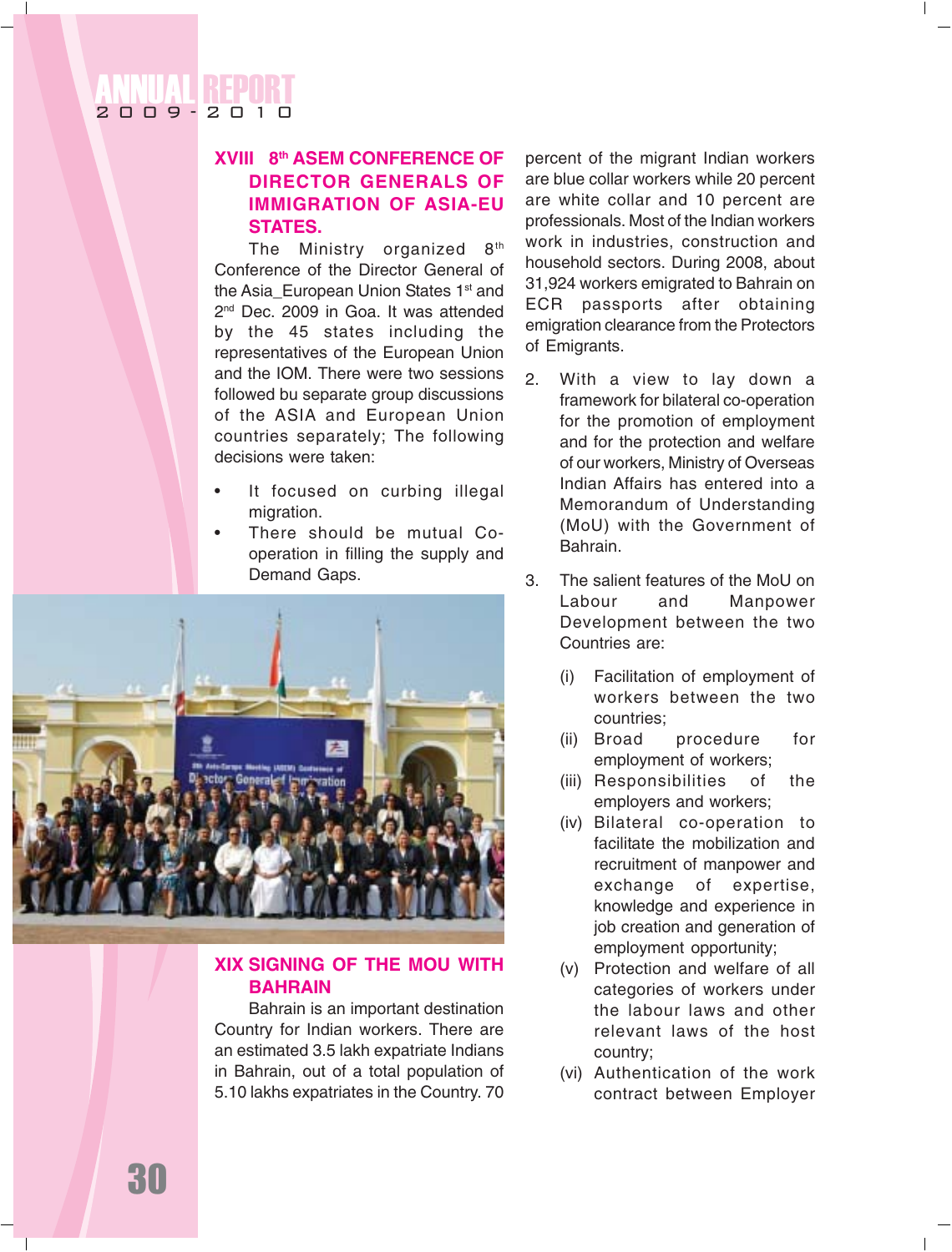## XVIII 8th ASEM CONFERENCE OF DIRECTOR GENERALS OF IMMIGRATION OF ASIA-EU STATES.

The Ministry organized 8th Conference of the Director General of the Asia_European Union States 1st and 2nd Dec. 2009 in Goa. It was attended by the 45 states including the representatives of the European Union and the IOM. There were two sessions followed bu separate group discussions of the ASIA and European Union countries separately; The following decisions were taken:

- It focused on curbing illegal migration.
- There should be mutual Co-operation in filling the supply and Demand Gaps.

## XIX SIGNING OF THE MOU WITH BAHRAIN

Bahrain is an important destination Country for Indian workers. There are an estimated 3.5 lakh expatriate Indians in Bahrain, out of a total population of 5.10 lakhs expatriates in the Country. 70 percent of the migrant Indian workers are blue collar workers while 20 percent are white collar and 10 percent are professionals. Most of the Indian workers work in industries, construction and household sectors. During 2008, about 31,924 workers emigrated to Bahrain on ECR passports after obtaining emigration clearance from the Protectors of Emigrants.

2. With a view to lay down a framework for bilateral co-operation for the promotion of employment and for the protection and welfare of our workers, Ministry of Overseas Indian Affairs has entered into a Memorandum of Understanding (MoU) with the Government of Bahrain.

3. The salient features of the MoU on Labour and Manpower Development between the two Countries are:

   (i) Facilitation of employment of workers between the two countries;
   (ii) Broad procedure for employment of workers;
   (iii) Responsibilities of the employers and workers;
   (iv) Bilateral co-operation to facilitate the mobilization and recruitment of manpower and exchange of expertise, knowledge and experience in job creation and generation of employment opportunity;
   (v) Protection and welfare of all categories of workers under the labour laws and other relevant laws of the host country;
   (vi) Authentication of the work contract between Employer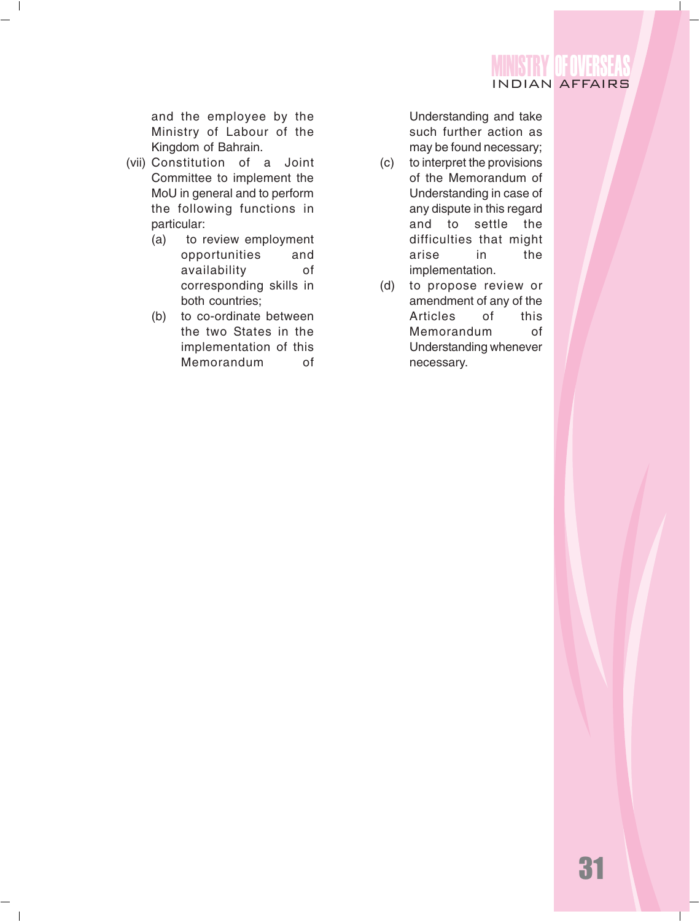and the employee by the Ministry of Labour of the Kingdom of Bahrain.

(vii) Constitution of a Joint Committee to implement the MoU in general and to perform the following functions in particular:

(a) to review employment opportunities and availability of corresponding skills in both countries;

(b) to co-ordinate between the two States in the implementation of this Memorandum of Understanding and take such further action as may be found necessary;

(c) to interpret the provisions of the Memorandum of Understanding in case of any dispute in this regard and to settle the difficulties that might arise in the implementation.

(d) to propose review or amendment of any of the Articles of this Memorandum of Understanding whenever necessary.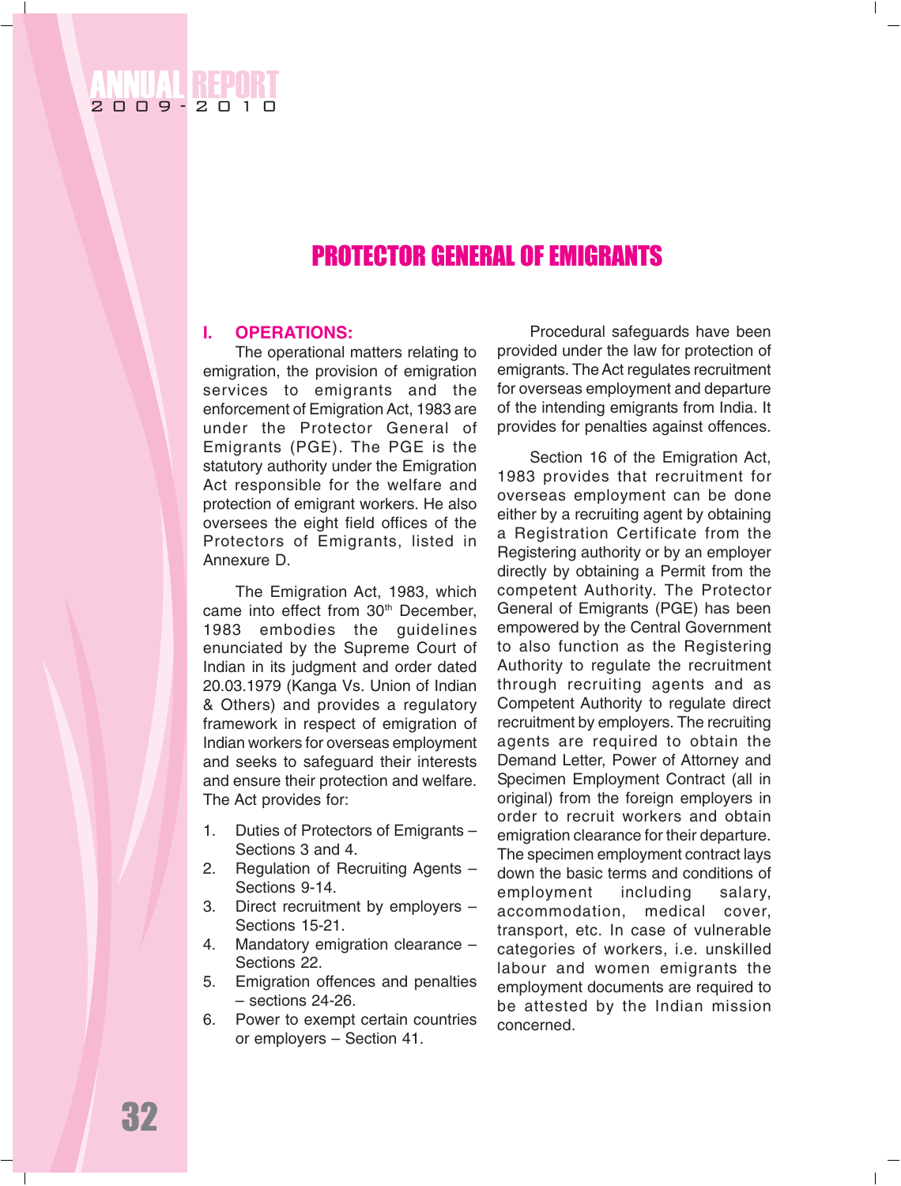# PROTECTOR GENERAL OF EMIGRANTS

## I. OPERATIONS:

The operational matters relating to emigration, the provision of emigration services to emigrants and the enforcement of Emigration Act, 1983 are under the Protector General of Emigrants (PGE). The PGE is the statutory authority under the Emigration Act responsible for the welfare and protection of emigrant workers. He also oversees the eight field offices of the Protectors of Emigrants, listed in Annexure D.

The Emigration Act, 1983, which came into effect from 30th December, 1983 embodies the guidelines enunciated by the Supreme Court of Indian in its judgment and order dated 20.03.1979 (Kanga Vs. Union of Indian & Others) and provides a regulatory framework in respect of emigration of Indian workers for overseas employment and seeks to safeguard their interests and ensure their protection and welfare. The Act provides for:

1. Duties of Protectors of Emigrants – Sections 3 and 4.
2. Regulation of Recruiting Agents – Sections 9-14.
3. Direct recruitment by employers – Sections 15-21.
4. Mandatory emigration clearance – Sections 22.
5. Emigration offences and penalties – sections 24-26.
6. Power to exempt certain countries or employers – Section 41.

Procedural safeguards have been provided under the law for protection of emigrants. The Act regulates recruitment for overseas employment and departure of the intending emigrants from India. It provides for penalties against offences.

Section 16 of the Emigration Act, 1983 provides that recruitment for overseas employment can be done either by a recruiting agent by obtaining a Registration Certificate from the Registering authority or by an employer directly by obtaining a Permit from the competent Authority. The Protector General of Emigrants (PGE) has been empowered by the Central Government to also function as the Registering Authority to regulate the recruitment through recruiting agents and as Competent Authority to regulate direct recruitment by employers. The recruiting agents are required to obtain the Demand Letter, Power of Attorney and Specimen Employment Contract (all in original) from the foreign employers in order to recruit workers and obtain emigration clearance for their departure. The specimen employment contract lays down the basic terms and conditions of employment including salary, accommodation, medical cover, transport, etc. In case of vulnerable categories of workers, i.e. unskilled labour and women emigrants the employment documents are required to be attested by the Indian mission concerned.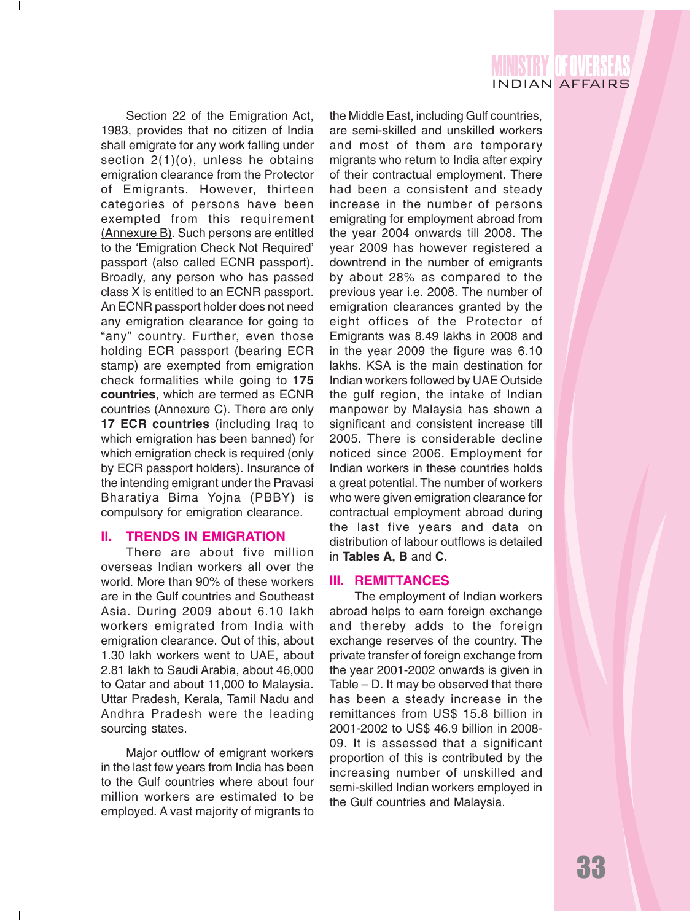Section 22 of the Emigration Act, 1983, provides that no citizen of India shall emigrate for any work falling under section 2(1)(o), unless he obtains emigration clearance from the Protector of Emigrants. However, thirteen categories of persons have been exempted from this requirement (Annexure B). Such persons are entitled to the 'Emigration Check Not Required' passport (also called ECNR passport). Broadly, any person who has passed class X is entitled to an ECNR passport. An ECNR passport holder does not need any emigration clearance for going to "any" country. Further, even those holding ECR passport (bearing ECR stamp) are exempted from emigration check formalities while going to **175 countries**, which are termed as ECNR countries (Annexure C). There are only **17 ECR countries** (including Iraq to which emigration has been banned) for which emigration check is required (only by ECR passport holders). Insurance of the intending emigrant under the Pravasi Bharatiya Bima Yojna (PBBY) is compulsory for emigration clearance.

## II. TRENDS IN EMIGRATION

There are about five million overseas Indian workers all over the world. More than 90% of these workers are in the Gulf countries and Southeast Asia. During 2009 about 6.10 lakh workers emigrated from India with emigration clearance. Out of this, about 1.30 lakh workers went to UAE, about 2.81 lakh to Saudi Arabia, about 46,000 to Qatar and about 11,000 to Malaysia. Uttar Pradesh, Kerala, Tamil Nadu and Andhra Pradesh were the leading sourcing states.

Major outflow of emigrant workers in the last few years from India has been to the Gulf countries where about four million workers are estimated to be employed. A vast majority of migrants to the Middle East, including Gulf countries, are semi-skilled and unskilled workers and most of them are temporary migrants who return to India after expiry of their contractual employment. There had been a consistent and steady increase in the number of persons emigrating for employment abroad from the year 2004 onwards till 2008. The year 2009 has however registered a downtrend in the number of emigrants by about 28% as compared to the previous year i.e. 2008. The number of emigration clearances granted by the eight offices of the Protector of Emigrants was 8.49 lakhs in 2008 and in the year 2009 the figure was 6.10 lakhs. KSA is the main destination for Indian workers followed by UAE Outside the gulf region, the intake of Indian manpower by Malaysia has shown a significant and consistent increase till 2005. There is considerable decline noticed since 2006. Employment for Indian workers in these countries holds a great potential. The number of workers who were given emigration clearance for contractual employment abroad during the last five years and data on distribution of labour outflows is detailed in **Tables A, B** and **C**.

## III. REMITTANCES

The employment of Indian workers abroad helps to earn foreign exchange and thereby adds to the foreign exchange reserves of the country. The private transfer of foreign exchange from the year 2001-2002 onwards is given in Table – D. It may be observed that there has been a steady increase in the remittances from US$ 15.8 billion in 2001-2002 to US$ 46.9 billion in 2008-09. It is assessed that a significant proportion of this is contributed by the increasing number of unskilled and semi-skilled Indian workers employed in the Gulf countries and Malaysia.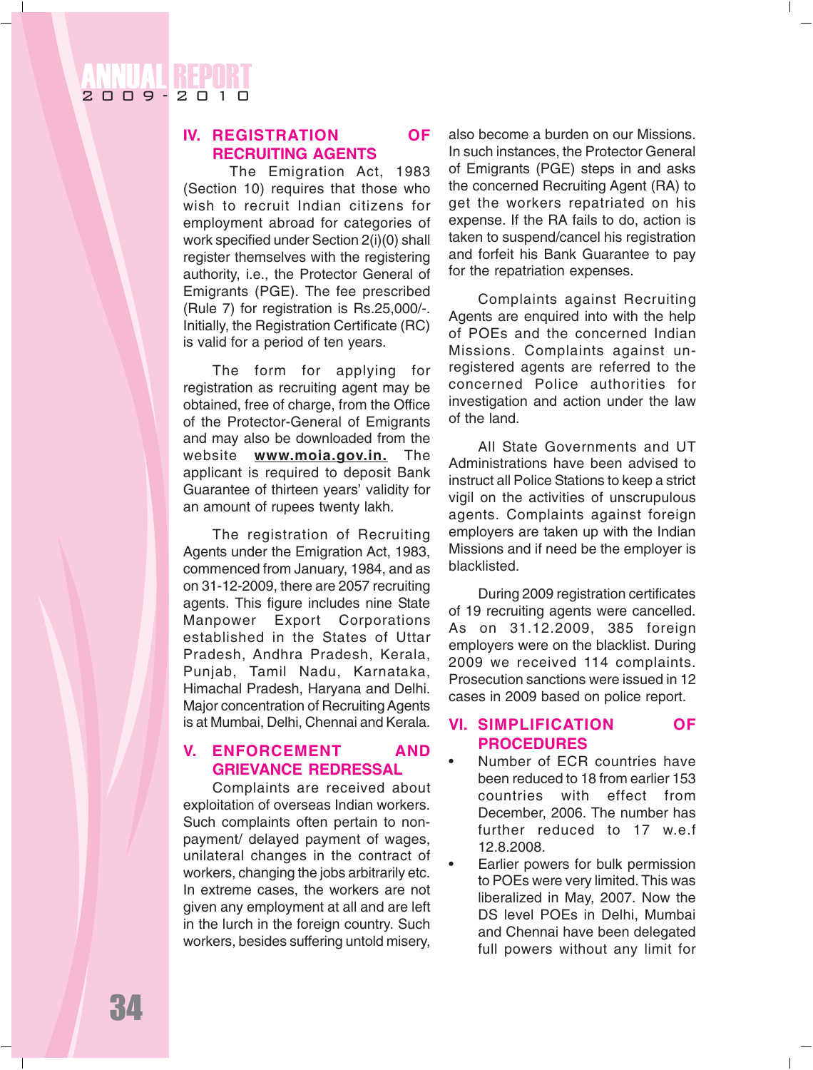## IV. REGISTRATION OF RECRUITING AGENTS

The Emigration Act, 1983 (Section 10) requires that those who wish to recruit Indian citizens for employment abroad for categories of work specified under Section 2(i)(0) shall register themselves with the registering authority, i.e., the Protector General of Emigrants (PGE). The fee prescribed (Rule 7) for registration is Rs.25,000/-. Initially, the Registration Certificate (RC) is valid for a period of ten years.

The form for applying for registration as recruiting agent may be obtained, free of charge, from the Office of the Protector-General of Emigrants and may also be downloaded from the website **www.moia.gov.in.** The applicant is required to deposit Bank Guarantee of thirteen years' validity for an amount of rupees twenty lakh.

The registration of Recruiting Agents under the Emigration Act, 1983, commenced from January, 1984, and as on 31-12-2009, there are 2057 recruiting agents. This figure includes nine State Manpower Export Corporations established in the States of Uttar Pradesh, Andhra Pradesh, Kerala, Punjab, Tamil Nadu, Karnataka, Himachal Pradesh, Haryana and Delhi. Major concentration of Recruiting Agents is at Mumbai, Delhi, Chennai and Kerala.

## V. ENFORCEMENT AND GRIEVANCE REDRESSAL

Complaints are received about exploitation of overseas Indian workers. Such complaints often pertain to non-payment/ delayed payment of wages, unilateral changes in the contract of workers, changing the jobs arbitrarily etc. In extreme cases, the workers are not given any employment at all and are left in the lurch in the foreign country. Such workers, besides suffering untold misery, also become a burden on our Missions. In such instances, the Protector General of Emigrants (PGE) steps in and asks the concerned Recruiting Agent (RA) to get the workers repatriated on his expense. If the RA fails to do, action is taken to suspend/cancel his registration and forfeit his Bank Guarantee to pay for the repatriation expenses.

Complaints against Recruiting Agents are enquired into with the help of POEs and the concerned Indian Missions. Complaints against un-registered agents are referred to the concerned Police authorities for investigation and action under the law of the land.

All State Governments and UT Administrations have been advised to instruct all Police Stations to keep a strict vigil on the activities of unscrupulous agents. Complaints against foreign employers are taken up with the Indian Missions and if need be the employer is blacklisted.

During 2009 registration certificates of 19 recruiting agents were cancelled. As on 31.12.2009, 385 foreign employers were on the blacklist. During 2009 we received 114 complaints. Prosecution sanctions were issued in 12 cases in 2009 based on police report.

## VI. SIMPLIFICATION OF PROCEDURES

- Number of ECR countries have been reduced to 18 from earlier 153 countries with effect from December, 2006. The number has further reduced to 17 w.e.f 12.8.2008.
- Earlier powers for bulk permission to POEs were very limited. This was liberalized in May, 2007. Now the DS level POEs in Delhi, Mumbai and Chennai have been delegated full powers without any limit for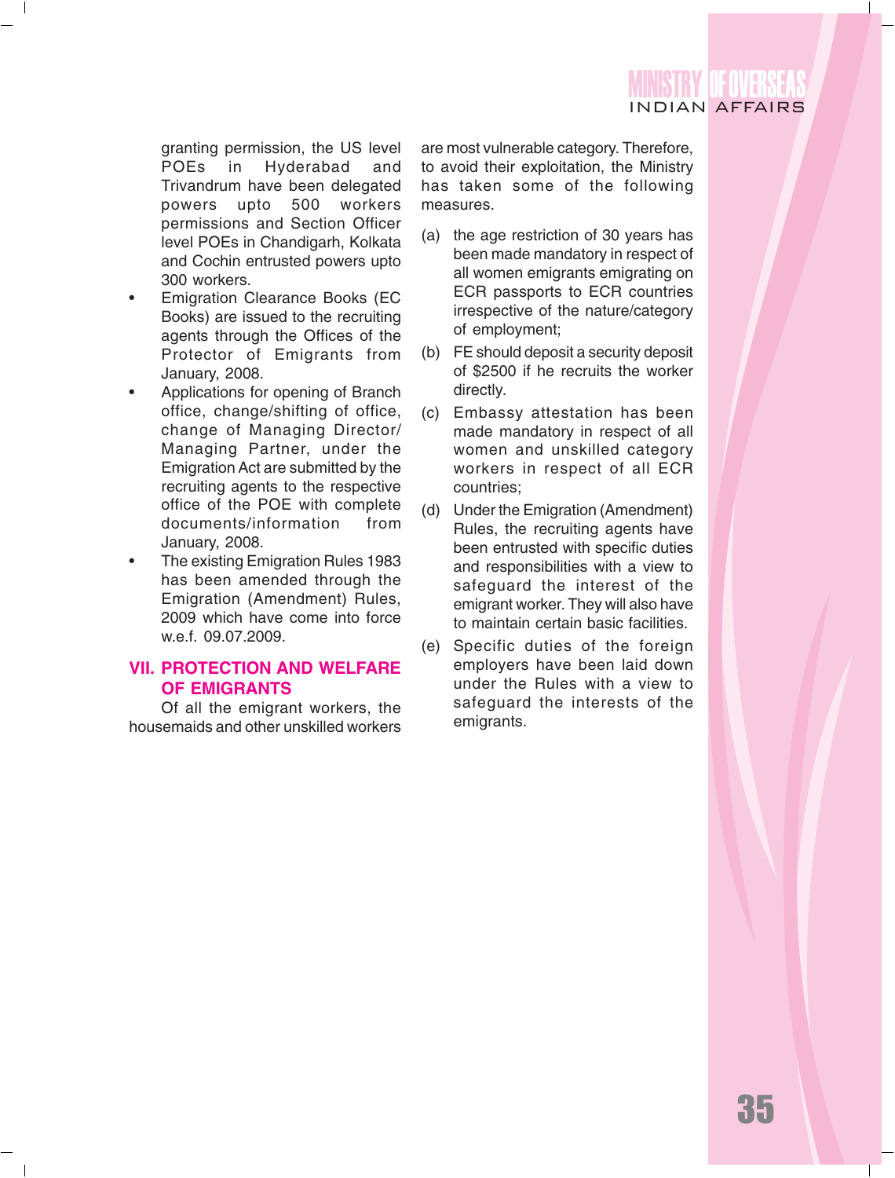granting permission, the US level POEs in Hyderabad and Trivandrum have been delegated powers upto 500 workers permissions and Section Officer level POEs in Chandigarh, Kolkata and Cochin entrusted powers upto 300 workers.

- Emigration Clearance Books (EC Books) are issued to the recruiting agents through the Offices of the Protector of Emigrants from January, 2008.
- Applications for opening of Branch office, change/shifting of office, change of Managing Director/ Managing Partner, under the Emigration Act are submitted by the recruiting agents to the respective office of the POE with complete documents/information from January, 2008.
- The existing Emigration Rules 1983 has been amended through the Emigration (Amendment) Rules, 2009 which have come into force w.e.f. 09.07.2009.

## VII. PROTECTION AND WELFARE OF EMIGRANTS

Of all the emigrant workers, the housemaids and other unskilled workers are most vulnerable category. Therefore, to avoid their exploitation, the Ministry has taken some of the following measures.

(a) the age restriction of 30 years has been made mandatory in respect of all women emigrants emigrating on ECR passports to ECR countries irrespective of the nature/category of employment;

(b) FE should deposit a security deposit of $2500 if he recruits the worker directly.

(c) Embassy attestation has been made mandatory in respect of all women and unskilled category workers in respect of all ECR countries;

(d) Under the Emigration (Amendment) Rules, the recruiting agents have been entrusted with specific duties and responsibilities with a view to safeguard the interest of the emigrant worker. They will also have to maintain certain basic facilities.

(e) Specific duties of the foreign employers have been laid down under the Rules with a view to safeguard the interests of the emigrants.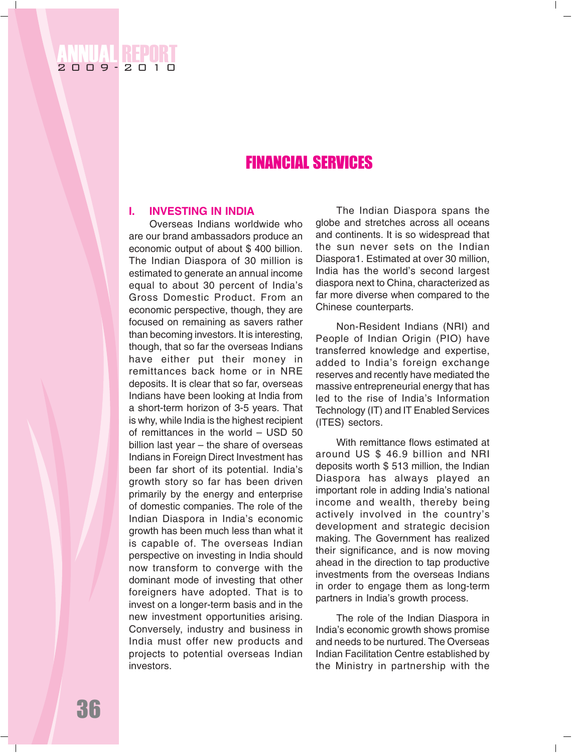# FINANCIAL SERVICES

## I. INVESTING IN INDIA

Overseas Indians worldwide who are our brand ambassadors produce an economic output of about $ 400 billion. The Indian Diaspora of 30 million is estimated to generate an annual income equal to about 30 percent of India's Gross Domestic Product. From an economic perspective, though, they are focused on remaining as savers rather than becoming investors. It is interesting, though, that so far the overseas Indians have either put their money in remittances back home or in NRE deposits. It is clear that so far, overseas Indians have been looking at India from a short-term horizon of 3-5 years. That is why, while India is the highest recipient of remittances in the world – USD 50 billion last year – the share of overseas Indians in Foreign Direct Investment has been far short of its potential. India's growth story so far has been driven primarily by the energy and enterprise of domestic companies. The role of the Indian Diaspora in India's economic growth has been much less than what it is capable of. The overseas Indian perspective on investing in India should now transform to converge with the dominant mode of investing that other foreigners have adopted. That is to invest on a longer-term basis and in the new investment opportunities arising. Conversely, industry and business in India must offer new products and projects to potential overseas Indian investors.

The Indian Diaspora spans the globe and stretches across all oceans and continents. It is so widespread that the sun never sets on the Indian Diaspora1. Estimated at over 30 million, India has the world's second largest diaspora next to China, characterized as far more diverse when compared to the Chinese counterparts.

Non-Resident Indians (NRI) and People of Indian Origin (PIO) have transferred knowledge and expertise, added to India's foreign exchange reserves and recently have mediated the massive entrepreneurial energy that has led to the rise of India's Information Technology (IT) and IT Enabled Services (ITES) sectors.

With remittance flows estimated at around US $ 46.9 billion and NRI deposits worth $ 513 million, the Indian Diaspora has always played an important role in adding India's national income and wealth, thereby being actively involved in the country's development and strategic decision making. The Government has realized their significance, and is now moving ahead in the direction to tap productive investments from the overseas Indians in order to engage them as long-term partners in India's growth process.

The role of the Indian Diaspora in India's economic growth shows promise and needs to be nurtured. The Overseas Indian Facilitation Centre established by the Ministry in partnership with the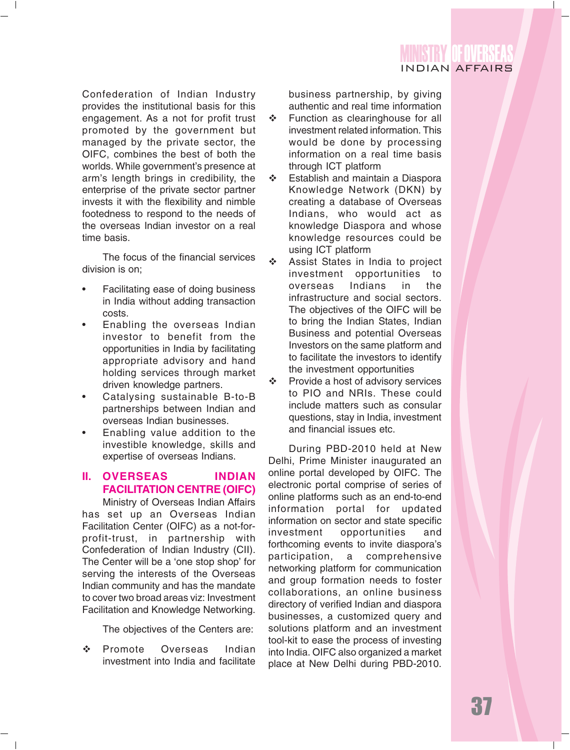Confederation of Indian Industry provides the institutional basis for this engagement. As a not for profit trust promoted by the government but managed by the private sector, the OIFC, combines the best of both the worlds. While government's presence at arm's length brings in credibility, the enterprise of the private sector partner invests it with the flexibility and nimble footedness to respond to the needs of the overseas Indian investor on a real time basis.

The focus of the financial services division is on;

- Facilitating ease of doing business in India without adding transaction costs.
- Enabling the overseas Indian investor to benefit from the opportunities in India by facilitating appropriate advisory and hand holding services through market driven knowledge partners.
- Catalysing sustainable B-to-B partnerships between Indian and overseas Indian businesses.
- Enabling value addition to the investible knowledge, skills and expertise of overseas Indians.

## II. OVERSEAS INDIAN FACILITATION CENTRE (OIFC)

Ministry of Overseas Indian Affairs has set up an Overseas Indian Facilitation Center (OIFC) as a not-for-profit-trust, in partnership with Confederation of Indian Industry (CII). The Center will be a 'one stop shop' for serving the interests of the Overseas Indian community and has the mandate to cover two broad areas viz: Investment Facilitation and Knowledge Networking.

The objectives of the Centers are:

- Promote Overseas Indian investment into India and facilitate business partnership, by giving authentic and real time information
- Function as clearinghouse for all investment related information. This would be done by processing information on a real time basis through ICT platform
- Establish and maintain a Diaspora Knowledge Network (DKN) by creating a database of Overseas Indians, who would act as knowledge Diaspora and whose knowledge resources could be using ICT platform
- Assist States in India to project investment opportunities to overseas Indians in the infrastructure and social sectors. The objectives of the OIFC will be to bring the Indian States, Indian Business and potential Overseas Investors on the same platform and to facilitate the investors to identify the investment opportunities
- Provide a host of advisory services to PIO and NRIs. These could include matters such as consular questions, stay in India, investment and financial issues etc.

During PBD-2010 held at New Delhi, Prime Minister inaugurated an online portal developed by OIFC. The electronic portal comprise of series of online platforms such as an end-to-end information portal for updated information on sector and state specific investment opportunities and forthcoming events to invite diaspora's participation, a comprehensive networking platform for communication and group formation needs to foster collaborations, an online business directory of verified Indian and diaspora businesses, a customized query and solutions platform and an investment tool-kit to ease the process of investing into India. OIFC also organized a market place at New Delhi during PBD-2010.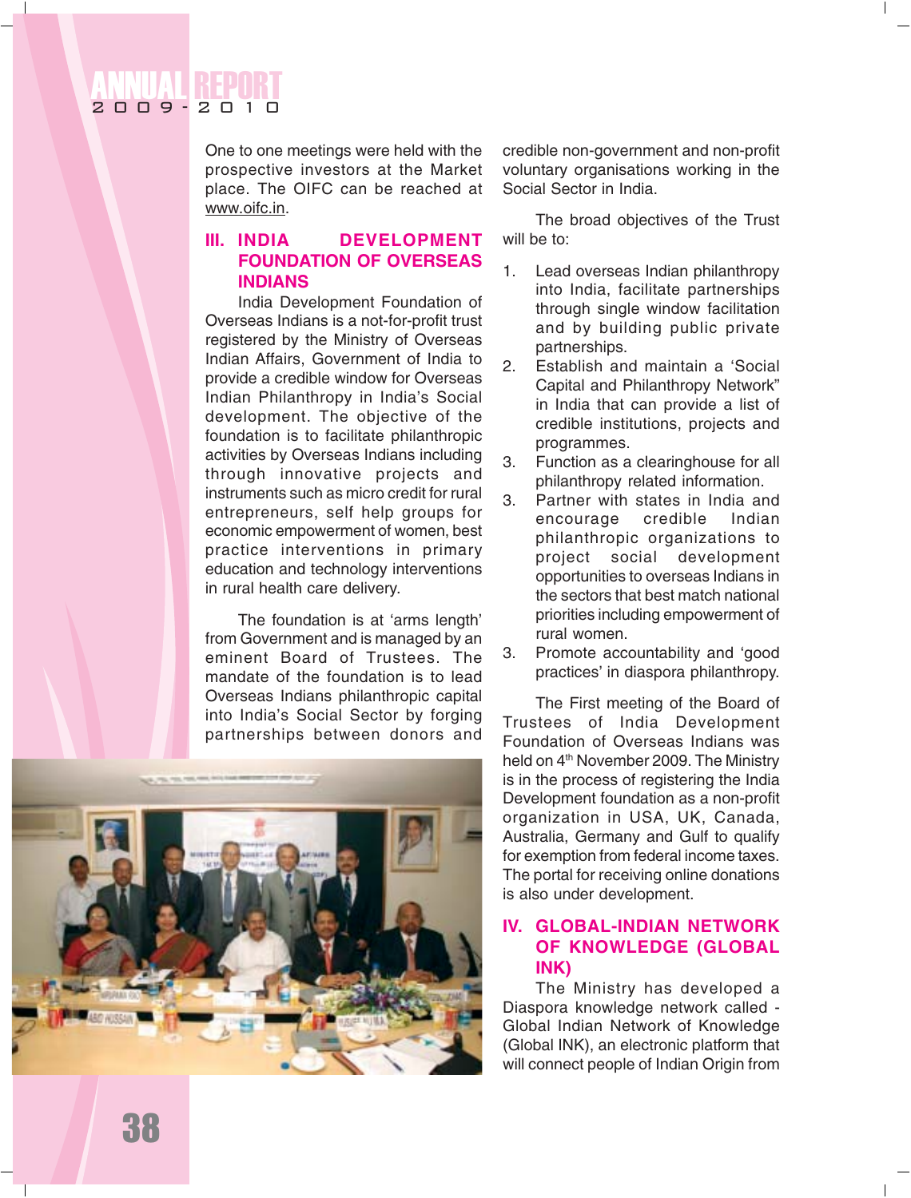One to one meetings were held with the prospective investors at the Market place. The OIFC can be reached at www.oifc.in.

## III. INDIA DEVELOPMENT FOUNDATION OF OVERSEAS INDIANS

India Development Foundation of Overseas Indians is a not-for-profit trust registered by the Ministry of Overseas Indian Affairs, Government of India to provide a credible window for Overseas Indian Philanthropy in India's Social development. The objective of the foundation is to facilitate philanthropic activities by Overseas Indians including through innovative projects and instruments such as micro credit for rural entrepreneurs, self help groups for economic empowerment of women, best practice interventions in primary education and technology interventions in rural health care delivery.

The foundation is at 'arms length' from Government and is managed by an eminent Board of Trustees. The mandate of the foundation is to lead Overseas Indians philanthropic capital into India's Social Sector by forging partnerships between donors and credible non-government and non-profit voluntary organisations working in the Social Sector in India.

The broad objectives of the Trust will be to:

1. Lead overseas Indian philanthropy into India, facilitate partnerships through single window facilitation and by building public private partnerships.
2. Establish and maintain a 'Social Capital and Philanthropy Network" in India that can provide a list of credible institutions, projects and programmes.
3. Function as a clearinghouse for all philanthropy related information.
3. Partner with states in India and encourage credible Indian philanthropic organizations to project social development opportunities to overseas Indians in the sectors that best match national priorities including empowerment of rural women.
3. Promote accountability and 'good practices' in diaspora philanthropy.

The First meeting of the Board of Trustees of India Development Foundation of Overseas Indians was held on 4th November 2009. The Ministry is in the process of registering the India Development foundation as a non-profit organization in USA, UK, Canada, Australia, Germany and Gulf to qualify for exemption from federal income taxes. The portal for receiving online donations is also under development.

## IV. GLOBAL-INDIAN NETWORK OF KNOWLEDGE (GLOBAL INK)

The Ministry has developed a Diaspora knowledge network called - Global Indian Network of Knowledge (Global INK), an electronic platform that will connect people of Indian Origin from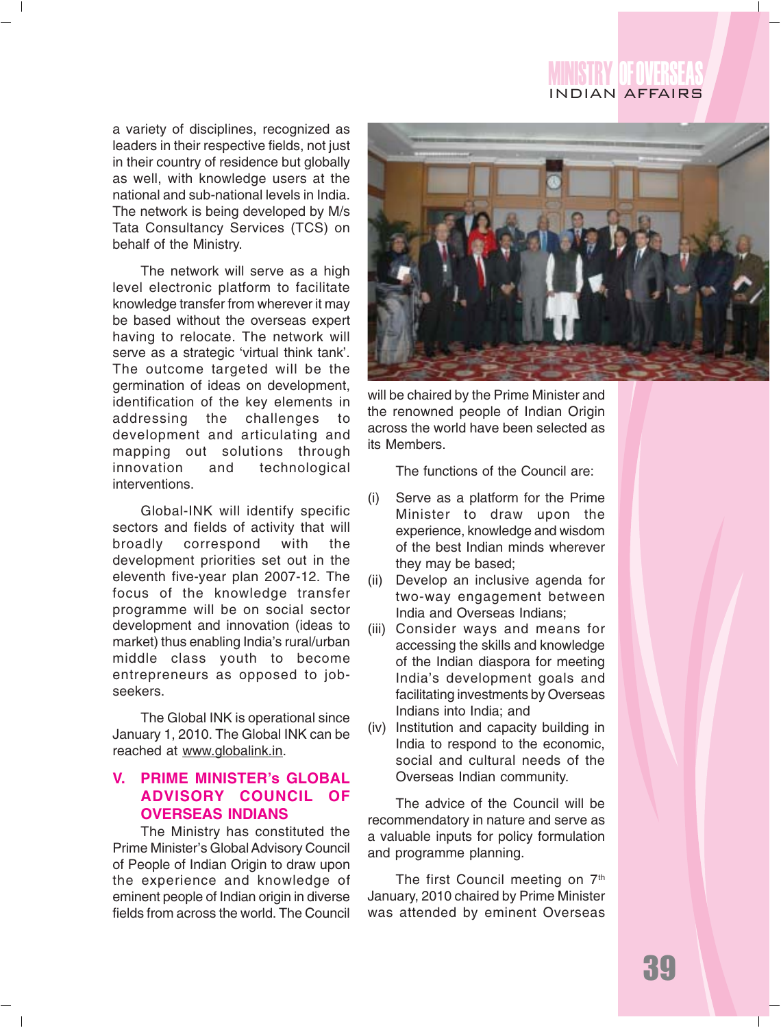a variety of disciplines, recognized as leaders in their respective fields, not just in their country of residence but globally as well, with knowledge users at the national and sub-national levels in India. The network is being developed by M/s Tata Consultancy Services (TCS) on behalf of the Ministry.

The network will serve as a high level electronic platform to facilitate knowledge transfer from wherever it may be based without the overseas expert having to relocate. The network will serve as a strategic 'virtual think tank'. The outcome targeted will be the germination of ideas on development, identification of the key elements in addressing the challenges to development and articulating and mapping out solutions through innovation and technological interventions.

Global-INK will identify specific sectors and fields of activity that will broadly correspond with the development priorities set out in the eleventh five-year plan 2007-12. The focus of the knowledge transfer programme will be on social sector development and innovation (ideas to market) thus enabling India's rural/urban middle class youth to become entrepreneurs as opposed to job-seekers.

The Global INK is operational since January 1, 2010. The Global INK can be reached at www.globalink.in.

## V. PRIME MINISTER's GLOBAL ADVISORY COUNCIL OF OVERSEAS INDIANS

The Ministry has constituted the Prime Minister's Global Advisory Council of People of Indian Origin to draw upon the experience and knowledge of eminent people of Indian origin in diverse fields from across the world. The Council will be chaired by the Prime Minister and the renowned people of Indian Origin across the world have been selected as its Members.

The functions of the Council are:

(i) Serve as a platform for the Prime Minister to draw upon the experience, knowledge and wisdom of the best Indian minds wherever they may be based;

(ii) Develop an inclusive agenda for two-way engagement between India and Overseas Indians;

(iii) Consider ways and means for accessing the skills and knowledge of the Indian diaspora for meeting India's development goals and facilitating investments by Overseas Indians into India; and

(iv) Institution and capacity building in India to respond to the economic, social and cultural needs of the Overseas Indian community.

The advice of the Council will be recommendatory in nature and serve as a valuable inputs for policy formulation and programme planning.

The first Council meeting on 7th January, 2010 chaired by Prime Minister was attended by eminent Overseas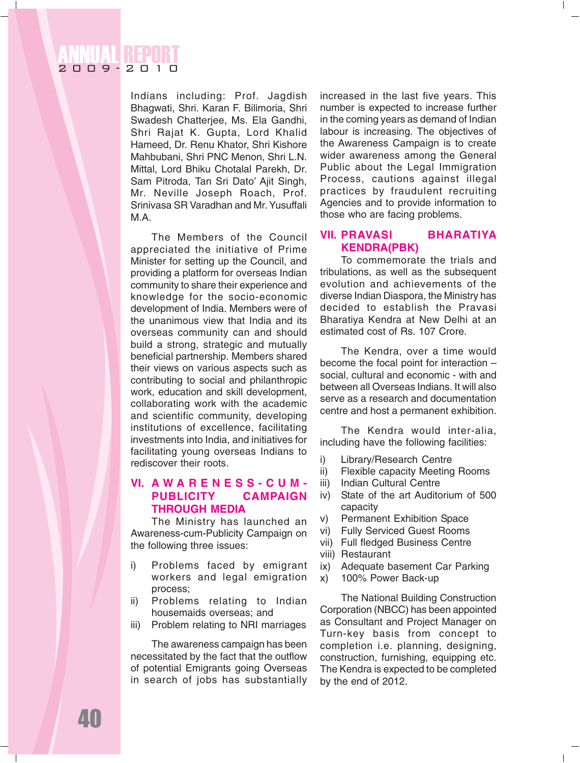Indians including: Prof. Jagdish Bhagwati, Shri. Karan F. Bilimoria, Shri Swadesh Chatterjee, Ms. Ela Gandhi, Shri Rajat K. Gupta, Lord Khalid Hameed, Dr. Renu Khator, Shri Kishore Mahbubani, Shri PNC Menon, Shri L.N. Mittal, Lord Bhiku Chotalal Parekh, Dr. Sam Pitroda, Tan Sri Dato' Ajit Singh, Mr. Neville Joseph Roach, Prof. Srinivasa SR Varadhan and Mr. Yusuffali M.A.

The Members of the Council appreciated the initiative of Prime Minister for setting up the Council, and providing a platform for overseas Indian community to share their experience and knowledge for the socio-economic development of India. Members were of the unanimous view that India and its overseas community can and should build a strong, strategic and mutually beneficial partnership. Members shared their views on various aspects such as contributing to social and philanthropic work, education and skill development, collaborating work with the academic and scientific community, developing institutions of excellence, facilitating investments into India, and initiatives for facilitating young overseas Indians to rediscover their roots.

## VI. AWARENESS-CUM-PUBLICITY CAMPAIGN THROUGH MEDIA

The Ministry has launched an Awareness-cum-Publicity Campaign on the following three issues:

i) Problems faced by emigrant workers and legal emigration process;
ii) Problems relating to Indian housemaids overseas; and
iii) Problem relating to NRI marriages

The awareness campaign has been necessitated by the fact that the outflow of potential Emigrants going Overseas in search of jobs has substantially increased in the last five years. This number is expected to increase further in the coming years as demand of Indian labour is increasing. The objectives of the Awareness Campaign is to create wider awareness among the General Public about the Legal Immigration Process, cautions against illegal practices by fraudulent recruiting Agencies and to provide information to those who are facing problems.

## VII. PRAVASI BHARATIYA KENDRA(PBK)

To commemorate the trials and tribulations, as well as the subsequent evolution and achievements of the diverse Indian Diaspora, the Ministry has decided to establish the Pravasi Bharatiya Kendra at New Delhi at an estimated cost of Rs. 107 Crore.

The Kendra, over a time would become the focal point for interaction – social, cultural and economic - with and between all Overseas Indians. It will also serve as a research and documentation centre and host a permanent exhibition.

The Kendra would inter-alia, including have the following facilities:

i) Library/Research Centre
ii) Flexible capacity Meeting Rooms
iii) Indian Cultural Centre
iv) State of the art Auditorium of 500 capacity
v) Permanent Exhibition Space
vi) Fully Serviced Guest Rooms
vii) Full fledged Business Centre
viii) Restaurant
ix) Adequate basement Car Parking
x) 100% Power Back-up

The National Building Construction Corporation (NBCC) has been appointed as Consultant and Project Manager on Turn-key basis from concept to completion i.e. planning, designing, construction, furnishing, equipping etc. The Kendra is expected to be completed by the end of 2012.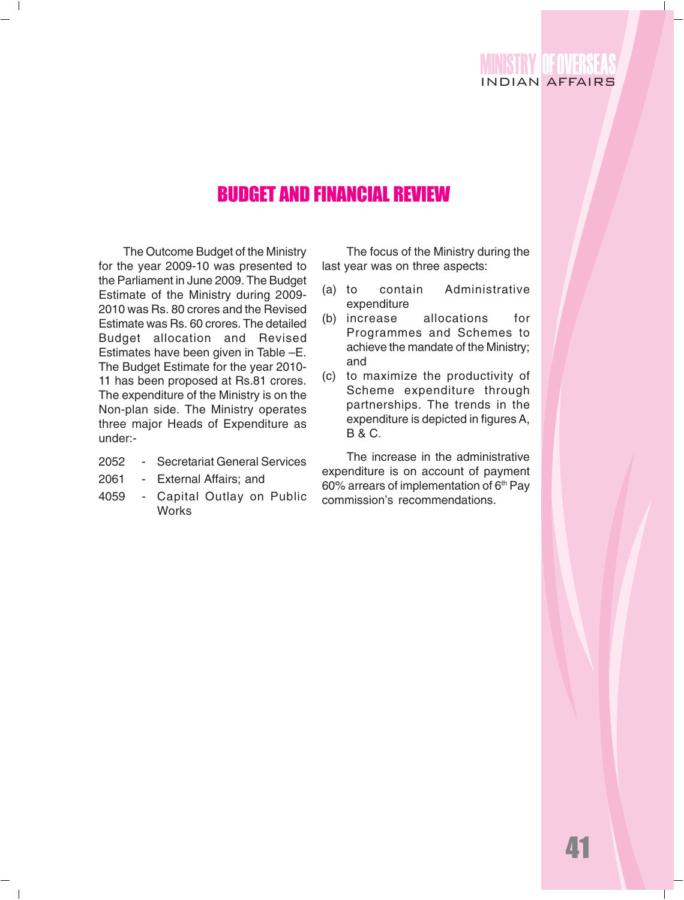# BUDGET AND FINANCIAL REVIEW

The Outcome Budget of the Ministry for the year 2009-10 was presented to the Parliament in June 2009. The Budget Estimate of the Ministry during 2009-2010 was Rs. 80 crores and the Revised Estimate was Rs. 60 crores. The detailed Budget allocation and Revised Estimates have been given in Table –E. The Budget Estimate for the year 2010-11 has been proposed at Rs.81 crores. The expenditure of the Ministry is on the Non-plan side. The Ministry operates three major Heads of Expenditure as under:-

2052 - Secretariat General Services

2061 - External Affairs; and

4059 - Capital Outlay on Public Works

The focus of the Ministry during the last year was on three aspects:

(a) to contain Administrative expenditure

(b) increase allocations for Programmes and Schemes to achieve the mandate of the Ministry; and

(c) to maximize the productivity of Scheme expenditure through partnerships. The trends in the expenditure is depicted in figures A, B & C.

The increase in the administrative expenditure is on account of payment 60% arrears of implementation of 6th Pay commission's recommendations.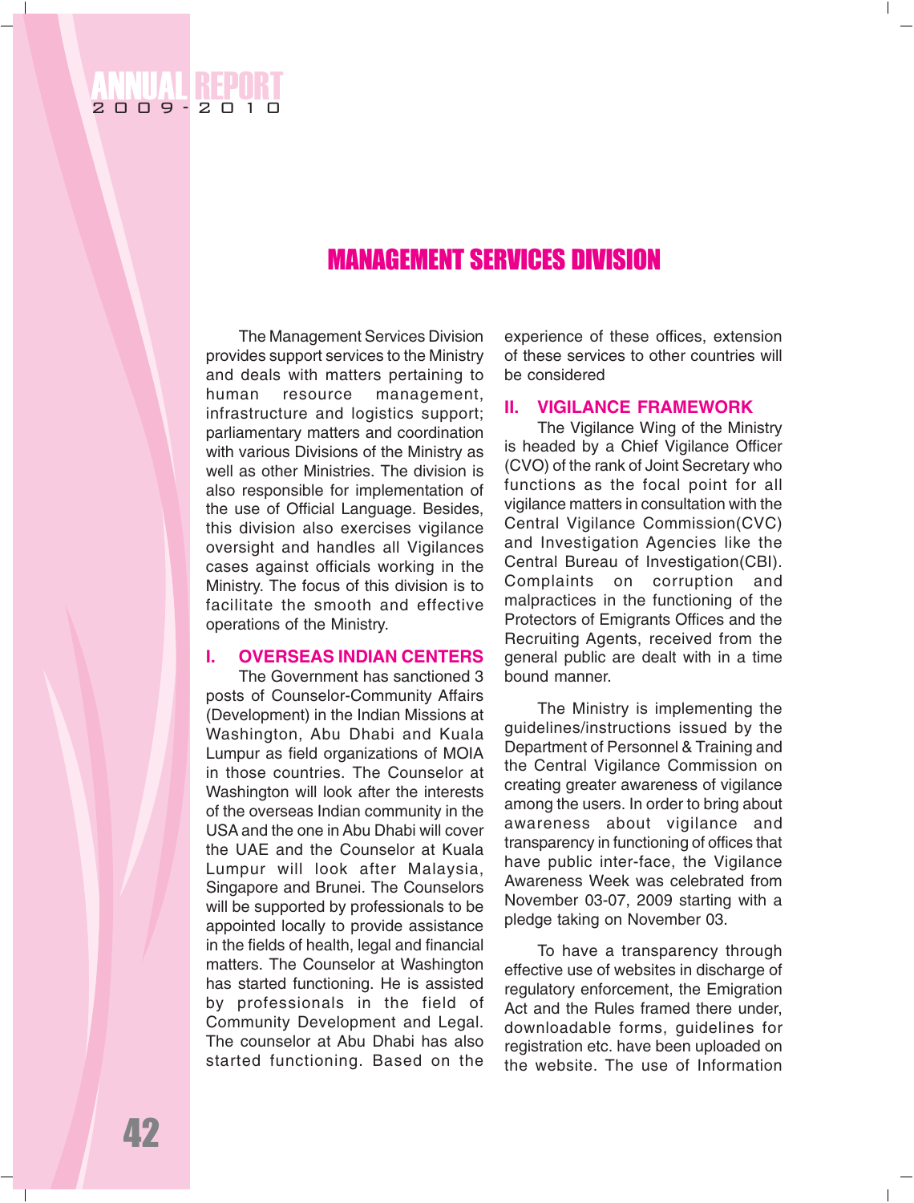# MANAGEMENT SERVICES DIVISION

The Management Services Division provides support services to the Ministry and deals with matters pertaining to human resource management, infrastructure and logistics support; parliamentary matters and coordination with various Divisions of the Ministry as well as other Ministries. The division is also responsible for implementation of the use of Official Language. Besides, this division also exercises vigilance oversight and handles all Vigilances cases against officials working in the Ministry. The focus of this division is to facilitate the smooth and effective operations of the Ministry.

## I. OVERSEAS INDIAN CENTERS

The Government has sanctioned 3 posts of Counselor-Community Affairs (Development) in the Indian Missions at Washington, Abu Dhabi and Kuala Lumpur as field organizations of MOIA in those countries. The Counselor at Washington will look after the interests of the overseas Indian community in the USA and the one in Abu Dhabi will cover the UAE and the Counselor at Kuala Lumpur will look after Malaysia, Singapore and Brunei. The Counselors will be supported by professionals to be appointed locally to provide assistance in the fields of health, legal and financial matters. The Counselor at Washington has started functioning. He is assisted by professionals in the field of Community Development and Legal. The counselor at Abu Dhabi has also started functioning. Based on the experience of these offices, extension of these services to other countries will be considered

## II. VIGILANCE FRAMEWORK

The Vigilance Wing of the Ministry is headed by a Chief Vigilance Officer (CVO) of the rank of Joint Secretary who functions as the focal point for all vigilance matters in consultation with the Central Vigilance Commission(CVC) and Investigation Agencies like the Central Bureau of Investigation(CBI). Complaints on corruption and malpractices in the functioning of the Protectors of Emigrants Offices and the Recruiting Agents, received from the general public are dealt with in a time bound manner.

The Ministry is implementing the guidelines/instructions issued by the Department of Personnel & Training and the Central Vigilance Commission on creating greater awareness of vigilance among the users. In order to bring about awareness about vigilance and transparency in functioning of offices that have public inter-face, the Vigilance Awareness Week was celebrated from November 03-07, 2009 starting with a pledge taking on November 03.

To have a transparency through effective use of websites in discharge of regulatory enforcement, the Emigration Act and the Rules framed there under, downloadable forms, guidelines for registration etc. have been uploaded on the website. The use of Information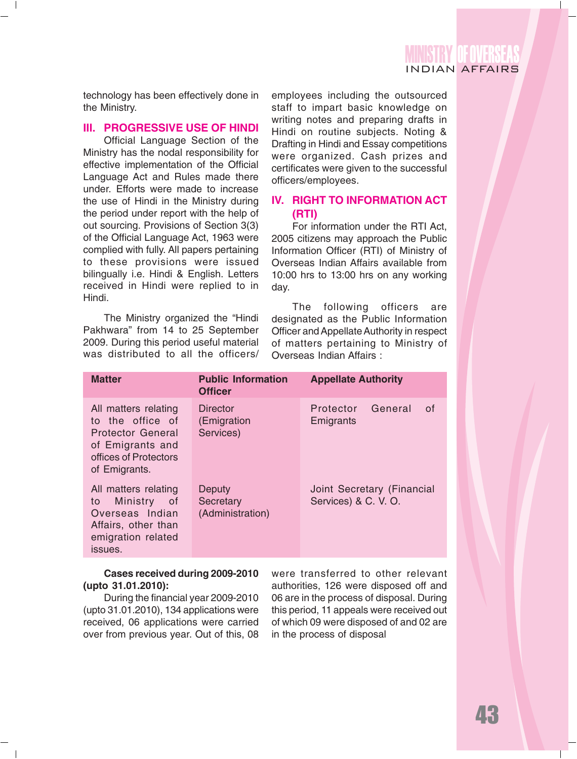technology has been effectively done in the Ministry.

## III. PROGRESSIVE USE OF HINDI

Official Language Section of the Ministry has the nodal responsibility for effective implementation of the Official Language Act and Rules made there under. Efforts were made to increase the use of Hindi in the Ministry during the period under report with the help of out sourcing. Provisions of Section 3(3) of the Official Language Act, 1963 were complied with fully. All papers pertaining to these provisions were issued bilingually i.e. Hindi & English. Letters received in Hindi were replied to in Hindi.

The Ministry organized the "Hindi Pakhwara" from 14 to 25 September 2009. During this period useful material was distributed to all the officers/ employees including the outsourced staff to impart basic knowledge on writing notes and preparing drafts in Hindi on routine subjects. Noting & Drafting in Hindi and Essay competitions were organized. Cash prizes and certificates were given to the successful officers/employees.

## IV. RIGHT TO INFORMATION ACT (RTI)

For information under the RTI Act, 2005 citizens may approach the Public Information Officer (RTI) of Ministry of Overseas Indian Affairs available from 10:00 hrs to 13:00 hrs on any working day.

The following officers are designated as the Public Information Officer and Appellate Authority in respect of matters pertaining to Ministry of Overseas Indian Affairs :

| Matter | Public Information Officer | Appellate Authority |
|---|---|---|
| All matters relating to the office of Protector General of Emigrants and offices of Protectors of Emigrants. | Director (Emigration Services) | Protector General of Emigrants |
| All matters relating to Ministry of Overseas Indian Affairs, other than emigration related issues. | Deputy Secretary (Administration) | Joint Secretary (Financial Services) & C. V. O. |

**Cases received during 2009-2010 (upto 31.01.2010):**

During the financial year 2009-2010 (upto 31.01.2010), 134 applications were received, 06 applications were carried over from previous year. Out of this, 08 were transferred to other relevant authorities, 126 were disposed off and 06 are in the process of disposal. During this period, 11 appeals were received out of which 09 were disposed of and 02 are in the process of disposal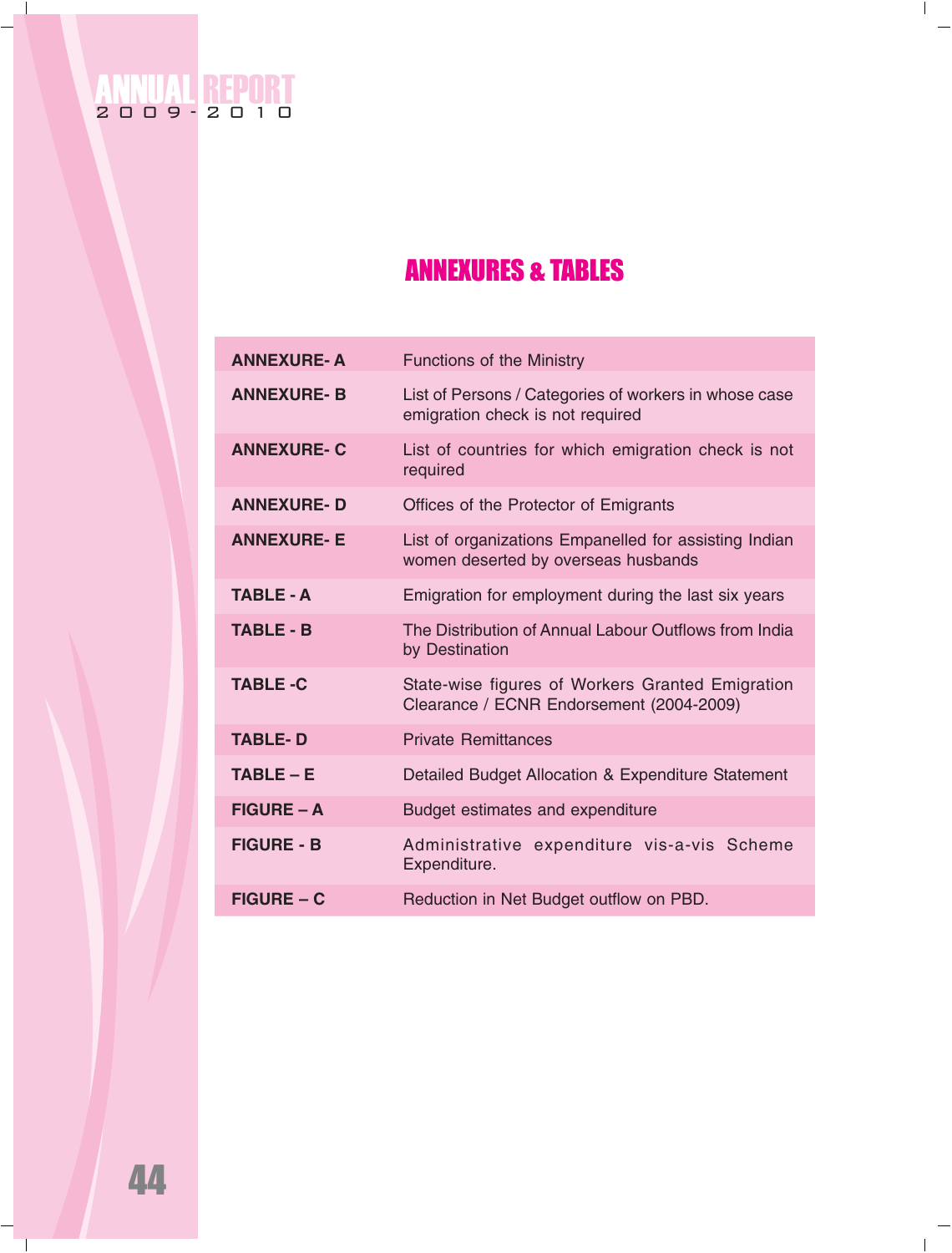# ANNEXURES & TABLES

| | |
|---|---|
| **ANNEXURE- A** | Functions of the Ministry |
| **ANNEXURE- B** | List of Persons / Categories of workers in whose case emigration check is not required |
| **ANNEXURE- C** | List of countries for which emigration check is not required |
| **ANNEXURE- D** | Offices of the Protector of Emigrants |
| **ANNEXURE- E** | List of organizations Empanelled for assisting Indian women deserted by overseas husbands |
| **TABLE - A** | Emigration for employment during the last six years |
| **TABLE - B** | The Distribution of Annual Labour Outflows from India by Destination |
| **TABLE -C** | State-wise figures of Workers Granted Emigration Clearance / ECNR Endorsement (2004-2009) |
| **TABLE- D** | Private Remittances |
| **TABLE – E** | Detailed Budget Allocation & Expenditure Statement |
| **FIGURE – A** | Budget estimates and expenditure |
| **FIGURE - B** | Administrative expenditure vis-a-vis Scheme Expenditure. |
| **FIGURE – C** | Reduction in Net Budget outflow on PBD. |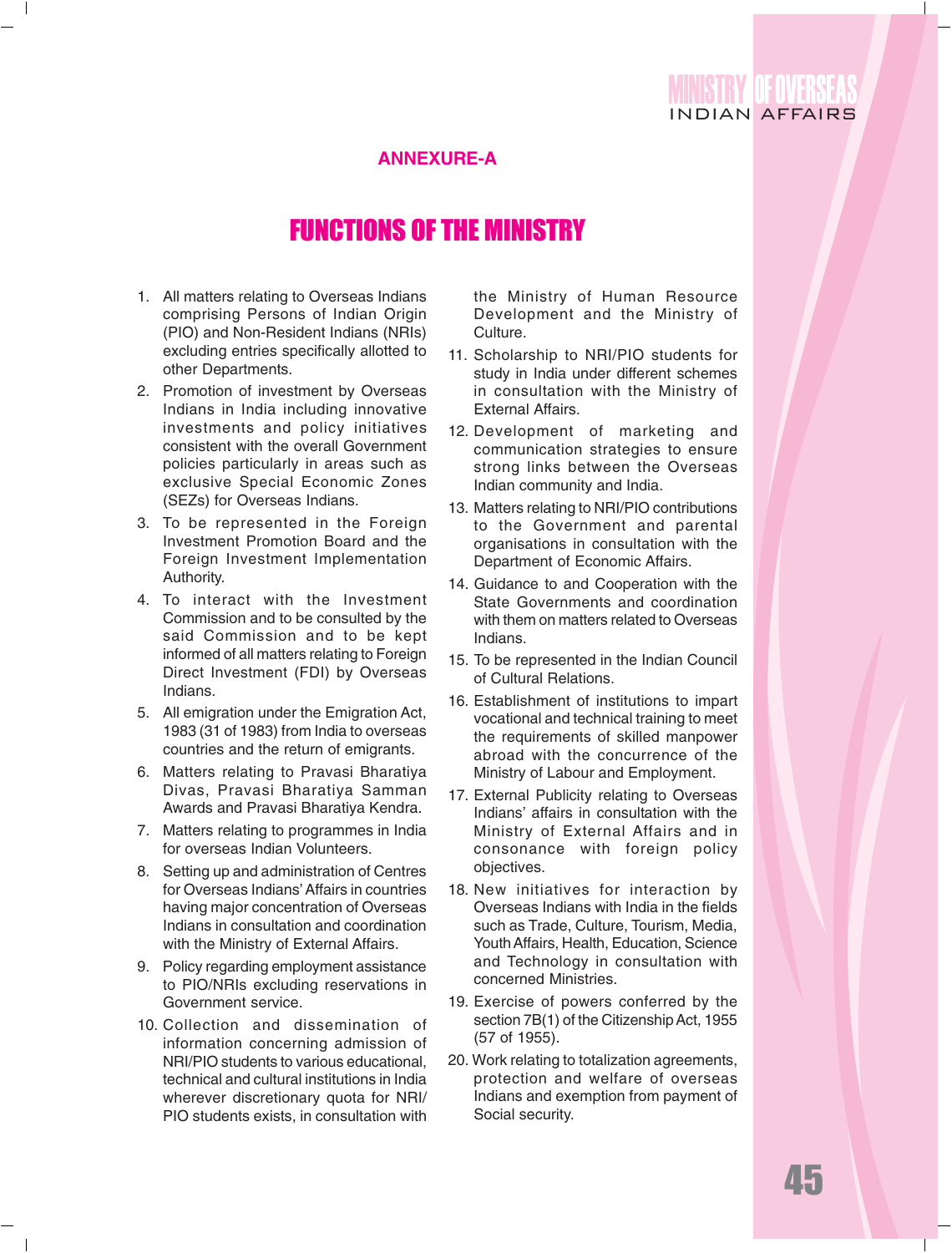## ANNEXURE-A

# FUNCTIONS OF THE MINISTRY

1. All matters relating to Overseas Indians comprising Persons of Indian Origin (PIO) and Non-Resident Indians (NRIs) excluding entries specifically allotted to other Departments.
2. Promotion of investment by Overseas Indians in India including innovative investments and policy initiatives consistent with the overall Government policies particularly in areas such as exclusive Special Economic Zones (SEZs) for Overseas Indians.
3. To be represented in the Foreign Investment Promotion Board and the Foreign Investment Implementation Authority.
4. To interact with the Investment Commission and to be consulted by the said Commission and to be kept informed of all matters relating to Foreign Direct Investment (FDI) by Overseas Indians.
5. All emigration under the Emigration Act, 1983 (31 of 1983) from India to overseas countries and the return of emigrants.
6. Matters relating to Pravasi Bharatiya Divas, Pravasi Bharatiya Samman Awards and Pravasi Bharatiya Kendra.
7. Matters relating to programmes in India for overseas Indian Volunteers.
8. Setting up and administration of Centres for Overseas Indians' Affairs in countries having major concentration of Overseas Indians in consultation and coordination with the Ministry of External Affairs.
9. Policy regarding employment assistance to PIO/NRIs excluding reservations in Government service.
10. Collection and dissemination of information concerning admission of NRI/PIO students to various educational, technical and cultural institutions in India wherever discretionary quota for NRI/PIO students exists, in consultation with the Ministry of Human Resource Development and the Ministry of Culture.
11. Scholarship to NRI/PIO students for study in India under different schemes in consultation with the Ministry of External Affairs.
12. Development of marketing and communication strategies to ensure strong links between the Overseas Indian community and India.
13. Matters relating to NRI/PIO contributions to the Government and parental organisations in consultation with the Department of Economic Affairs.
14. Guidance to and Cooperation with the State Governments and coordination with them on matters related to Overseas Indians.
15. To be represented in the Indian Council of Cultural Relations.
16. Establishment of institutions to impart vocational and technical training to meet the requirements of skilled manpower abroad with the concurrence of the Ministry of Labour and Employment.
17. External Publicity relating to Overseas Indians' affairs in consultation with the Ministry of External Affairs and in consonance with foreign policy objectives.
18. New initiatives for interaction by Overseas Indians with India in the fields such as Trade, Culture, Tourism, Media, Youth Affairs, Health, Education, Science and Technology in consultation with concerned Ministries.
19. Exercise of powers conferred by the section 7B(1) of the Citizenship Act, 1955 (57 of 1955).
20. Work relating to totalization agreements, protection and welfare of overseas Indians and exemption from payment of Social security.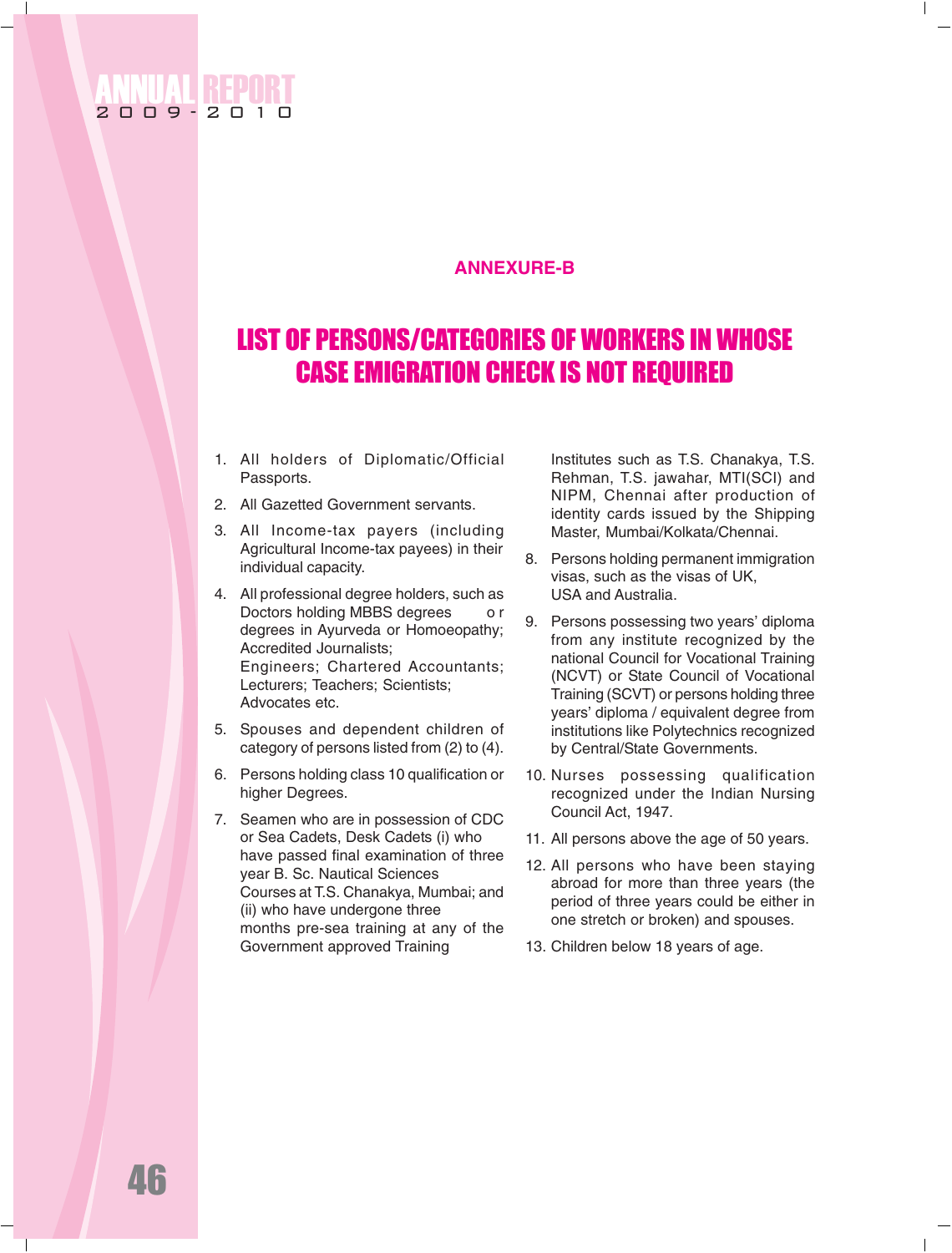## ANNEXURE-B

# LIST OF PERSONS/CATEGORIES OF WORKERS IN WHOSE CASE EMIGRATION CHECK IS NOT REQUIRED

1. All holders of Diplomatic/Official Passports.
2. All Gazetted Government servants.
3. All Income-tax payers (including Agricultural Income-tax payees) in their individual capacity.
4. All professional degree holders, such as Doctors holding MBBS degrees or degrees in Ayurveda or Homoeopathy; Accredited Journalists; Engineers; Chartered Accountants; Lecturers; Teachers; Scientists; Advocates etc.
5. Spouses and dependent children of category of persons listed from (2) to (4).
6. Persons holding class 10 qualification or higher Degrees.
7. Seamen who are in possession of CDC or Sea Cadets, Desk Cadets (i) who have passed final examination of three year B. Sc. Nautical Sciences Courses at T.S. Chanakya, Mumbai; and (ii) who have undergone three months pre-sea training at any of the Government approved Training Institutes such as T.S. Chanakya, T.S. Rehman, T.S. jawahar, MTI(SCI) and NIPM, Chennai after production of identity cards issued by the Shipping Master, Mumbai/Kolkata/Chennai.
8. Persons holding permanent immigration visas, such as the visas of UK, USA and Australia.
9. Persons possessing two years' diploma from any institute recognized by the national Council for Vocational Training (NCVT) or State Council of Vocational Training (SCVT) or persons holding three years' diploma / equivalent degree from institutions like Polytechnics recognized by Central/State Governments.
10. Nurses possessing qualification recognized under the Indian Nursing Council Act, 1947.
11. All persons above the age of 50 years.
12. All persons who have been staying abroad for more than three years (the period of three years could be either in one stretch or broken) and spouses.
13. Children below 18 years of age.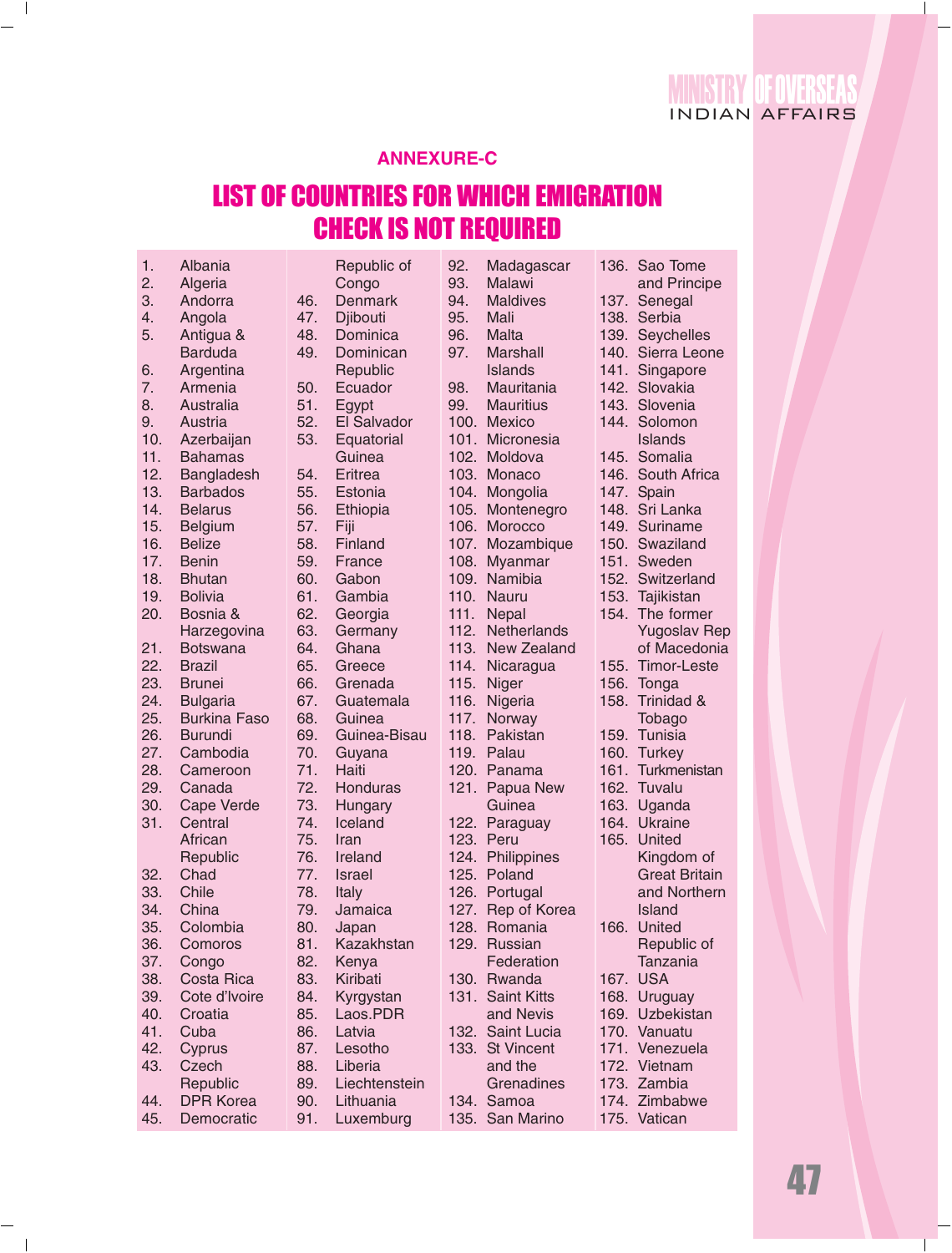## ANNEXURE-C

# LIST OF COUNTRIES FOR WHICH EMIGRATION CHECK IS NOT REQUIRED

1. Albania
2. Algeria
3. Andorra
4. Angola
5. Antigua & Barduda
6. Argentina
7. Armenia
8. Australia
9. Austria
10. Azerbaijan
11. Bahamas
12. Bangladesh
13. Barbados
14. Belarus
15. Belgium
16. Belize
17. Benin
18. Bhutan
19. Bolivia
20. Bosnia & Harzegovina
21. Botswana
22. Brazil
23. Brunei
24. Bulgaria
25. Burkina Faso
26. Burundi
27. Cambodia
28. Cameroon
29. Canada
30. Cape Verde
31. Central African Republic
32. Chad
33. Chile
34. China
35. Colombia
36. Comoros
37. Congo
38. Costa Rica
39. Cote d'Ivoire
40. Croatia
41. Cuba
42. Cyprus
43. Czech Republic
44. DPR Korea
45. Democratic Republic of Congo
46. Denmark
47. Djibouti
48. Dominica
49. Dominican Republic
50. Ecuador
51. Egypt
52. El Salvador
53. Equatorial Guinea
54. Eritrea
55. Estonia
56. Ethiopia
57. Fiji
58. Finland
59. France
60. Gabon
61. Gambia
62. Georgia
63. Germany
64. Ghana
65. Greece
66. Grenada
67. Guatemala
68. Guinea
69. Guinea-Bisau
70. Guyana
71. Haiti
72. Honduras
73. Hungary
74. Iceland
75. Iran
76. Ireland
77. Israel
78. Italy
79. Jamaica
80. Japan
81. Kazakhstan
82. Kenya
83. Kiribati
84. Kyrgystan
85. Laos.PDR
86. Latvia
87. Lesotho
88. Liberia
89. Liechtenstein
90. Lithuania
91. Luxemburg
92. Madagascar
93. Malawi
94. Maldives
95. Mali
96. Malta
97. Marshall Islands
98. Mauritania
99. Mauritius
100. Mexico
101. Micronesia
102. Moldova
103. Monaco
104. Mongolia
105. Montenegro
106. Morocco
107. Mozambique
108. Myanmar
109. Namibia
110. Nauru
111. Nepal
112. Netherlands
113. New Zealand
114. Nicaragua
115. Niger
116. Nigeria
117. Norway
118. Pakistan
119. Palau
120. Panama
121. Papua New Guinea
122. Paraguay
123. Peru
124. Philippines
125. Poland
126. Portugal
127. Rep of Korea
128. Romania
129. Russian Federation
130. Rwanda
131. Saint Kitts and Nevis
132. Saint Lucia
133. St Vincent and the Grenadines
134. Samoa
135. San Marino
136. Sao Tome and Principe
137. Senegal
138. Serbia
139. Seychelles
140. Sierra Leone
141. Singapore
142. Slovakia
143. Slovenia
144. Solomon Islands
145. Somalia
146. South Africa
147. Spain
148. Sri Lanka
149. Suriname
150. Swaziland
151. Sweden
152. Switzerland
153. Tajikistan
154. The former Yugoslav Rep of Macedonia
155. Timor-Leste
156. Tonga
158. Trinidad & Tobago
159. Tunisia
160. Turkey
161. Turkmenistan
162. Tuvalu
163. Uganda
164. Ukraine
165. United Kingdom of Great Britain and Northern Island
166. United Republic of Tanzania
167. USA
168. Uruguay
169. Uzbekistan
170. Vanuatu
171. Venezuela
172. Vietnam
173. Zambia
174. Zimbabwe
175. Vatican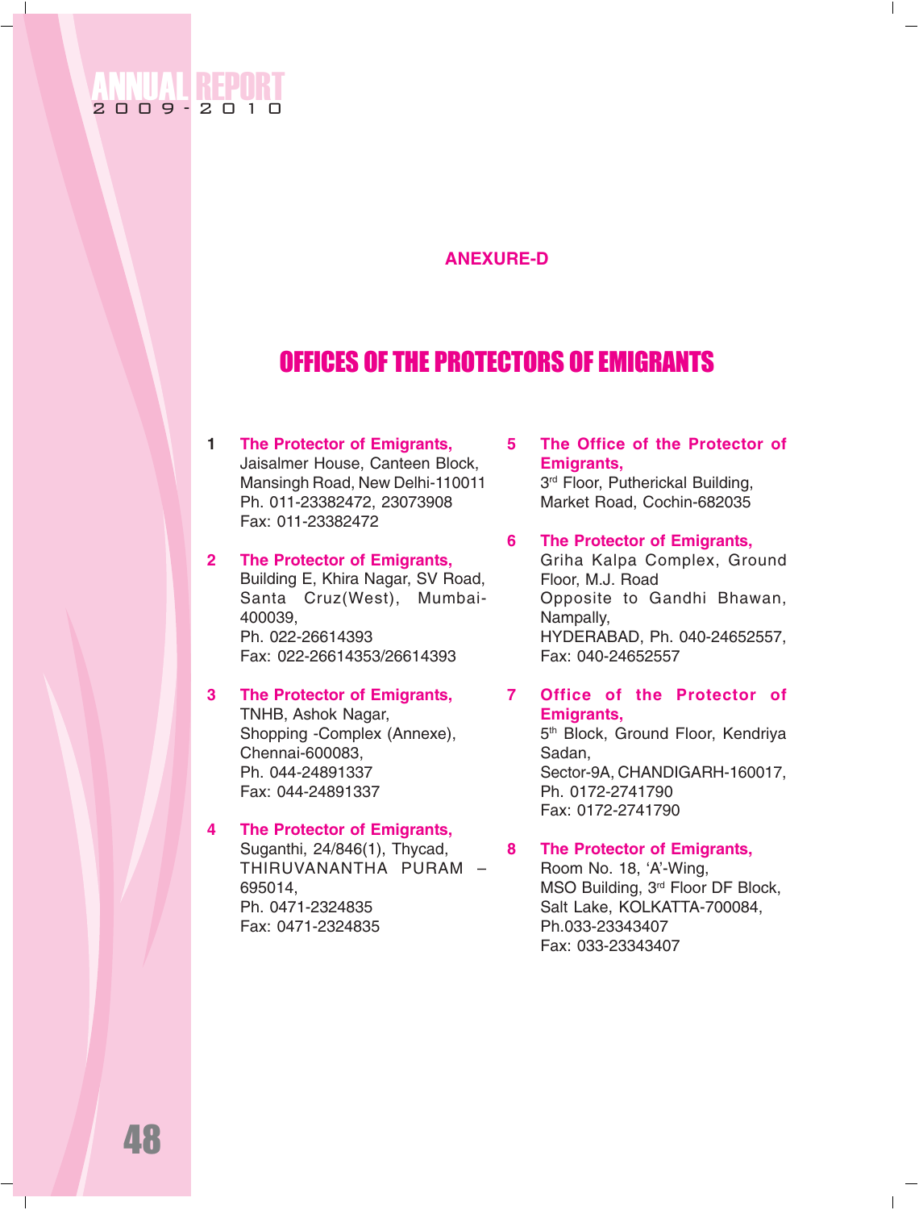**ANEXURE-D**

# OFFICES OF THE PROTECTORS OF EMIGRANTS

1. **The Protector of Emigrants,**
   Jaisalmer House, Canteen Block, Mansingh Road, New Delhi-110011
   Ph. 011-23382472, 23073908
   Fax: 011-23382472

2. **The Protector of Emigrants,**
   Building E, Khira Nagar, SV Road, Santa Cruz(West), Mumbai-400039,
   Ph. 022-26614393
   Fax: 022-26614353/26614393

3. **The Protector of Emigrants,**
   TNHB, Ashok Nagar, Shopping -Complex (Annexe), Chennai-600083,
   Ph. 044-24891337
   Fax: 044-24891337

4. **The Protector of Emigrants,**
   Suganthi, 24/846(1), Thycad, THIRUVANANTHA PURAM – 695014,
   Ph. 0471-2324835
   Fax: 0471-2324835

5. **The Office of the Protector of Emigrants,**
   3rd Floor, Putherickal Building, Market Road, Cochin-682035

6. **The Protector of Emigrants,**
   Griha Kalpa Complex, Ground Floor, M.J. Road
   Opposite to Gandhi Bhawan, Nampally,
   HYDERABAD, Ph. 040-24652557,
   Fax: 040-24652557

7. **Office of the Protector of Emigrants,**
   5th Block, Ground Floor, Kendriya Sadan,
   Sector-9A, CHANDIGARH-160017,
   Ph. 0172-2741790
   Fax: 0172-2741790

8. **The Protector of Emigrants,**
   Room No. 18, 'A'-Wing,
   MSO Building, 3rd Floor DF Block,
   Salt Lake, KOLKATTA-700084,
   Ph.033-23343407
   Fax: 033-23343407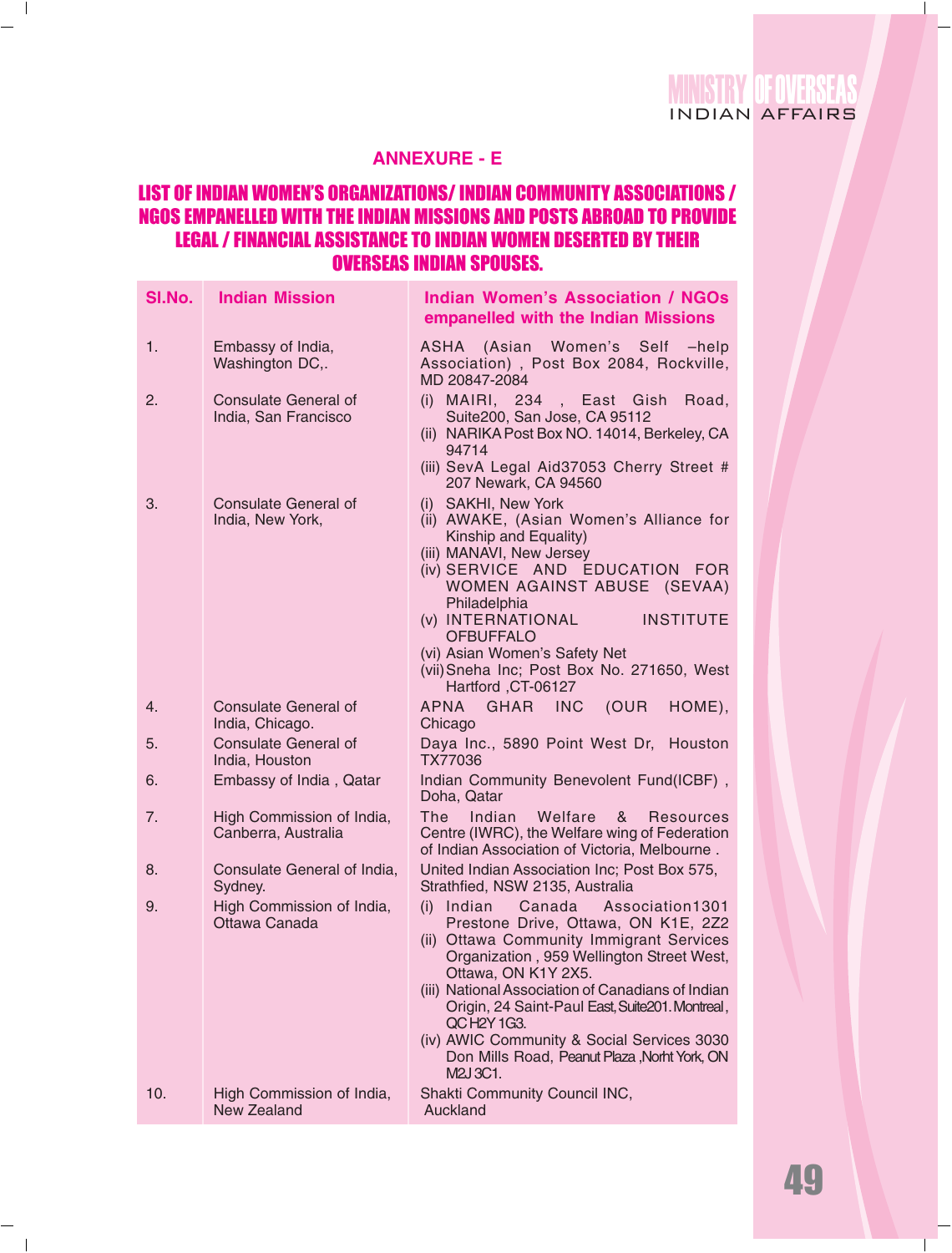## ANNEXURE - E

## LIST OF INDIAN WOMEN'S ORGANIZATIONS/ INDIAN COMMUNITY ASSOCIATIONS / NGOS EMPANELLED WITH THE INDIAN MISSIONS AND POSTS ABROAD TO PROVIDE LEGAL / FINANCIAL ASSISTANCE TO INDIAN WOMEN DESERTED BY THEIR OVERSEAS INDIAN SPOUSES.

| Sl.No. | Indian Mission | Indian Women's Association / NGOs empanelled with the Indian Missions |
|---|---|---|
| 1. | Embassy of India, Washington DC,. | ASHA (Asian Women's Self –help Association) , Post Box 2084, Rockville, MD 20847-2084 |
| 2. | Consulate General of India, San Francisco | (i) MAIRI, 234 , East Gish Road, Suite200, San Jose, CA 95112<br>(ii) NARIKA Post Box NO. 14014, Berkeley, CA 94714<br>(iii) SevA Legal Aid37053 Cherry Street # 207 Newark, CA 94560 |
| 3. | Consulate General of India, New York, | (i) SAKHI, New York<br>(ii) AWAKE, (Asian Women's Alliance for Kinship and Equality)<br>(iii) MANAVI, New Jersey<br>(iv) SERVICE AND EDUCATION FOR WOMEN AGAINST ABUSE (SEVAA) Philadelphia<br>(v) INTERNATIONAL INSTITUTE OFBUFFALO<br>(vi) Asian Women's Safety Net<br>(vii) Sneha Inc; Post Box No. 271650, West Hartford ,CT-06127 |
| 4. | Consulate General of India, Chicago. | APNA GHAR INC (OUR HOME), Chicago |
| 5. | Consulate General of India, Houston | Daya Inc., 5890 Point West Dr, Houston TX77036 |
| 6. | Embassy of India , Qatar | Indian Community Benevolent Fund(ICBF) , Doha, Qatar |
| 7. | High Commission of India, Canberra, Australia | The Indian Welfare & Resources Centre (IWRC), the Welfare wing of Federation of Indian Association of Victoria, Melbourne . |
| 8. | Consulate General of India, Sydney. | United Indian Association Inc; Post Box 575, Strathfied, NSW 2135, Australia |
| 9. | High Commission of India, Ottawa Canada | (i) Indian Canada Association1301 Prestone Drive, Ottawa, ON K1E, 2Z2<br>(ii) Ottawa Community Immigrant Services Organization , 959 Wellington Street West, Ottawa, ON K1Y 2X5.<br>(iii) National Association of Canadians of Indian Origin, 24 Saint-Paul East, Suite201. Montreal , QC H2Y 1G3.<br>(iv) AWIC Community & Social Services 3030 Don Mills Road, Peanut Plaza ,Norht York, ON M2J 3C1. |
| 10. | High Commission of India, New Zealand | Shakti Community Council INC, Auckland |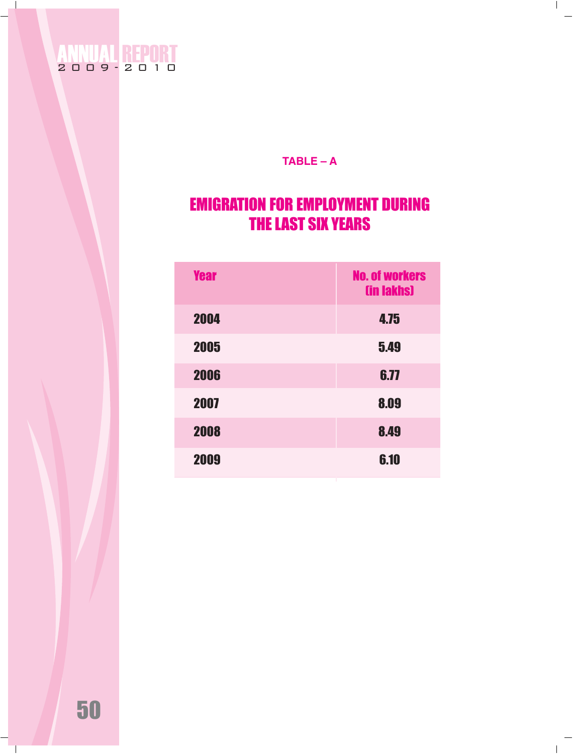TABLE – A

## EMIGRATION FOR EMPLOYMENT DURING THE LAST SIX YEARS

| Year | No. of workers (in lakhs) |
| --- | --- |
| 2004 | 4.75 |
| 2005 | 5.49 |
| 2006 | 6.77 |
| 2007 | 8.09 |
| 2008 | 8.49 |
| 2009 | 6.10 |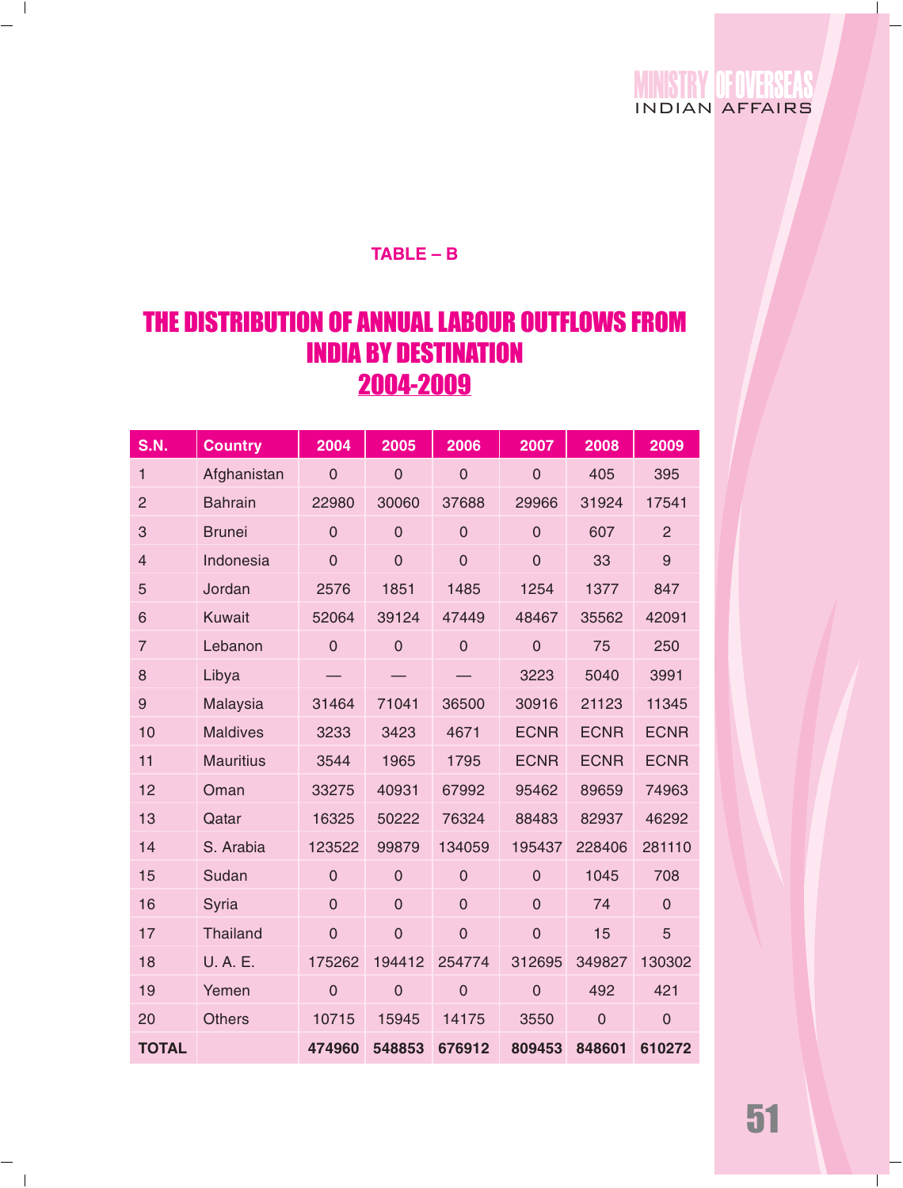## TABLE – B

# THE DISTRIBUTION OF ANNUAL LABOUR OUTFLOWS FROM INDIA BY DESTINATION 2004-2009

| S.N. | Country | 2004 | 2005 | 2006 | 2007 | 2008 | 2009 |
|---|---|---|---|---|---|---|---|
| 1 | Afghanistan | 0 | 0 | 0 | 0 | 405 | 395 |
| 2 | Bahrain | 22980 | 30060 | 37688 | 29966 | 31924 | 17541 |
| 3 | Brunei | 0 | 0 | 0 | 0 | 607 | 2 |
| 4 | Indonesia | 0 | 0 | 0 | 0 | 33 | 9 |
| 5 | Jordan | 2576 | 1851 | 1485 | 1254 | 1377 | 847 |
| 6 | Kuwait | 52064 | 39124 | 47449 | 48467 | 35562 | 42091 |
| 7 | Lebanon | 0 | 0 | 0 | 0 | 75 | 250 |
| 8 | Libya | — | — | — | 3223 | 5040 | 3991 |
| 9 | Malaysia | 31464 | 71041 | 36500 | 30916 | 21123 | 11345 |
| 10 | Maldives | 3233 | 3423 | 4671 | ECNR | ECNR | ECNR |
| 11 | Mauritius | 3544 | 1965 | 1795 | ECNR | ECNR | ECNR |
| 12 | Oman | 33275 | 40931 | 67992 | 95462 | 89659 | 74963 |
| 13 | Qatar | 16325 | 50222 | 76324 | 88483 | 82937 | 46292 |
| 14 | S. Arabia | 123522 | 99879 | 134059 | 195437 | 228406 | 281110 |
| 15 | Sudan | 0 | 0 | 0 | 0 | 1045 | 708 |
| 16 | Syria | 0 | 0 | 0 | 0 | 74 | 0 |
| 17 | Thailand | 0 | 0 | 0 | 0 | 15 | 5 |
| 18 | U. A. E. | 175262 | 194412 | 254774 | 312695 | 349827 | 130302 |
| 19 | Yemen | 0 | 0 | 0 | 0 | 492 | 421 |
| 20 | Others | 10715 | 15945 | 14175 | 3550 | 0 | 0 |
| **TOTAL** | | **474960** | **548853** | **676912** | **809453** | **848601** | **610272** |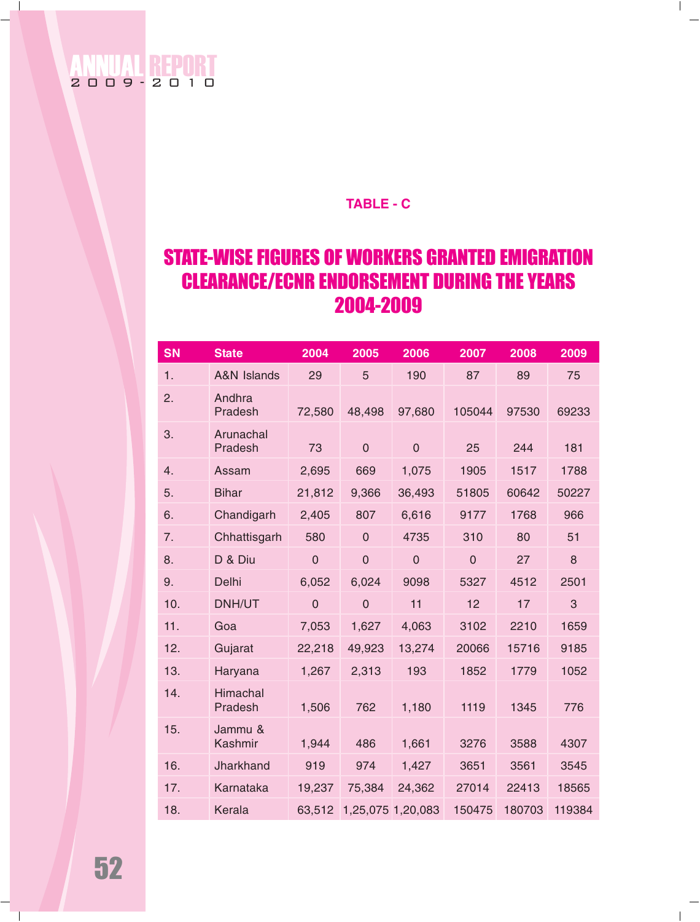**TABLE - C**

## STATE-WISE FIGURES OF WORKERS GRANTED EMIGRATION CLEARANCE/ECNR ENDORSEMENT DURING THE YEARS 2004-2009

| SN | State | 2004 | 2005 | 2006 | 2007 | 2008 | 2009 |
|---|---|---|---|---|---|---|---|
| 1. | A&N Islands | 29 | 5 | 190 | 87 | 89 | 75 |
| 2. | Andhra Pradesh | 72,580 | 48,498 | 97,680 | 105044 | 97530 | 69233 |
| 3. | Arunachal Pradesh | 73 | 0 | 0 | 25 | 244 | 181 |
| 4. | Assam | 2,695 | 669 | 1,075 | 1905 | 1517 | 1788 |
| 5. | Bihar | 21,812 | 9,366 | 36,493 | 51805 | 60642 | 50227 |
| 6. | Chandigarh | 2,405 | 807 | 6,616 | 9177 | 1768 | 966 |
| 7. | Chhattisgarh | 580 | 0 | 4735 | 310 | 80 | 51 |
| 8. | D & Diu | 0 | 0 | 0 | 0 | 27 | 8 |
| 9. | Delhi | 6,052 | 6,024 | 9098 | 5327 | 4512 | 2501 |
| 10. | DNH/UT | 0 | 0 | 11 | 12 | 17 | 3 |
| 11. | Goa | 7,053 | 1,627 | 4,063 | 3102 | 2210 | 1659 |
| 12. | Gujarat | 22,218 | 49,923 | 13,274 | 20066 | 15716 | 9185 |
| 13. | Haryana | 1,267 | 2,313 | 193 | 1852 | 1779 | 1052 |
| 14. | Himachal Pradesh | 1,506 | 762 | 1,180 | 1119 | 1345 | 776 |
| 15. | Jammu & Kashmir | 1,944 | 486 | 1,661 | 3276 | 3588 | 4307 |
| 16. | Jharkhand | 919 | 974 | 1,427 | 3651 | 3561 | 3545 |
| 17. | Karnataka | 19,237 | 75,384 | 24,362 | 27014 | 22413 | 18565 |
| 18. | Kerala | 63,512 | 1,25,075 | 1,20,083 | 150475 | 180703 | 119384 |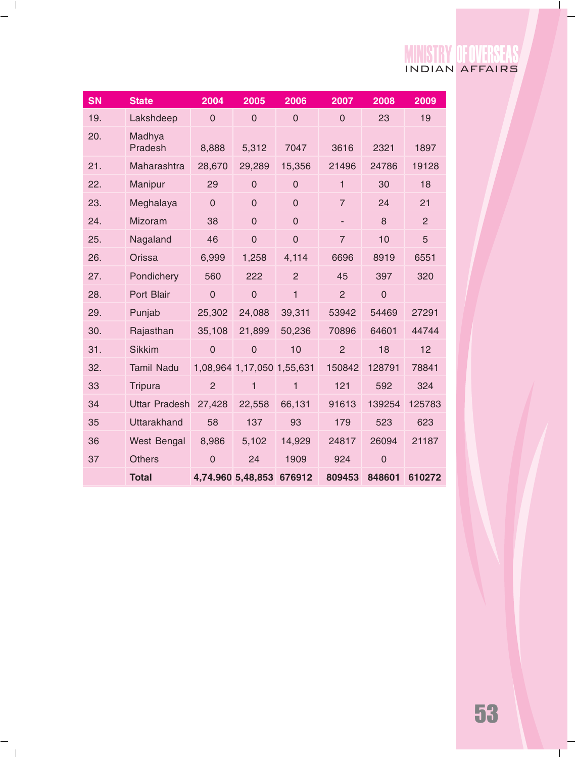| SN | State | 2004 | 2005 | 2006 | 2007 | 2008 | 2009 |
|---|---|---|---|---|---|---|---|
| 19. | Lakshdeep | 0 | 0 | 0 | 0 | 23 | 19 |
| 20. | Madhya Pradesh | 8,888 | 5,312 | 7047 | 3616 | 2321 | 1897 |
| 21. | Maharashtra | 28,670 | 29,289 | 15,356 | 21496 | 24786 | 19128 |
| 22. | Manipur | 29 | 0 | 0 | 1 | 30 | 18 |
| 23. | Meghalaya | 0 | 0 | 0 | 7 | 24 | 21 |
| 24. | Mizoram | 38 | 0 | 0 | - | 8 | 2 |
| 25. | Nagaland | 46 | 0 | 0 | 7 | 10 | 5 |
| 26. | Orissa | 6,999 | 1,258 | 4,114 | 6696 | 8919 | 6551 |
| 27. | Pondichery | 560 | 222 | 2 | 45 | 397 | 320 |
| 28. | Port Blair | 0 | 0 | 1 | 2 | 0 | |
| 29. | Punjab | 25,302 | 24,088 | 39,311 | 53942 | 54469 | 27291 |
| 30. | Rajasthan | 35,108 | 21,899 | 50,236 | 70896 | 64601 | 44744 |
| 31. | Sikkim | 0 | 0 | 10 | 2 | 18 | 12 |
| 32. | Tamil Nadu | 1,08,964 | 1,17,050 | 1,55,631 | 150842 | 128791 | 78841 |
| 33 | Tripura | 2 | 1 | 1 | 121 | 592 | 324 |
| 34 | Uttar Pradesh | 27,428 | 22,558 | 66,131 | 91613 | 139254 | 125783 |
| 35 | Uttarakhand | 58 | 137 | 93 | 179 | 523 | 623 |
| 36 | West Bengal | 8,986 | 5,102 | 14,929 | 24817 | 26094 | 21187 |
| 37 | Others | 0 | 24 | 1909 | 924 | 0 | |
| | **Total** | **4,74.960** | **5,48,853** | **676912** | **809453** | **848601** | **610272** |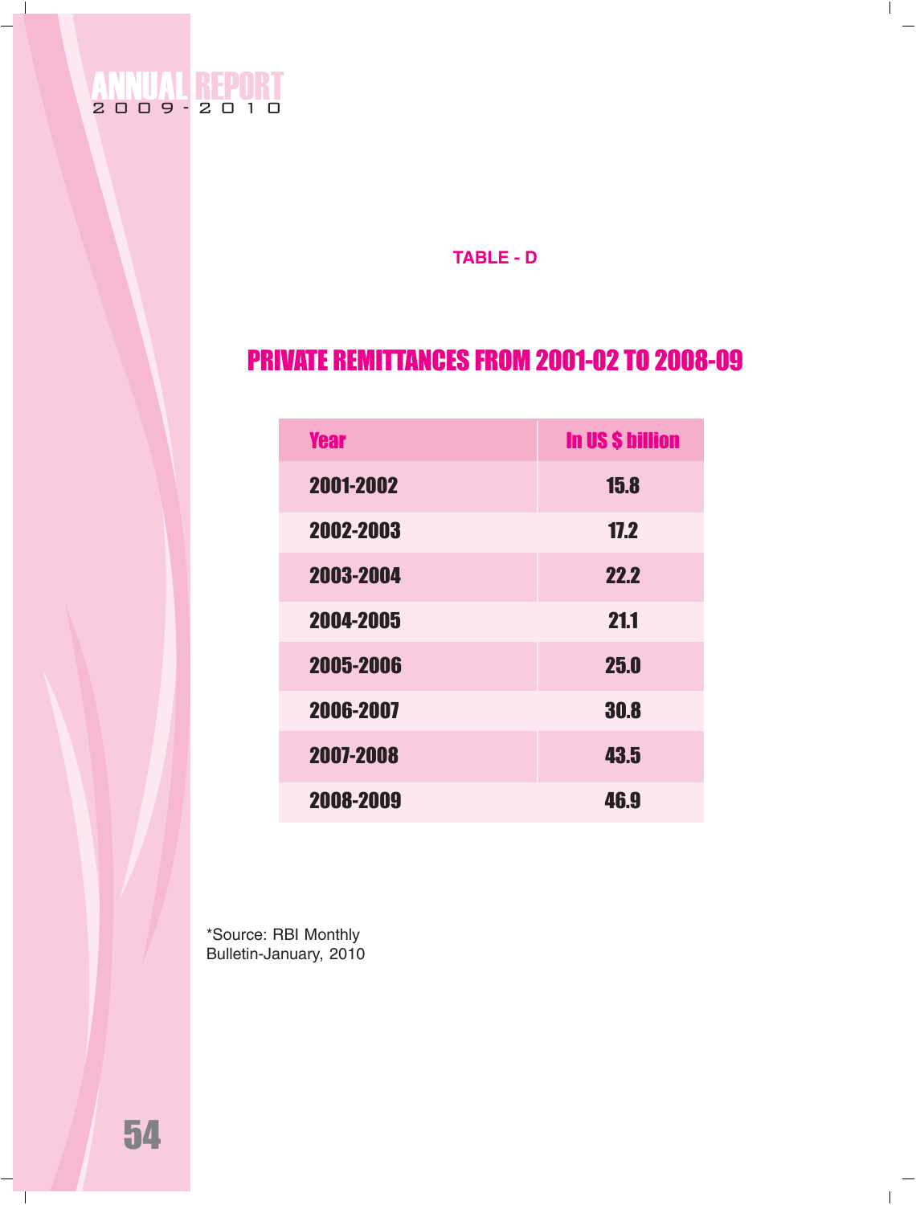TABLE - D

## PRIVATE REMITTANCES FROM 2001-02 TO 2008-09

| Year | In US $ billion |
|---|---|
| 2001-2002 | 15.8 |
| 2002-2003 | 17.2 |
| 2003-2004 | 22.2 |
| 2004-2005 | 21.1 |
| 2005-2006 | 25.0 |
| 2006-2007 | 30.8 |
| 2007-2008 | 43.5 |
| 2008-2009 | 46.9 |

*Source: RBI Monthly Bulletin-January, 2010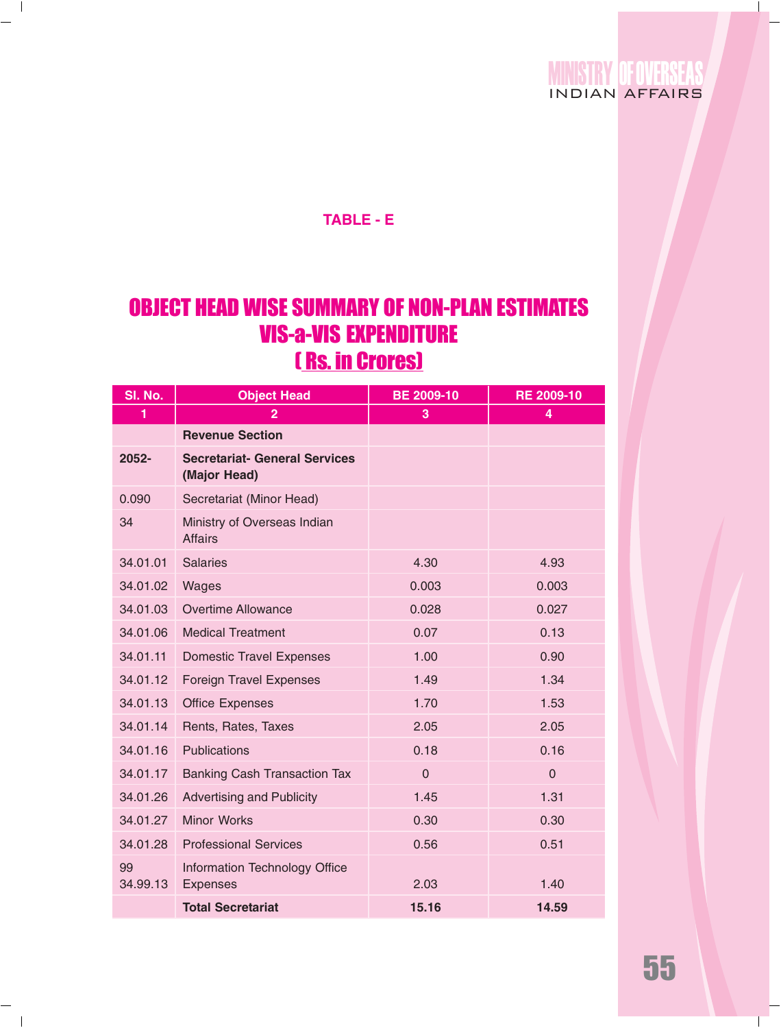## TABLE - E

# OBJECT HEAD WISE SUMMARY OF NON-PLAN ESTIMATES VIS-a-VIS EXPENDITURE

### ( Rs. in Crores)

| Sl. No. | Object Head | BE 2009-10 | RE 2009-10 |
|---|---|---|---|
| 1 | 2 | 3 | 4 |
| | **Revenue Section** | | |
| **2052-** | **Secretariat- General Services (Major Head)** | | |
| 0.090 | Secretariat (Minor Head) | | |
| 34 | Ministry of Overseas Indian Affairs | | |
| 34.01.01 | Salaries | 4.30 | 4.93 |
| 34.01.02 | Wages | 0.003 | 0.003 |
| 34.01.03 | Overtime Allowance | 0.028 | 0.027 |
| 34.01.06 | Medical Treatment | 0.07 | 0.13 |
| 34.01.11 | Domestic Travel Expenses | 1.00 | 0.90 |
| 34.01.12 | Foreign Travel Expenses | 1.49 | 1.34 |
| 34.01.13 | Office Expenses | 1.70 | 1.53 |
| 34.01.14 | Rents, Rates, Taxes | 2.05 | 2.05 |
| 34.01.16 | Publications | 0.18 | 0.16 |
| 34.01.17 | Banking Cash Transaction Tax | 0 | 0 |
| 34.01.26 | Advertising and Publicity | 1.45 | 1.31 |
| 34.01.27 | Minor Works | 0.30 | 0.30 |
| 34.01.28 | Professional Services | 0.56 | 0.51 |
| 99 34.99.13 | Information Technology Office Expenses | 2.03 | 1.40 |
| | **Total Secretariat** | **15.16** | **14.59** |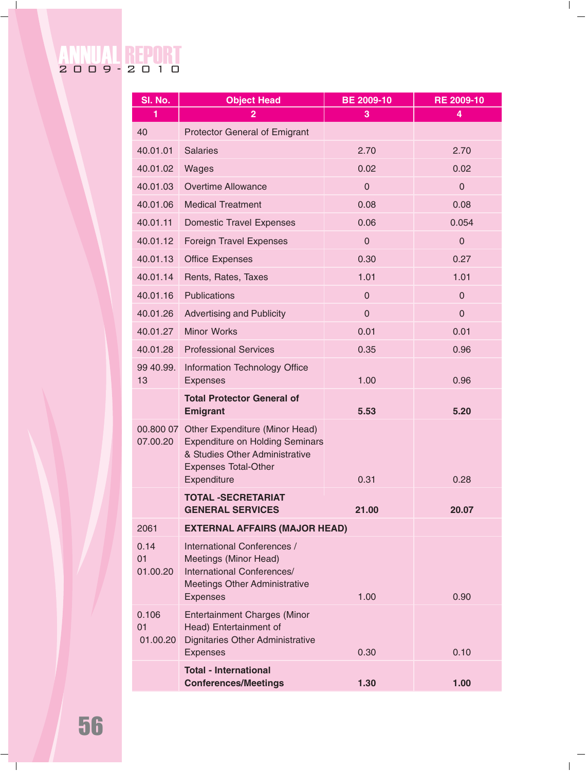| Sl. No. | Object Head | BE 2009-10 | RE 2009-10 |
|---|---|---|---|
| 1 | 2 | 3 | 4 |
| 40 | Protector General of Emigrant | | |
| 40.01.01 | Salaries | 2.70 | 2.70 |
| 40.01.02 | Wages | 0.02 | 0.02 |
| 40.01.03 | Overtime Allowance | 0 | 0 |
| 40.01.06 | Medical Treatment | 0.08 | 0.08 |
| 40.01.11 | Domestic Travel Expenses | 0.06 | 0.054 |
| 40.01.12 | Foreign Travel Expenses | 0 | 0 |
| 40.01.13 | Office Expenses | 0.30 | 0.27 |
| 40.01.14 | Rents, Rates, Taxes | 1.01 | 1.01 |
| 40.01.16 | Publications | 0 | 0 |
| 40.01.26 | Advertising and Publicity | 0 | 0 |
| 40.01.27 | Minor Works | 0.01 | 0.01 |
| 40.01.28 | Professional Services | 0.35 | 0.96 |
| 99 40.99. 13 | Information Technology Office Expenses | 1.00 | 0.96 |
| | **Total Protector General of Emigrant** | **5.53** | **5.20** |
| 00.800 07 07.00.20 | Other Expenditure (Minor Head) Expenditure on Holding Seminars & Studies Other Administrative Expenses Total-Other Expenditure | 0.31 | 0.28 |
| | **TOTAL -SECRETARIAT GENERAL SERVICES** | **21.00** | **20.07** |
| 2061 | **EXTERNAL AFFAIRS (MAJOR HEAD)** | | |
| 0.14 01 01.00.20 | International Conferences / Meetings (Minor Head) International Conferences/ Meetings Other Administrative Expenses | 1.00 | 0.90 |
| 0.106 01 01.00.20 | Entertainment Charges (Minor Head) Entertainment of Dignitaries Other Administrative Expenses | 0.30 | 0.10 |
| | **Total - International Conferences/Meetings** | **1.30** | **1.00** |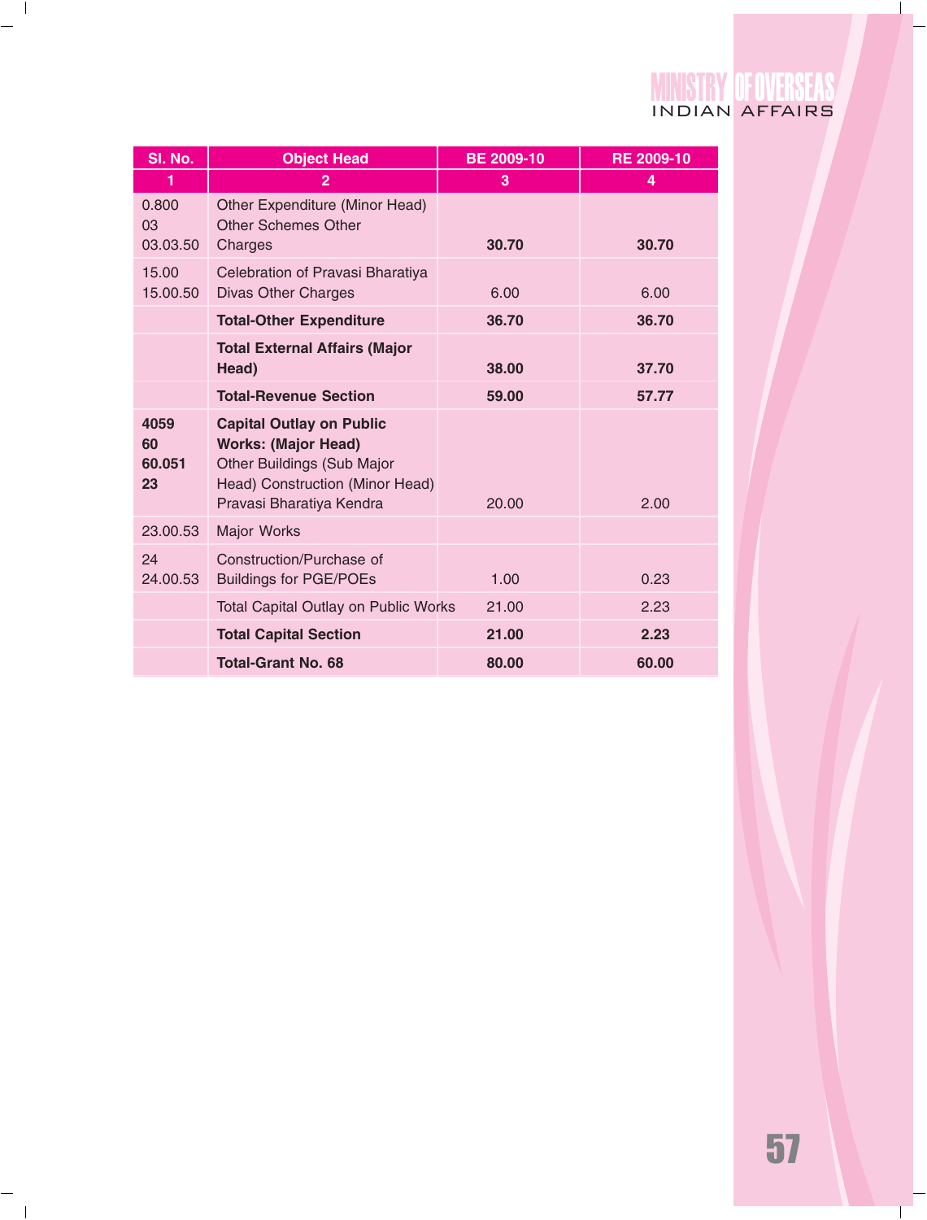| Sl. No. | Object Head | BE 2009-10 | RE 2009-10 |
|---|---|---|---|
| 1 | 2 | 3 | 4 |
| 0.800<br>03<br>03.03.50 | Other Expenditure (Minor Head) Other Schemes Other Charges | **30.70** | **30.70** |
| 15.00<br>15.00.50 | Celebration of Pravasi Bharatiya Divas Other Charges | 6.00 | 6.00 |
| | **Total-Other Expenditure** | **36.70** | **36.70** |
| | **Total External Affairs (Major Head)** | **38.00** | **37.70** |
| | **Total-Revenue Section** | **59.00** | **57.77** |
| **4059**<br>**60**<br>**60.051**<br>**23** | **Capital Outlay on Public Works: (Major Head)** Other Buildings (Sub Major Head) Construction (Minor Head) Pravasi Bharatiya Kendra | 20.00 | 2.00 |
| 23.00.53 | Major Works | | |
| 24<br>24.00.53 | Construction/Purchase of Buildings for PGE/POEs | 1.00 | 0.23 |
| | Total Capital Outlay on Public Works | 21.00 | 2.23 |
| | **Total Capital Section** | **21.00** | **2.23** |
| | **Total-Grant No. 68** | **80.00** | **60.00** |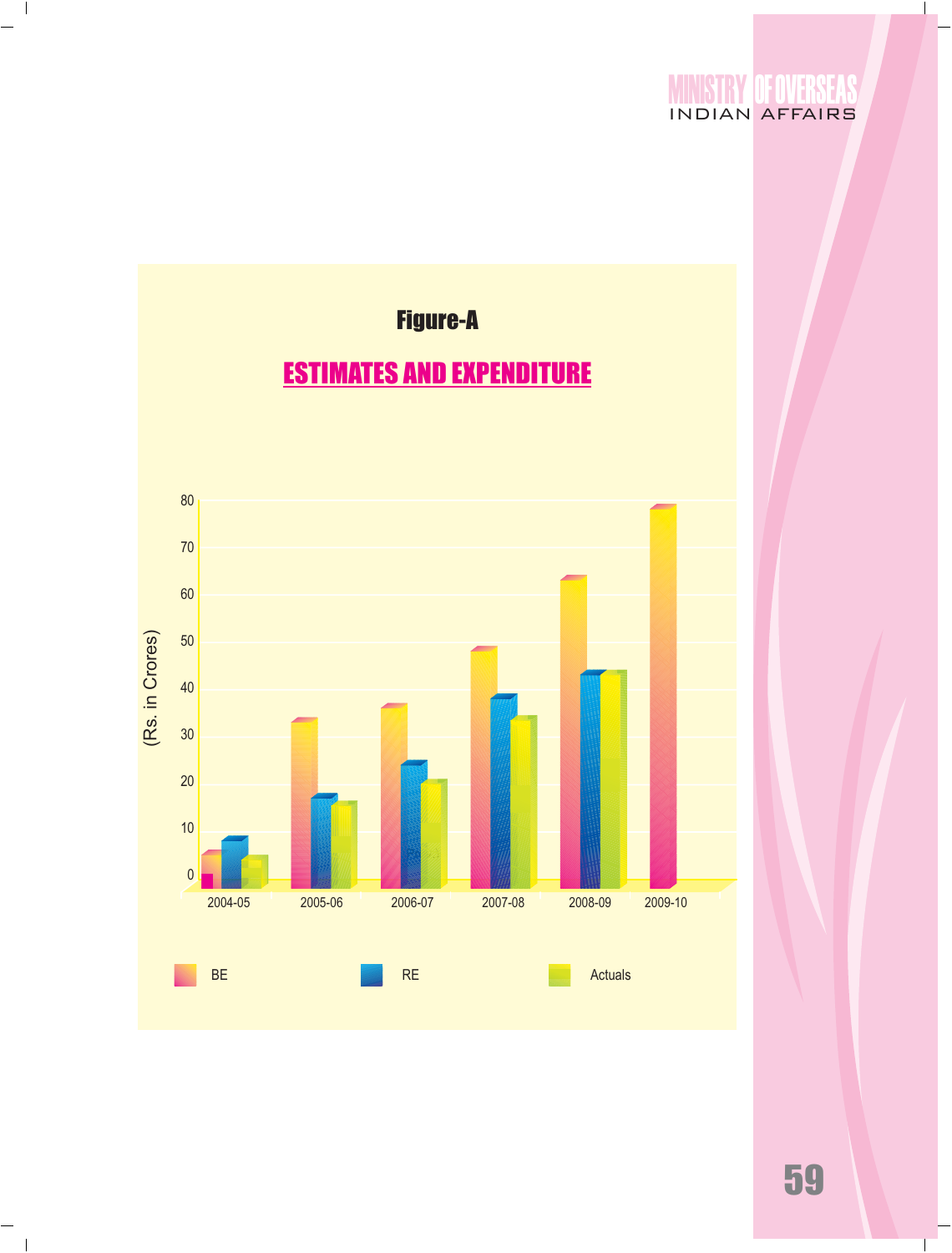**Figure-A**

**ESTIMATES AND EXPENDITURE**

(Rs. in Crores)

80
70
60
50
40
30
20
10
0

2004-05 2005-06 2006-07 2007-08 2008-09 2009-10

BE RE Actuals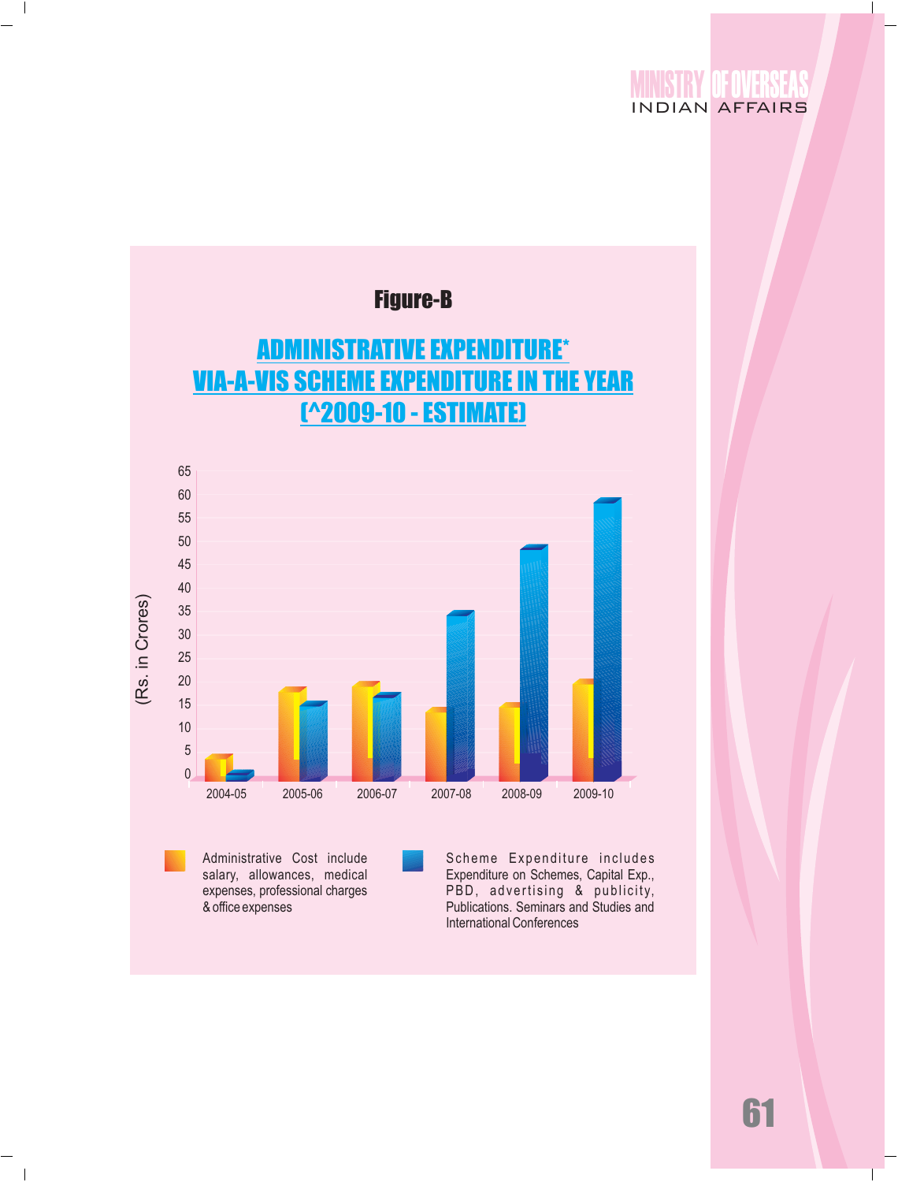## Figure-B

## ADMINISTRATIVE EXPENDITURE* VIA-A-VIS SCHEME EXPENDITURE IN THE YEAR (^2009-10 - ESTIMATE)

(Rs. in Crores)

65
60
55
50
45
40
35
30
25
20
15
10
5
0

2004-05 2005-06 2006-07 2007-08 2008-09 2009-10

Administrative Cost include salary, allowances, medical expenses, professional charges & office expenses

Scheme Expenditure includes Expenditure on Schemes, Capital Exp., PBD, advertising & publicity, Publications. Seminars and Studies and International Conferences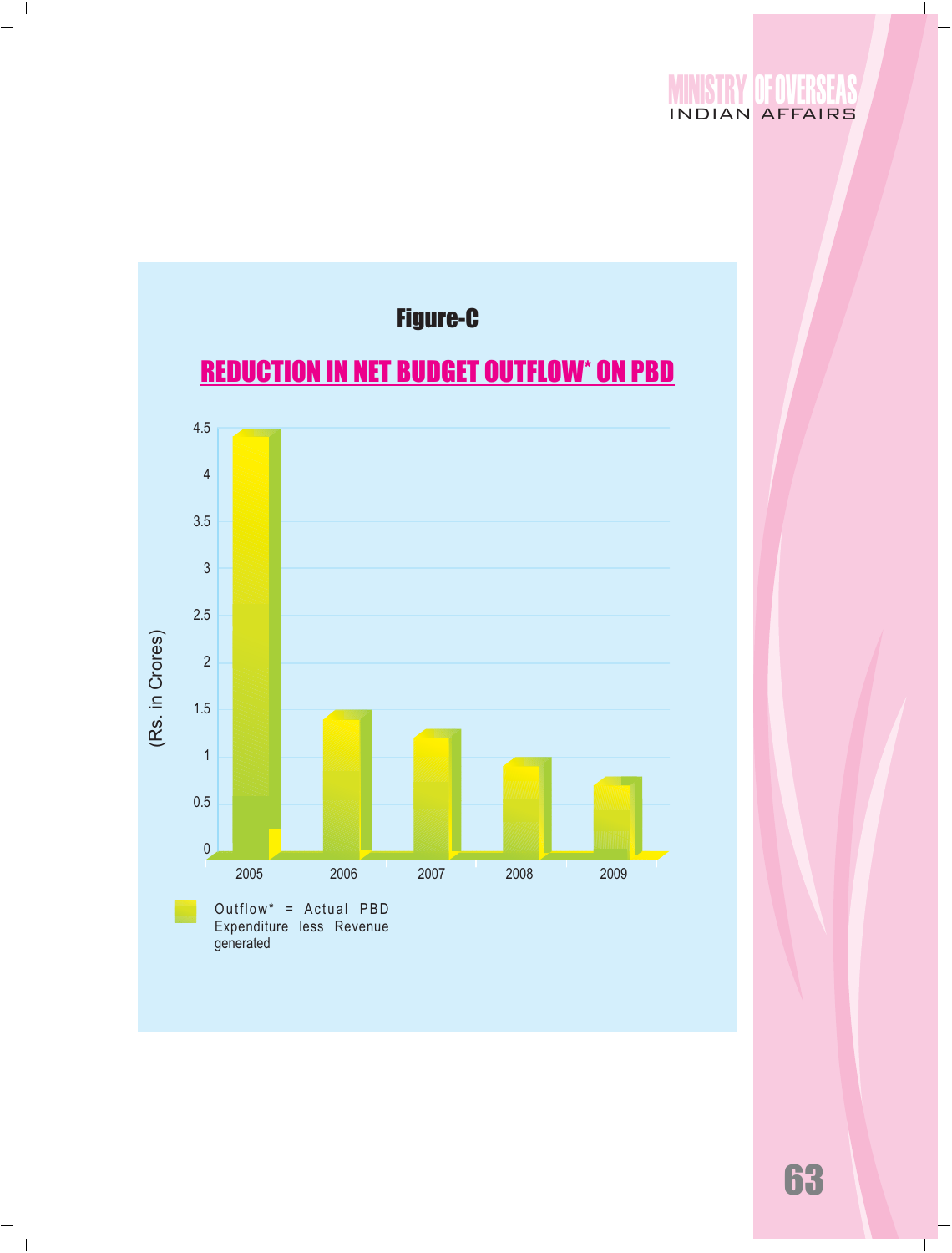Figure-C

## REDUCTION IN NET BUDGET OUTFLOW* ON PBD

(Rs. in Crores)

4.5
4
3.5
3
2.5
2
1.5
1
0.5
0

2005 2006 2007 2008 2009

Outflow* = Actual PBD Expenditure less Revenue generated